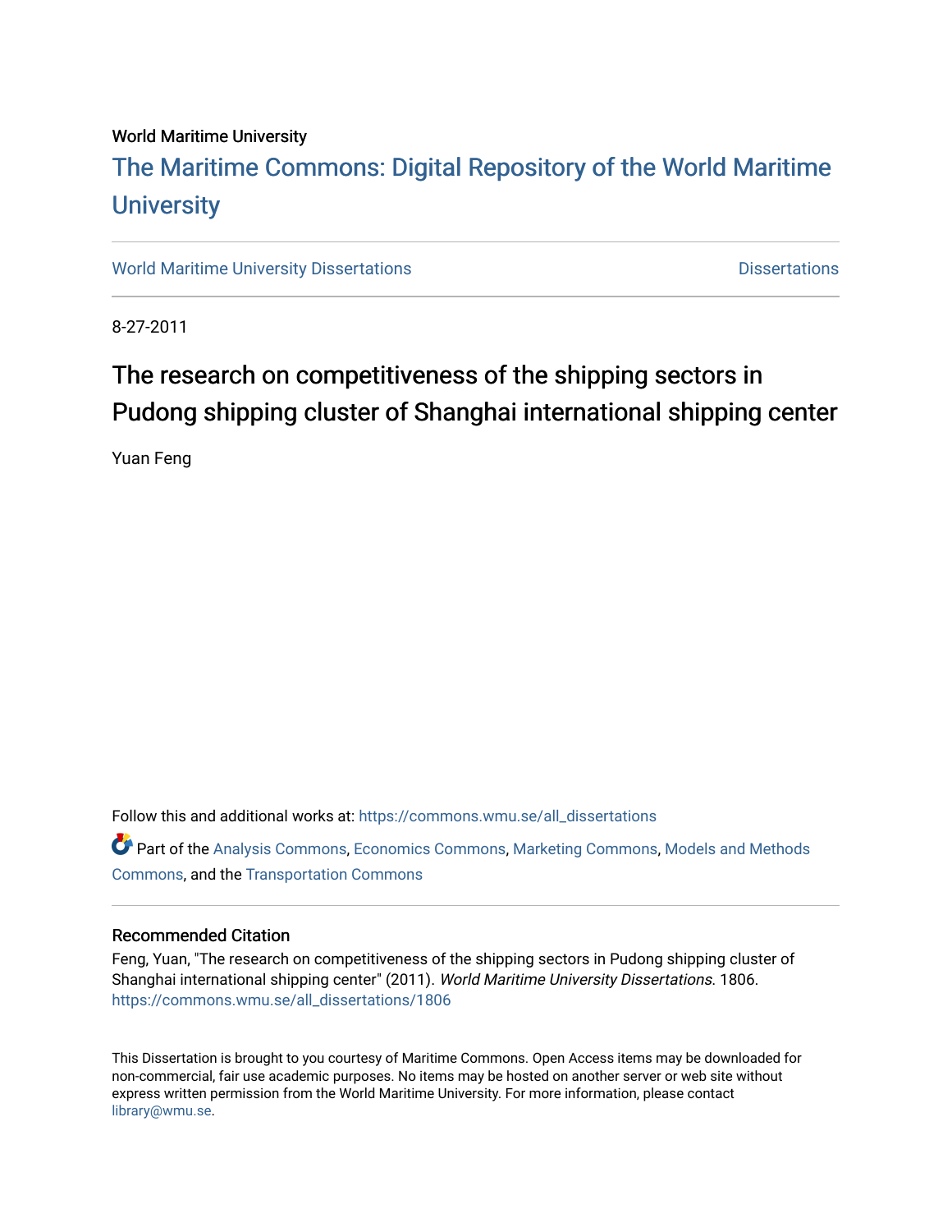World Maritime University

# The Maritime Commons: Digital Repository of the World Maritime University

World Maritime University Dissertations | Dissertations

8-27-2011

## The research on competitiveness of the shipping sectors in Pudong shipping cluster of Shanghai international shipping center

Yuan Feng

Follow this and additional works at: https://commons.wmu.se/all_dissertations

Part of the Analysis Commons, Economics Commons, Marketing Commons, Models and Methods Commons, and the Transportation Commons

### Recommended Citation

Feng, Yuan, "The research on competitiveness of the shipping sectors in Pudong shipping cluster of Shanghai international shipping center" (2011). *World Maritime University Dissertations.* 1806.
https://commons.wmu.se/all_dissertations/1806

This Dissertation is brought to you courtesy of Maritime Commons. Open Access items may be downloaded for non-commercial, fair use academic purposes. No items may be hosted on another server or web site without express written permission from the World Maritime University. For more information, please contact library@wmu.se.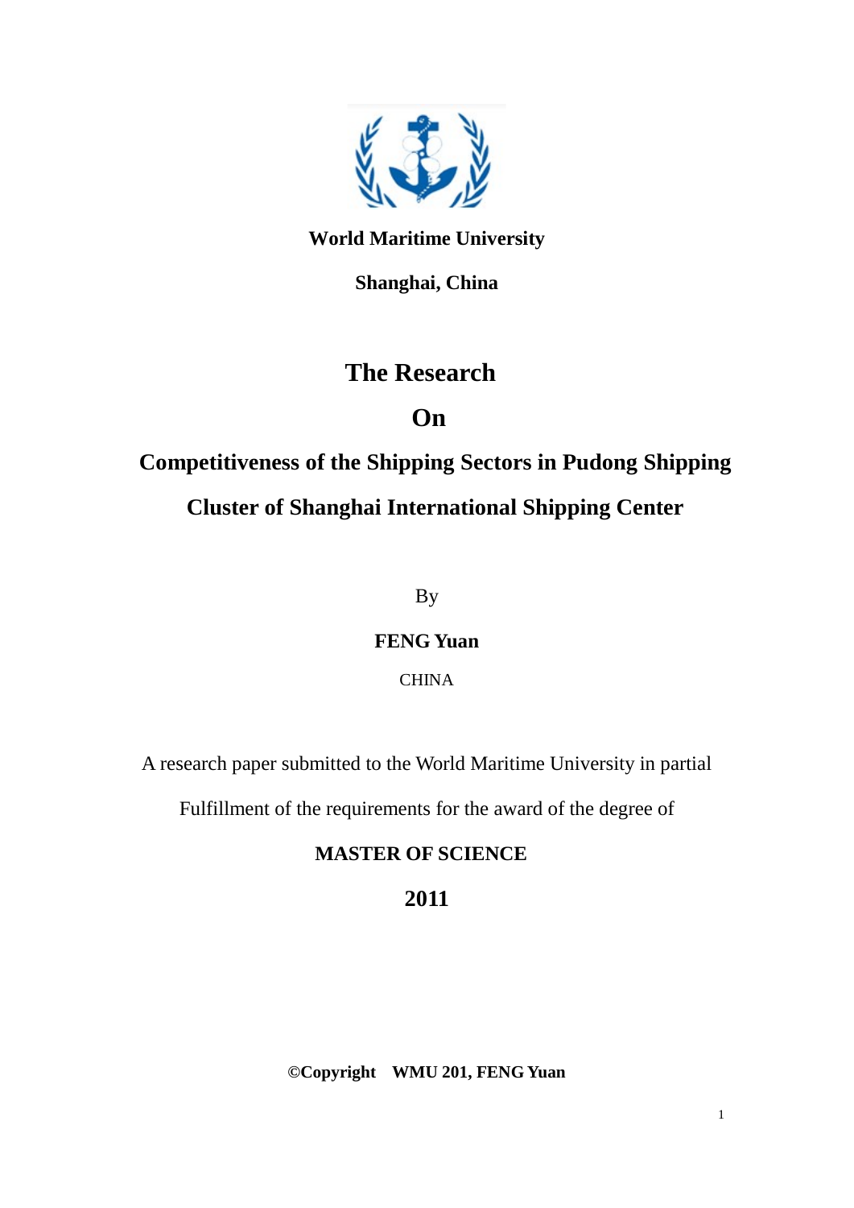**World Maritime University**

**Shanghai, China**

# The Research

# On

# Competitiveness of the Shipping Sectors in Pudong Shipping Cluster of Shanghai International Shipping Center

By

**FENG Yuan**

CHINA

A research paper submitted to the World Maritime University in partial

Fulfillment of the requirements for the award of the degree of

**MASTER OF SCIENCE**

**2011**

**©Copyright WMU 201, FENG Yuan**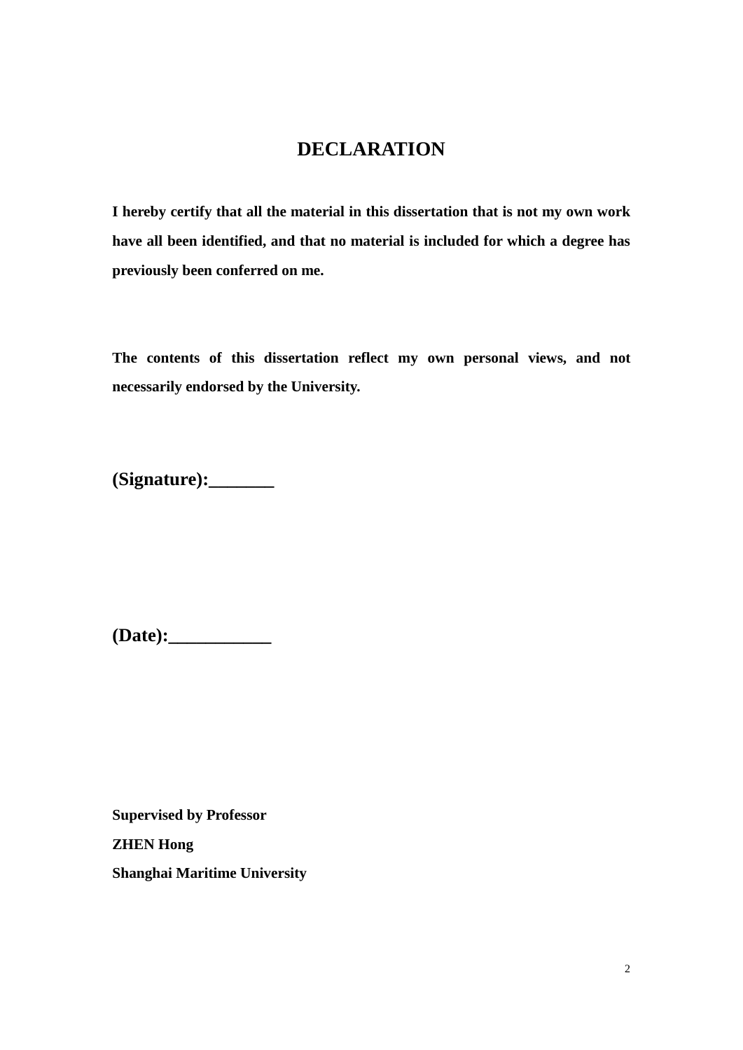# DECLARATION

**I hereby certify that all the material in this dissertation that is not my own work have all been identified, and that no material is included for which a degree has previously been conferred on me.**

**The contents of this dissertation reflect my own personal views, and not necessarily endorsed by the University.**

**(Signature):_______**

**(Date):___________**

**Supervised by Professor**

**ZHEN Hong**

**Shanghai Maritime University**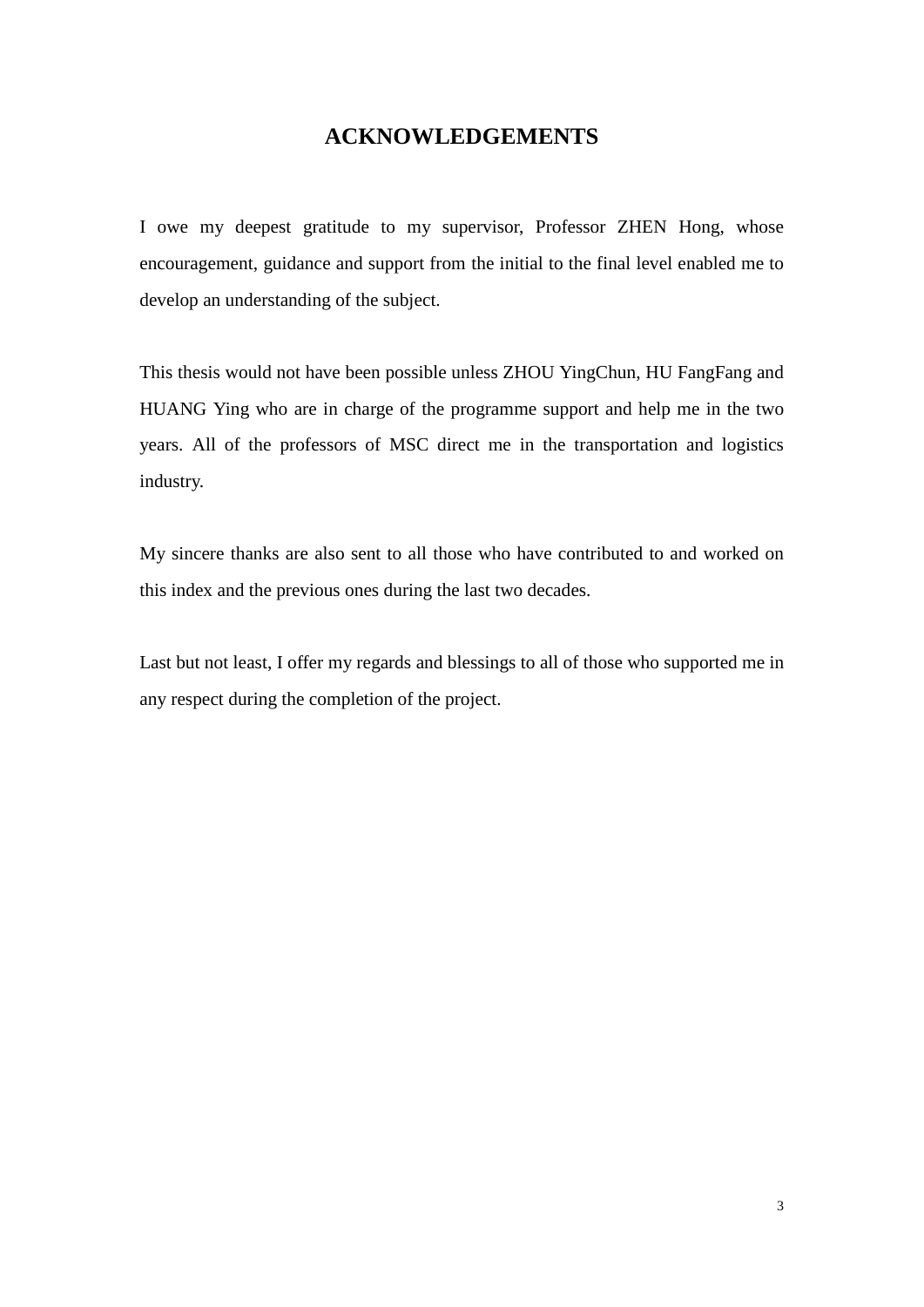# ACKNOWLEDGEMENTS

I owe my deepest gratitude to my supervisor, Professor ZHEN Hong, whose encouragement, guidance and support from the initial to the final level enabled me to develop an understanding of the subject.

This thesis would not have been possible unless ZHOU YingChun, HU FangFang and HUANG Ying who are in charge of the programme support and help me in the two years. All of the professors of MSC direct me in the transportation and logistics industry.

My sincere thanks are also sent to all those who have contributed to and worked on this index and the previous ones during the last two decades.

Last but not least, I offer my regards and blessings to all of those who supported me in any respect during the completion of the project.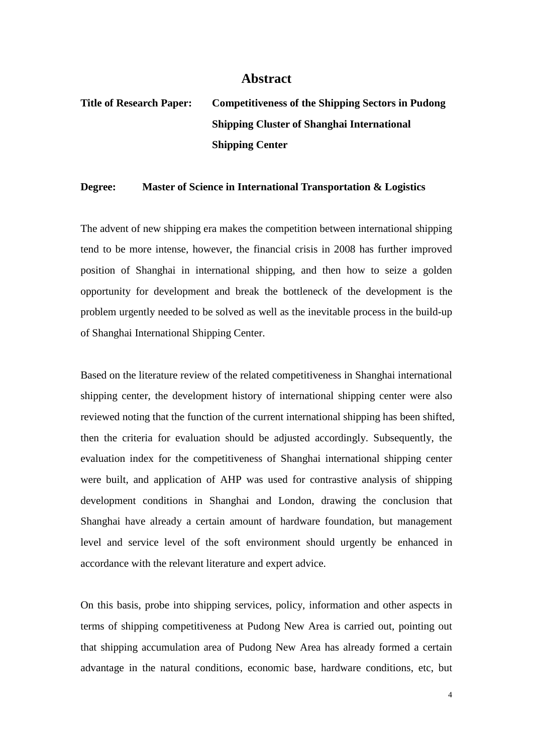# Abstract

**Title of Research Paper:** **Competitiveness of the Shipping Sectors in Pudong Shipping Cluster of Shanghai International Shipping Center**

**Degree:** **Master of Science in International Transportation & Logistics**

The advent of new shipping era makes the competition between international shipping tend to be more intense, however, the financial crisis in 2008 has further improved position of Shanghai in international shipping, and then how to seize a golden opportunity for development and break the bottleneck of the development is the problem urgently needed to be solved as well as the inevitable process in the build-up of Shanghai International Shipping Center.

Based on the literature review of the related competitiveness in Shanghai international shipping center, the development history of international shipping center were also reviewed noting that the function of the current international shipping has been shifted, then the criteria for evaluation should be adjusted accordingly. Subsequently, the evaluation index for the competitiveness of Shanghai international shipping center were built, and application of AHP was used for contrastive analysis of shipping development conditions in Shanghai and London, drawing the conclusion that Shanghai have already a certain amount of hardware foundation, but management level and service level of the soft environment should urgently be enhanced in accordance with the relevant literature and expert advice.

On this basis, probe into shipping services, policy, information and other aspects in terms of shipping competitiveness at Pudong New Area is carried out, pointing out that shipping accumulation area of Pudong New Area has already formed a certain advantage in the natural conditions, economic base, hardware conditions, etc, but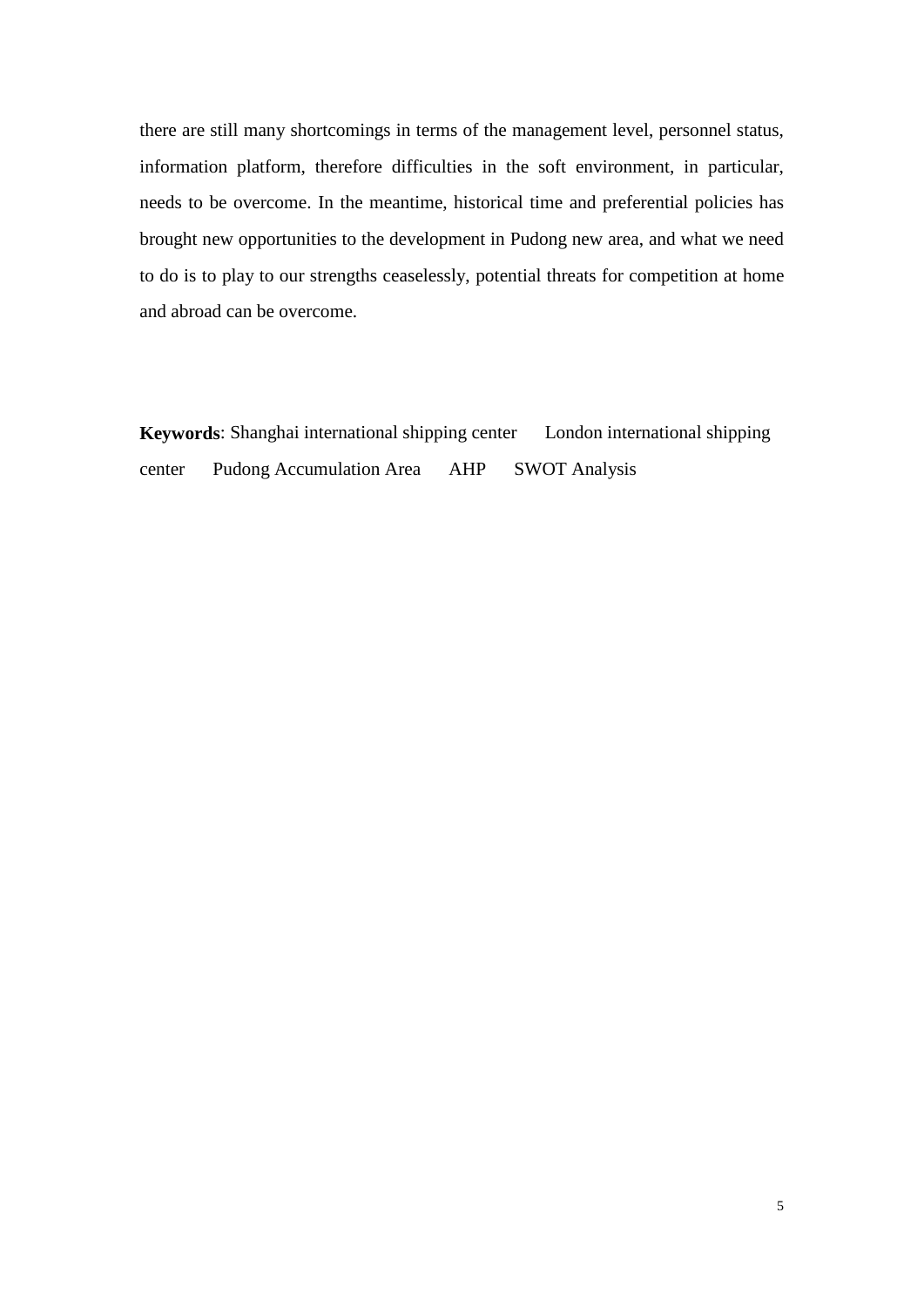there are still many shortcomings in terms of the management level, personnel status, information platform, therefore difficulties in the soft environment, in particular, needs to be overcome. In the meantime, historical time and preferential policies has brought new opportunities to the development in Pudong new area, and what we need to do is to play to our strengths ceaselessly, potential threats for competition at home and abroad can be overcome.

**Keywords**: Shanghai international shipping center London international shipping center Pudong Accumulation Area AHP SWOT Analysis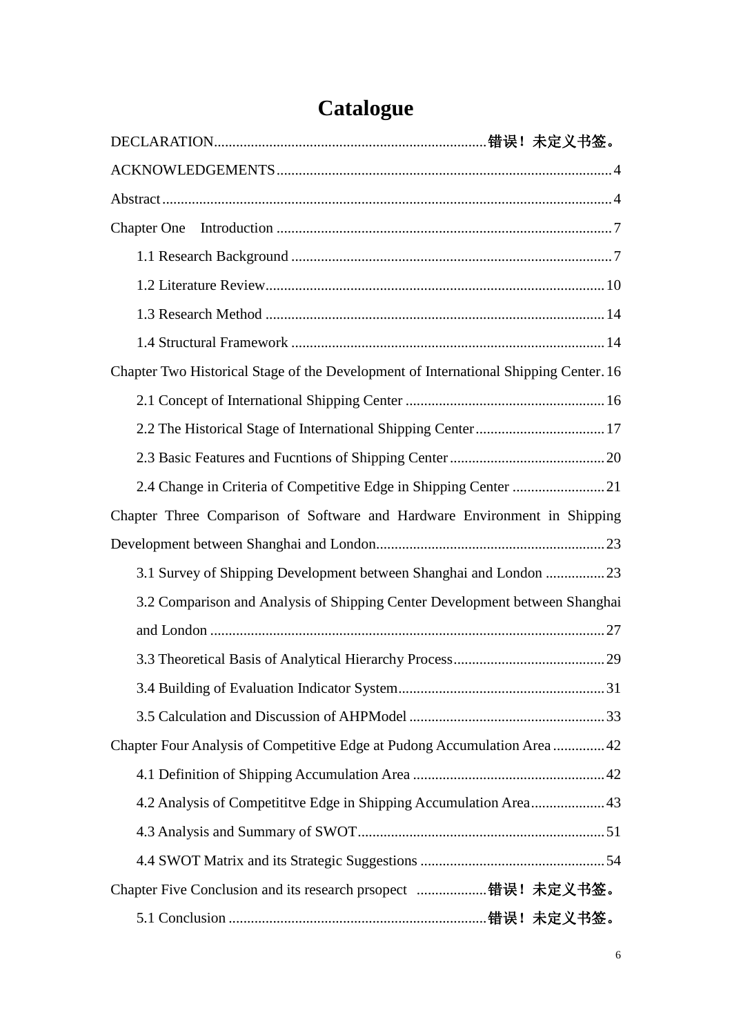# Catalogue

DECLARATION.........................................................................错误！未定义书签。

ACKNOWLEDGEMENTS..........................................................................................4

Abstract.........................................................................................................................4

Chapter One　Introduction ..........................................................................................7

　　1.1 Research Background ......................................................................................7

　　1.2 Literature Review...........................................................................................10

　　1.3 Research Method ...........................................................................................14

　　1.4 Structural Framework ....................................................................................14

Chapter Two Historical Stage of the Development of International Shipping Center. 16

　　2.1 Concept of International Shipping Center ......................................................16

　　2.2 The Historical Stage of International Shipping Center...................................17

　　2.3 Basic Features and Fucntions of Shipping Center..........................................20

　　2.4 Change in Criteria of Competitive Edge in Shipping Center .........................21

Chapter Three Comparison of Software and Hardware Environment in Shipping Development between Shanghai and London.............................................................23

　　3.1 Survey of Shipping Development between Shanghai and London ................23

　　3.2 Comparison and Analysis of Shipping Center Development between Shanghai and London ..........................................................................................................27

　　3.3 Theoretical Basis of Analytical Hierarchy Process.........................................29

　　3.4 Building of Evaluation Indicator System........................................................31

　　3.5 Calculation and Discussion of AHPModel .....................................................33

Chapter Four Analysis of Competitive Edge at Pudong Accumulation Area .............42

　　4.1 Definition of Shipping Accumulation Area ....................................................42

　　4.2 Analysis of Competititve Edge in Shipping Accumulation Area....................43

　　4.3 Analysis and Summary of SWOT..................................................................51

　　4.4 SWOT Matrix and its Strategic Suggestions .................................................54

Chapter Five Conclusion and its research prsopect ...................错误！未定义书签。

　　5.1 Conclusion .....................................................................错误！未定义书签。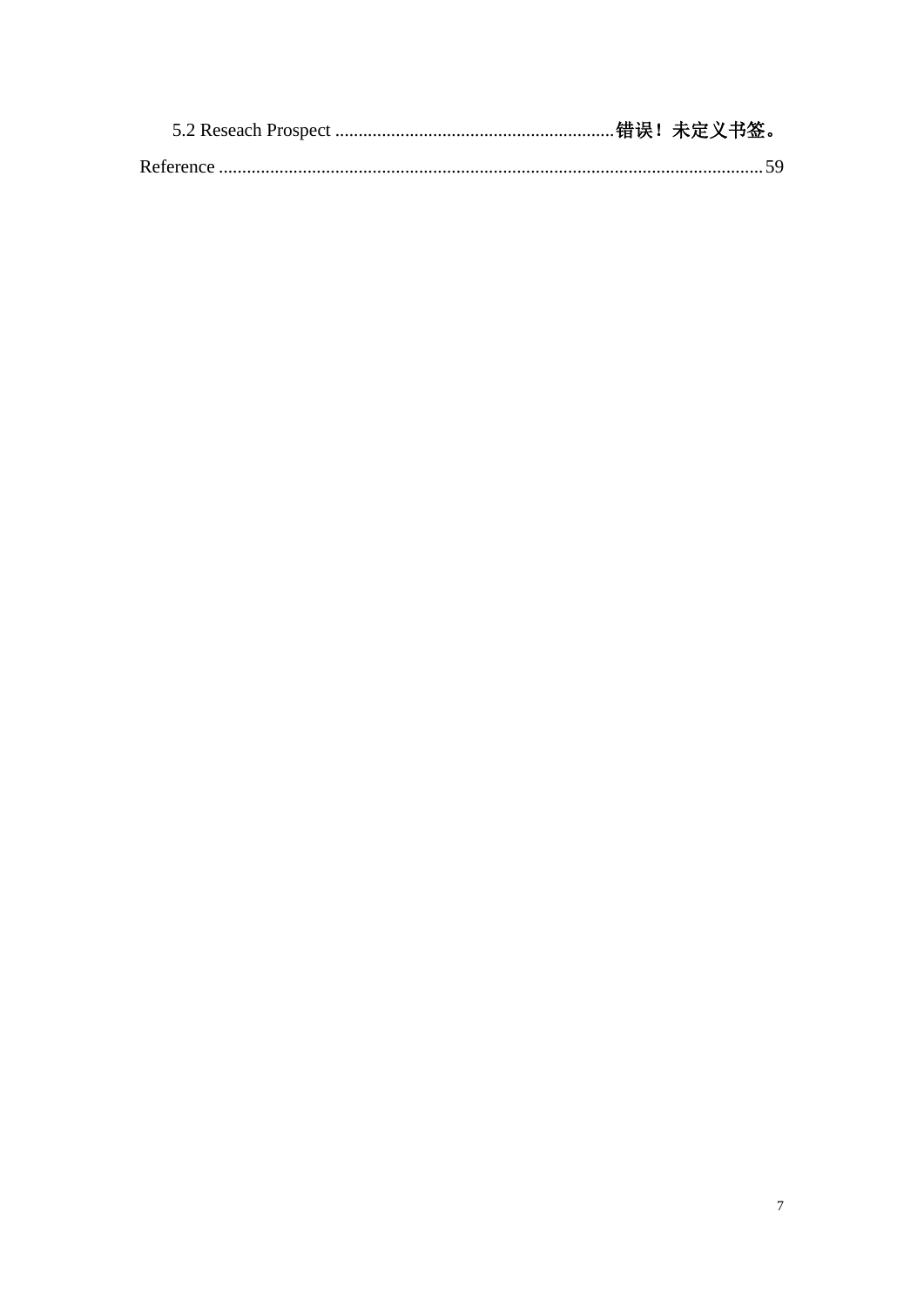5.2 Reseach Prospect ............................................................**错误！未定义书签。**

Reference ....................................................................................................................59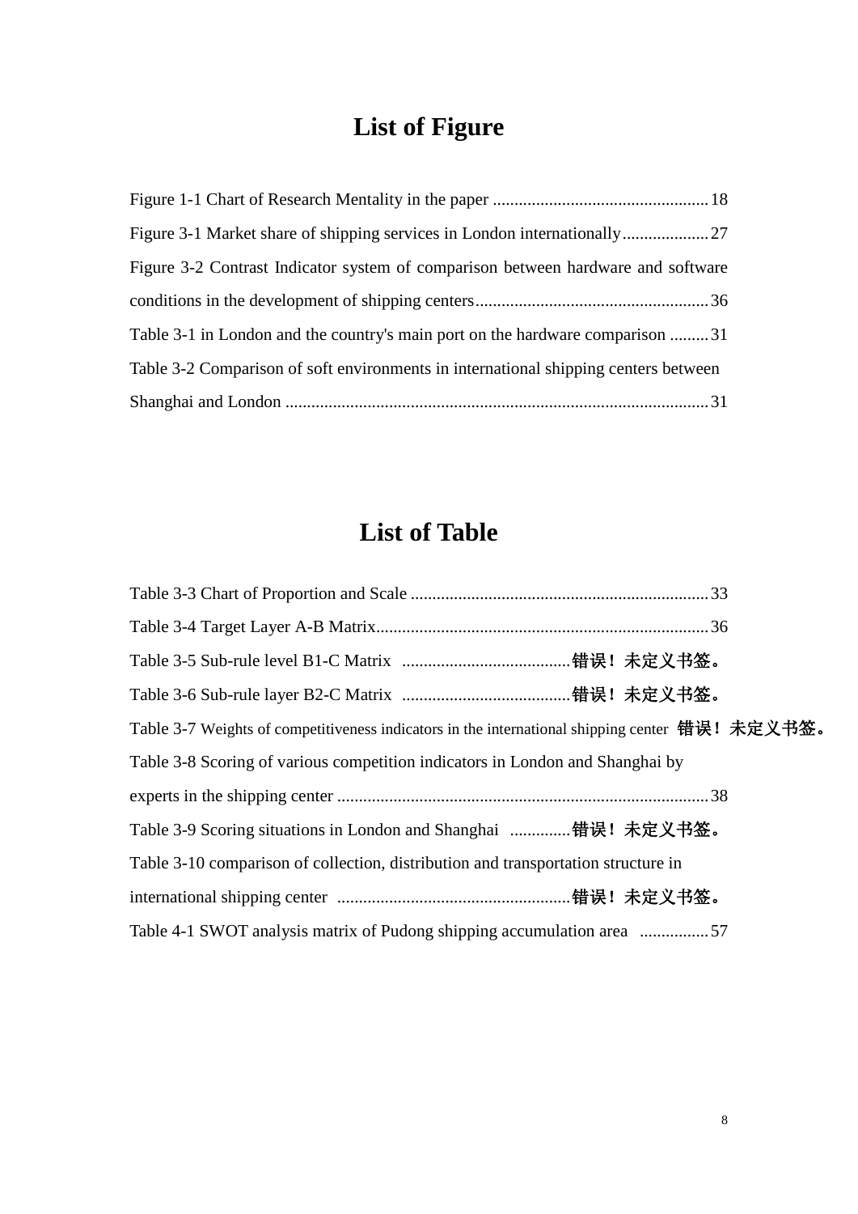# List of Figure

Figure 1-1 Chart of Research Mentality in the paper .................................................. 18

Figure 3-1 Market share of shipping services in London internationally.................... 27

Figure 3-2 Contrast Indicator system of comparison between hardware and software conditions in the development of shipping centers...................................................... 36

Table 3-1 in London and the country's main port on the hardware comparison ......... 31

Table 3-2 Comparison of soft environments in international shipping centers between Shanghai and London ................................................................................................. 31

# List of Table

Table 3-3 Chart of Proportion and Scale ..................................................................... 33

Table 3-4 Target Layer A-B Matrix............................................................................. 36

Table 3-5 Sub-rule level B1-C Matrix .......................................错误！未定义书签。

Table 3-6 Sub-rule layer B2-C Matrix .......................................错误！未定义书签。

Table 3-7 Weights of competitiveness indicators in the international shipping center 错误！未定义书签。

Table 3-8 Scoring of various competition indicators in London and Shanghai by experts in the shipping center ...................................................................................... 38

Table 3-9 Scoring situations in London and Shanghai ..............错误！未定义书签。

Table 3-10 comparison of collection, distribution and transportation structure in international shipping center ......................................................错误！未定义书签。

Table 4-1 SWOT analysis matrix of Pudong shipping accumulation area ................ 57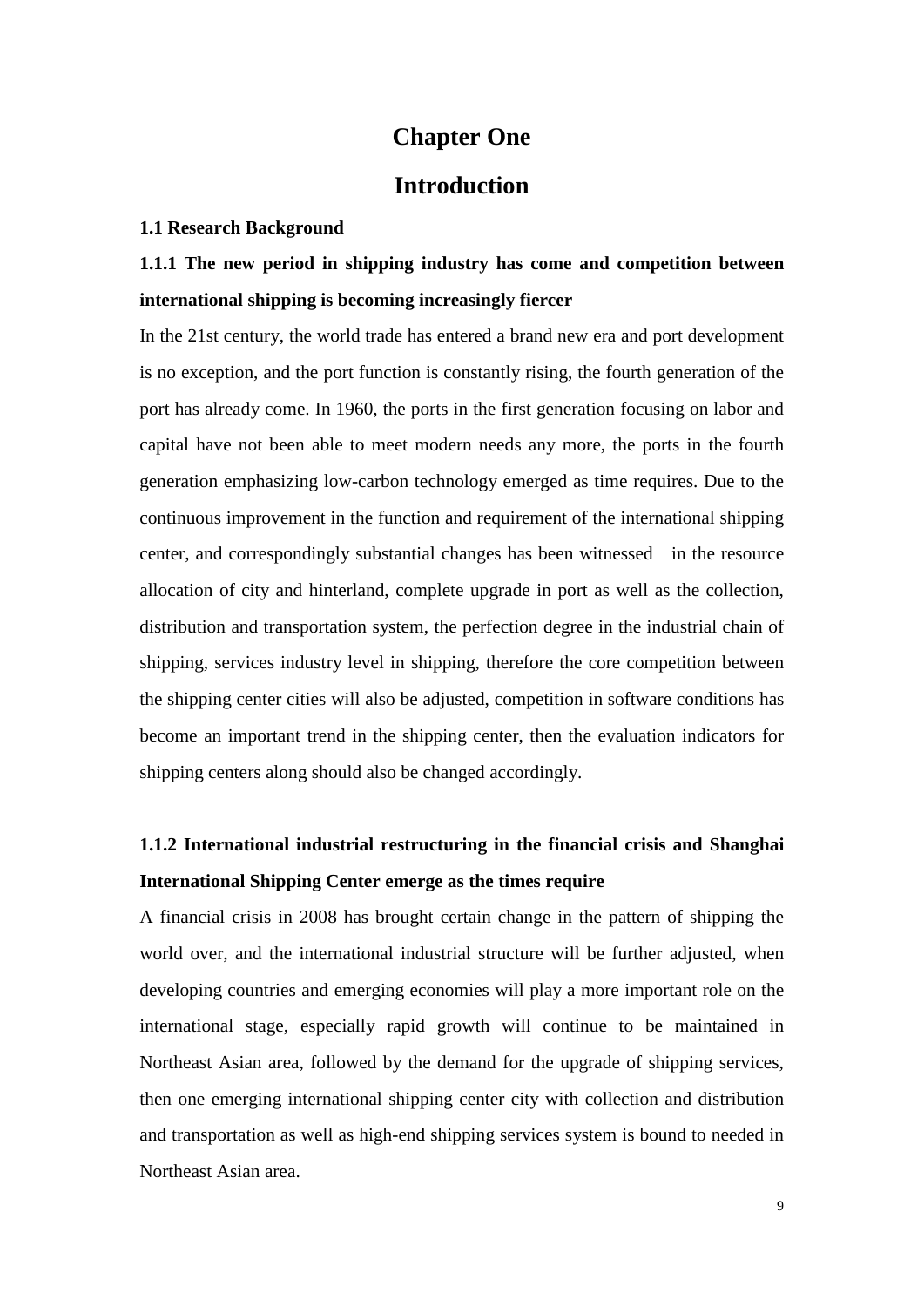# Chapter One

# Introduction

## 1.1 Research Background

### 1.1.1 The new period in shipping industry has come and competition between international shipping is becoming increasingly fiercer

In the 21st century, the world trade has entered a brand new era and port development is no exception, and the port function is constantly rising, the fourth generation of the port has already come. In 1960, the ports in the first generation focusing on labor and capital have not been able to meet modern needs any more, the ports in the fourth generation emphasizing low-carbon technology emerged as time requires. Due to the continuous improvement in the function and requirement of the international shipping center, and correspondingly substantial changes has been witnessed in the resource allocation of city and hinterland, complete upgrade in port as well as the collection, distribution and transportation system, the perfection degree in the industrial chain of shipping, services industry level in shipping, therefore the core competition between the shipping center cities will also be adjusted, competition in software conditions has become an important trend in the shipping center, then the evaluation indicators for shipping centers along should also be changed accordingly.

### 1.1.2 International industrial restructuring in the financial crisis and Shanghai International Shipping Center emerge as the times require

A financial crisis in 2008 has brought certain change in the pattern of shipping the world over, and the international industrial structure will be further adjusted, when developing countries and emerging economies will play a more important role on the international stage, especially rapid growth will continue to be maintained in Northeast Asian area, followed by the demand for the upgrade of shipping services, then one emerging international shipping center city with collection and distribution and transportation as well as high-end shipping services system is bound to needed in Northeast Asian area.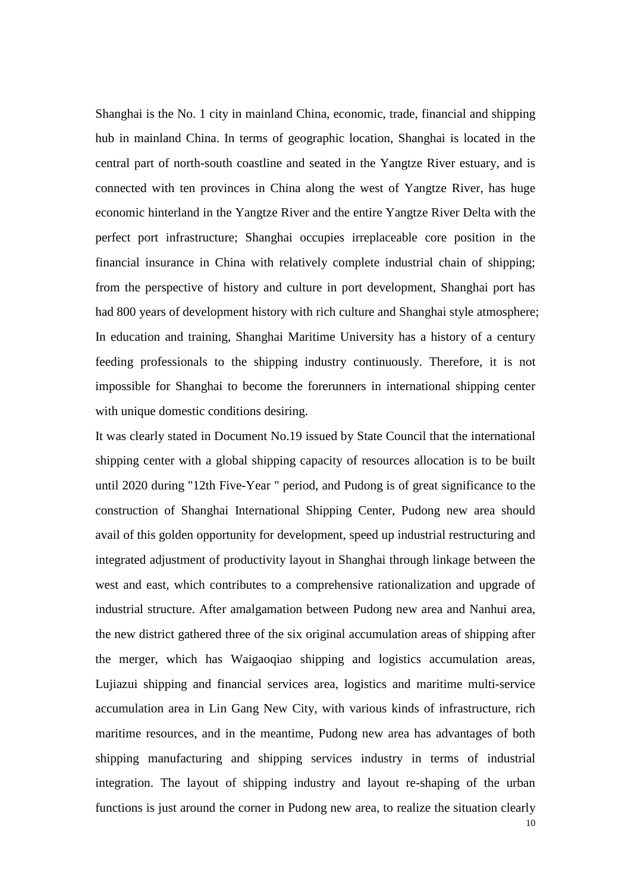Shanghai is the No. 1 city in mainland China, economic, trade, financial and shipping hub in mainland China. In terms of geographic location, Shanghai is located in the central part of north-south coastline and seated in the Yangtze River estuary, and is connected with ten provinces in China along the west of Yangtze River, has huge economic hinterland in the Yangtze River and the entire Yangtze River Delta with the perfect port infrastructure; Shanghai occupies irreplaceable core position in the financial insurance in China with relatively complete industrial chain of shipping; from the perspective of history and culture in port development, Shanghai port has had 800 years of development history with rich culture and Shanghai style atmosphere; In education and training, Shanghai Maritime University has a history of a century feeding professionals to the shipping industry continuously. Therefore, it is not impossible for Shanghai to become the forerunners in international shipping center with unique domestic conditions desiring.

It was clearly stated in Document No.19 issued by State Council that the international shipping center with a global shipping capacity of resources allocation is to be built until 2020 during "12th Five-Year " period, and Pudong is of great significance to the construction of Shanghai International Shipping Center, Pudong new area should avail of this golden opportunity for development, speed up industrial restructuring and integrated adjustment of productivity layout in Shanghai through linkage between the west and east, which contributes to a comprehensive rationalization and upgrade of industrial structure. After amalgamation between Pudong new area and Nanhui area, the new district gathered three of the six original accumulation areas of shipping after the merger, which has Waigaoqiao shipping and logistics accumulation areas, Lujiazui shipping and financial services area, logistics and maritime multi-service accumulation area in Lin Gang New City, with various kinds of infrastructure, rich maritime resources, and in the meantime, Pudong new area has advantages of both shipping manufacturing and shipping services industry in terms of industrial integration. The layout of shipping industry and layout re-shaping of the urban functions is just around the corner in Pudong new area, to realize the situation clearly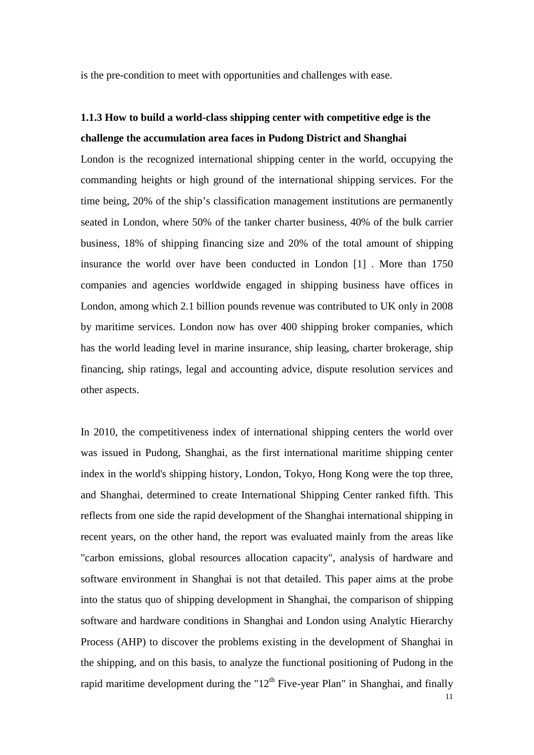is the pre-condition to meet with opportunities and challenges with ease.

### 1.1.3 How to build a world-class shipping center with competitive edge is the challenge the accumulation area faces in Pudong District and Shanghai

London is the recognized international shipping center in the world, occupying the commanding heights or high ground of the international shipping services. For the time being, 20% of the ship's classification management institutions are permanently seated in London, where 50% of the tanker charter business, 40% of the bulk carrier business, 18% of shipping financing size and 20% of the total amount of shipping insurance the world over have been conducted in London [1] . More than 1750 companies and agencies worldwide engaged in shipping business have offices in London, among which 2.1 billion pounds revenue was contributed to UK only in 2008 by maritime services. London now has over 400 shipping broker companies, which has the world leading level in marine insurance, ship leasing, charter brokerage, ship financing, ship ratings, legal and accounting advice, dispute resolution services and other aspects.

In 2010, the competitiveness index of international shipping centers the world over was issued in Pudong, Shanghai, as the first international maritime shipping center index in the world's shipping history, London, Tokyo, Hong Kong were the top three, and Shanghai, determined to create International Shipping Center ranked fifth. This reflects from one side the rapid development of the Shanghai international shipping in recent years, on the other hand, the report was evaluated mainly from the areas like "carbon emissions, global resources allocation capacity", analysis of hardware and software environment in Shanghai is not that detailed. This paper aims at the probe into the status quo of shipping development in Shanghai, the comparison of shipping software and hardware conditions in Shanghai and London using Analytic Hierarchy Process (AHP) to discover the problems existing in the development of Shanghai in the shipping, and on this basis, to analyze the functional positioning of Pudong in the rapid maritime development during the "$12^{th}$ Five-year Plan" in Shanghai, and finally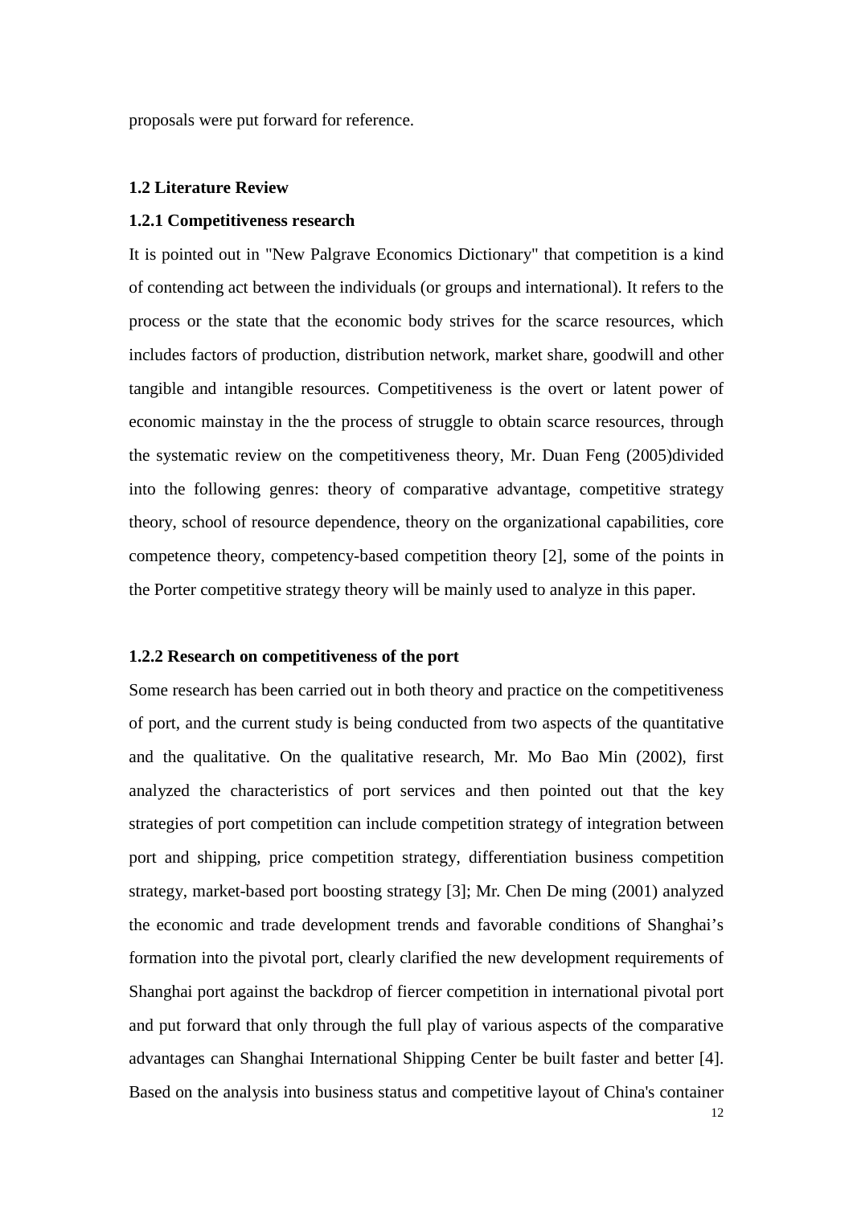proposals were put forward for reference.

## 1.2 Literature Review

### 1.2.1 Competitiveness research

It is pointed out in "New Palgrave Economics Dictionary" that competition is a kind of contending act between the individuals (or groups and international). It refers to the process or the state that the economic body strives for the scarce resources, which includes factors of production, distribution network, market share, goodwill and other tangible and intangible resources. Competitiveness is the overt or latent power of economic mainstay in the the process of struggle to obtain scarce resources, through the systematic review on the competitiveness theory, Mr. Duan Feng (2005)divided into the following genres: theory of comparative advantage, competitive strategy theory, school of resource dependence, theory on the organizational capabilities, core competence theory, competency-based competition theory [2], some of the points in the Porter competitive strategy theory will be mainly used to analyze in this paper.

### 1.2.2 Research on competitiveness of the port

Some research has been carried out in both theory and practice on the competitiveness of port, and the current study is being conducted from two aspects of the quantitative and the qualitative. On the qualitative research, Mr. Mo Bao Min (2002), first analyzed the characteristics of port services and then pointed out that the key strategies of port competition can include competition strategy of integration between port and shipping, price competition strategy, differentiation business competition strategy, market-based port boosting strategy [3]; Mr. Chen De ming (2001) analyzed the economic and trade development trends and favorable conditions of Shanghai's formation into the pivotal port, clearly clarified the new development requirements of Shanghai port against the backdrop of fiercer competition in international pivotal port and put forward that only through the full play of various aspects of the comparative advantages can Shanghai International Shipping Center be built faster and better [4]. Based on the analysis into business status and competitive layout of China's container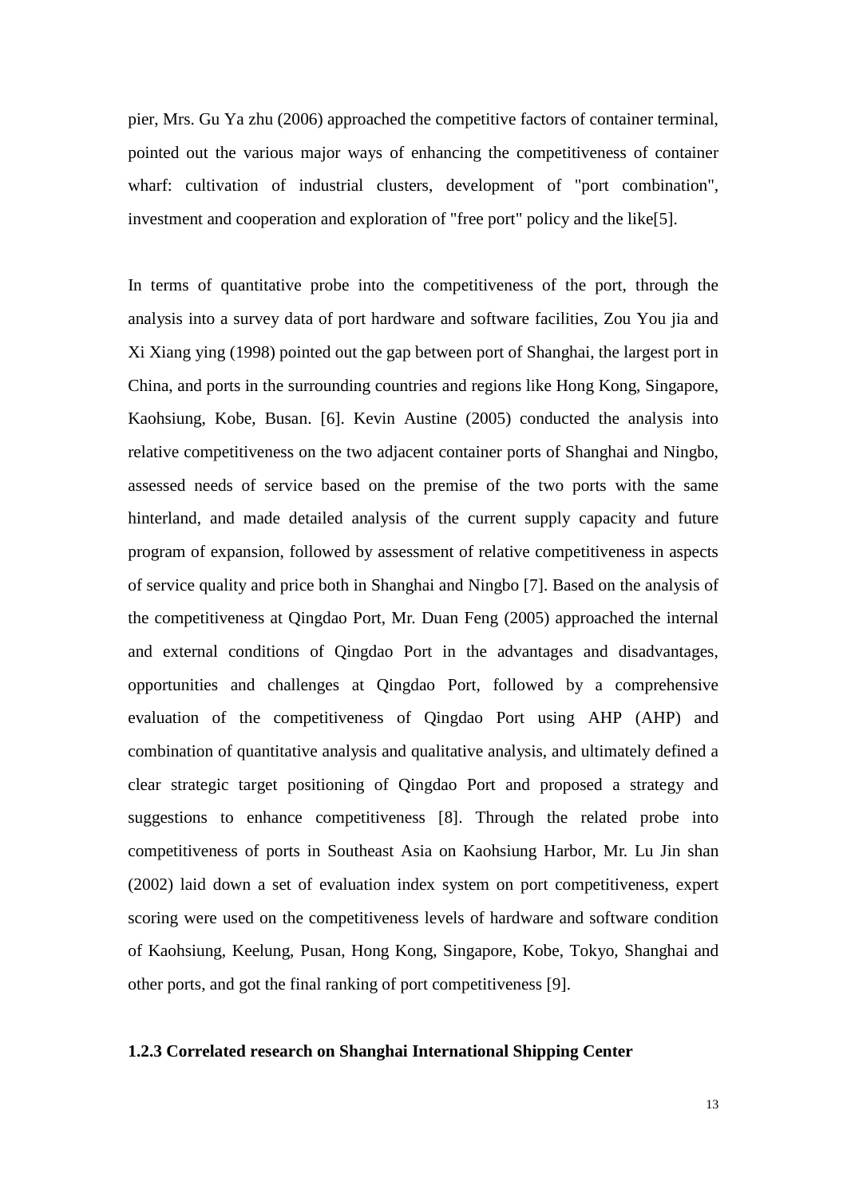pier, Mrs. Gu Ya zhu (2006) approached the competitive factors of container terminal, pointed out the various major ways of enhancing the competitiveness of container wharf: cultivation of industrial clusters, development of "port combination", investment and cooperation and exploration of "free port" policy and the like[5].

In terms of quantitative probe into the competitiveness of the port, through the analysis into a survey data of port hardware and software facilities, Zou You jia and Xi Xiang ying (1998) pointed out the gap between port of Shanghai, the largest port in China, and ports in the surrounding countries and regions like Hong Kong, Singapore, Kaohsiung, Kobe, Busan. [6]. Kevin Austine (2005) conducted the analysis into relative competitiveness on the two adjacent container ports of Shanghai and Ningbo, assessed needs of service based on the premise of the two ports with the same hinterland, and made detailed analysis of the current supply capacity and future program of expansion, followed by assessment of relative competitiveness in aspects of service quality and price both in Shanghai and Ningbo [7]. Based on the analysis of the competitiveness at Qingdao Port, Mr. Duan Feng (2005) approached the internal and external conditions of Qingdao Port in the advantages and disadvantages, opportunities and challenges at Qingdao Port, followed by a comprehensive evaluation of the competitiveness of Qingdao Port using AHP (AHP) and combination of quantitative analysis and qualitative analysis, and ultimately defined a clear strategic target positioning of Qingdao Port and proposed a strategy and suggestions to enhance competitiveness [8]. Through the related probe into competitiveness of ports in Southeast Asia on Kaohsiung Harbor, Mr. Lu Jin shan (2002) laid down a set of evaluation index system on port competitiveness, expert scoring were used on the competitiveness levels of hardware and software condition of Kaohsiung, Keelung, Pusan, Hong Kong, Singapore, Kobe, Tokyo, Shanghai and other ports, and got the final ranking of port competitiveness [9].

### 1.2.3 Correlated research on Shanghai International Shipping Center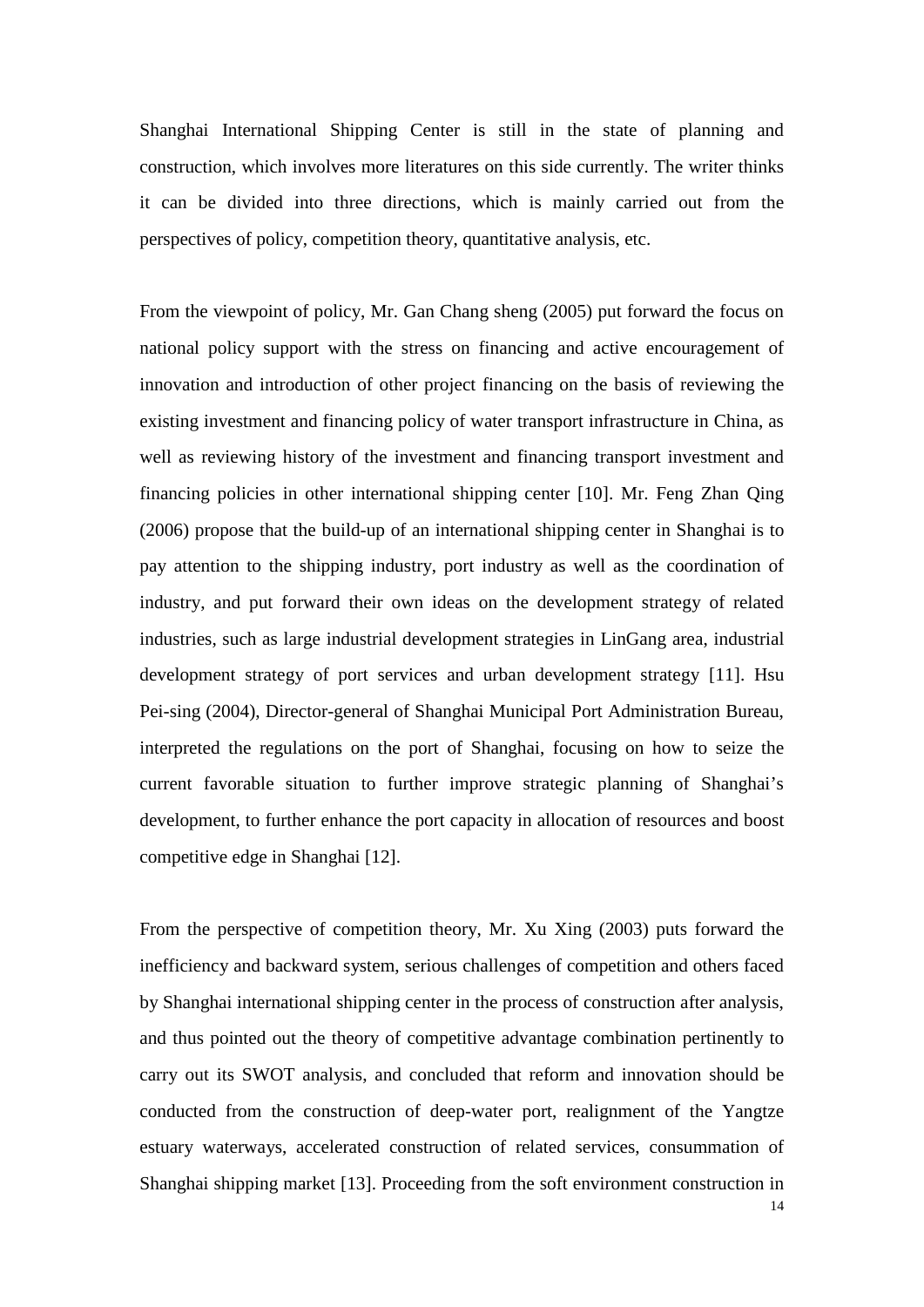Shanghai International Shipping Center is still in the state of planning and construction, which involves more literatures on this side currently. The writer thinks it can be divided into three directions, which is mainly carried out from the perspectives of policy, competition theory, quantitative analysis, etc.

From the viewpoint of policy, Mr. Gan Chang sheng (2005) put forward the focus on national policy support with the stress on financing and active encouragement of innovation and introduction of other project financing on the basis of reviewing the existing investment and financing policy of water transport infrastructure in China, as well as reviewing history of the investment and financing transport investment and financing policies in other international shipping center [10]. Mr. Feng Zhan Qing (2006) propose that the build-up of an international shipping center in Shanghai is to pay attention to the shipping industry, port industry as well the coordination of industry, and put forward their own ideas on the development strategy of related industries, such as large industrial development strategies in LinGang area, industrial development strategy of port services and urban development strategy [11]. Hsu Pei-sing (2004), Director-general of Shanghai Municipal Port Administration Bureau, interpreted the regulations on the port of Shanghai, focusing on how to seize the current favorable situation to further improve strategic planning of Shanghai's development, to further enhance the port capacity in allocation of resources and boost competitive edge in Shanghai [12].

From the perspective of competition theory, Mr. Xu Xing (2003) puts forward the inefficiency and backward system, serious challenges of competition and others faced by Shanghai international shipping center in the process of construction after analysis, and thus pointed out the theory of competitive advantage combination pertinently to carry out its SWOT analysis, and concluded that reform and innovation should be conducted from the construction of deep-water port, realignment of the Yangtze estuary waterways, accelerated construction of related services, consummation of Shanghai shipping market [13]. Proceeding from the soft environment construction in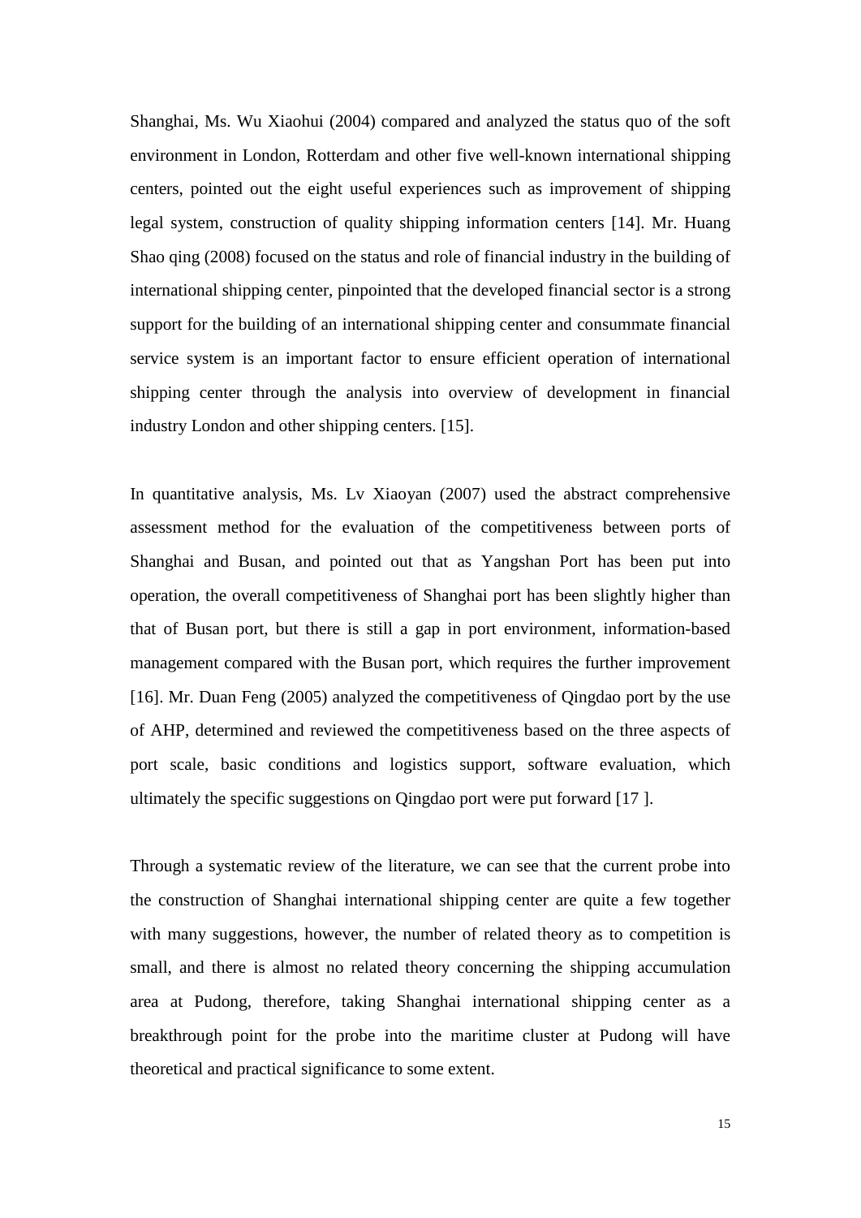Shanghai, Ms. Wu Xiaohui (2004) compared and analyzed the status quo of the soft environment in London, Rotterdam and other five well-known international shipping centers, pointed out the eight useful experiences such as improvement of shipping legal system, construction of quality shipping information centers [14]. Mr. Huang Shao qing (2008) focused on the status and role of financial industry in the building of international shipping center, pinpointed that the developed financial sector is a strong support for the building of an international shipping center and consummate financial service system is an important factor to ensure efficient operation of international shipping center through the analysis into overview of development in financial industry London and other shipping centers. [15].

In quantitative analysis, Ms. Lv Xiaoyan (2007) used the abstract comprehensive assessment method for the evaluation of the competitiveness between ports of Shanghai and Busan, and pointed out that as Yangshan Port has been put into operation, the overall competitiveness of Shanghai port has been slightly higher than that of Busan port, but there is still a gap in port environment, information-based management compared with the Busan port, which requires the further improvement [16]. Mr. Duan Feng (2005) analyzed the competitiveness of Qingdao port by the use of AHP, determined and reviewed the competitiveness based on the three aspects of port scale, basic conditions and logistics support, software evaluation, which ultimately the specific suggestions on Qingdao port were put forward [17 ].

Through a systematic review of the literature, we can see that the current probe into the construction of Shanghai international shipping center are quite a few together with many suggestions, however, the number of related theory as to competition is small, and there is almost no related theory concerning the shipping accumulation area at Pudong, therefore, taking Shanghai international shipping center as a breakthrough point for the probe into the maritime cluster at Pudong will have theoretical and practical significance to some extent.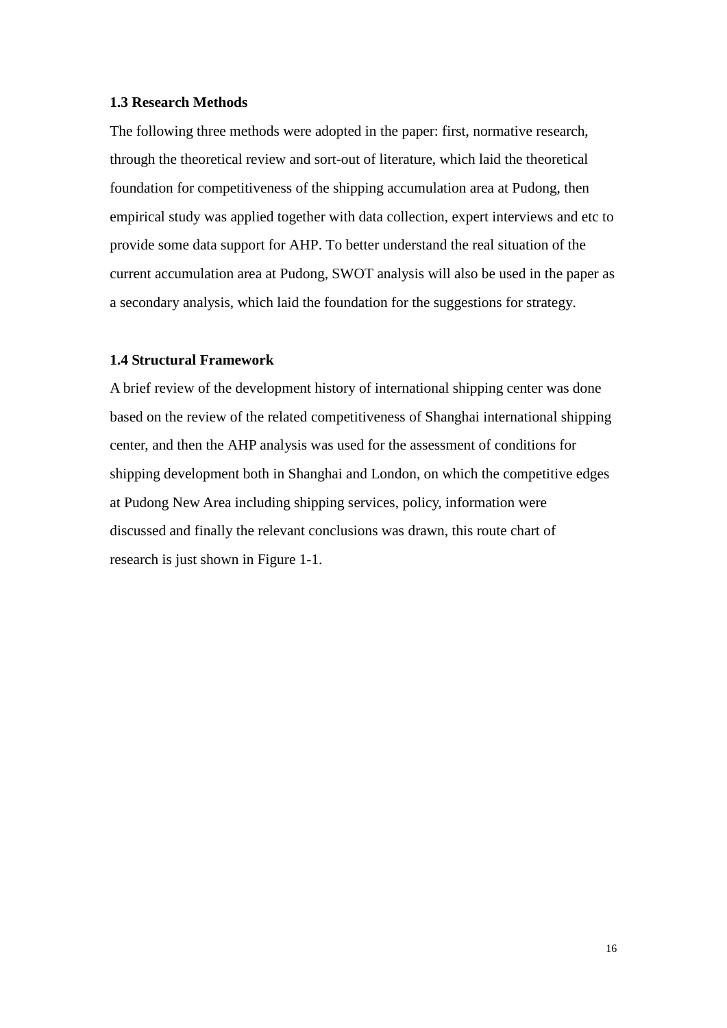### 1.3 Research Methods

The following three methods were adopted in the paper: first, normative research, through the theoretical review and sort-out of literature, which laid the theoretical foundation for competitiveness of the shipping accumulation area at Pudong, then empirical study was applied together with data collection, expert interviews and etc to provide some data support for AHP. To better understand the real situation of the current accumulation area at Pudong, SWOT analysis will also be used in the paper as a secondary analysis, which laid the foundation for the suggestions for strategy.

### 1.4 Structural Framework

A brief review of the development history of international shipping center was done based on the review of the related competitiveness of Shanghai international shipping center, and then the AHP analysis was used for the assessment of conditions for shipping development both in Shanghai and London, on which the competitive edges at Pudong New Area including shipping services, policy, information were discussed and finally the relevant conclusions was drawn, this route chart of research is just shown in Figure 1-1.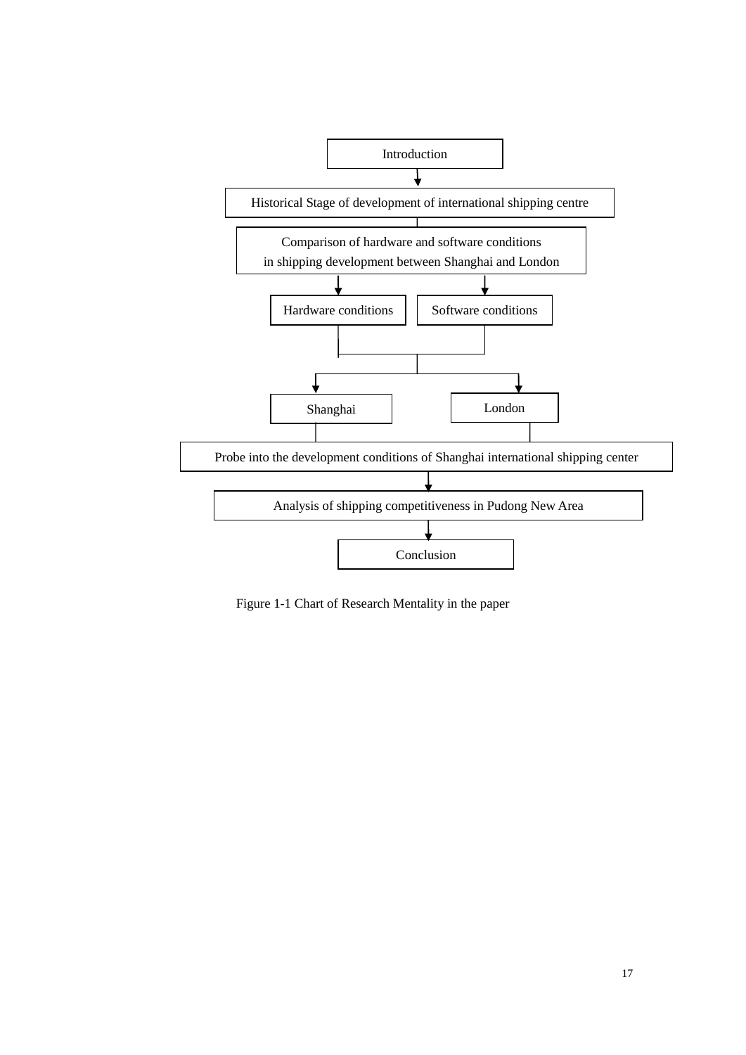Introduction

Historical Stage of development of international shipping centre

Comparison of hardware and software conditions in shipping development between Shanghai and London

Hardware conditions

Software conditions

Shanghai

London

Probe into the development conditions of Shanghai international shipping center

Analysis of shipping competitiveness in Pudong New Area

Conclusion

Figure 1-1 Chart of Research Mentality in the paper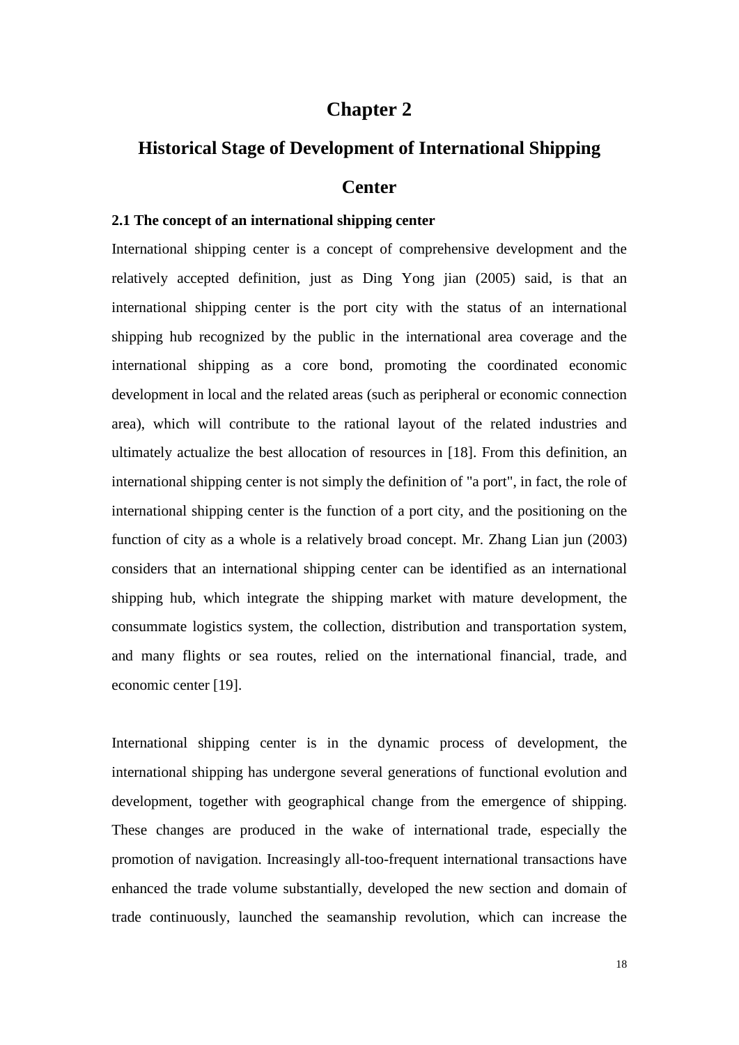# Chapter 2

# Historical Stage of Development of International Shipping Center

### 2.1 The concept of an international shipping center

International shipping center is a concept of comprehensive development and the relatively accepted definition, just as Ding Yong jian (2005) said, is that an international shipping center is the port city with the status of an international shipping hub recognized by the public in the international area coverage and the international shipping as a core bond, promoting the coordinated economic development in local and the related areas (such as peripheral or economic connection area), which will contribute to the rational layout of the related industries and ultimately actualize the best allocation of resources in [18]. From this definition, an international shipping center is not simply the definition of "a port", in fact, the role of international shipping center is the function of a port city, and the positioning on the function of city as a whole is a relatively broad concept. Mr. Zhang Lian jun (2003) considers that an international shipping center can be identified as an international shipping hub, which integrate the shipping market with mature development, the consummate logistics system, the collection, distribution and transportation system, and many flights or sea routes, relied on the international financial, trade, and economic center [19].

International shipping center is in the dynamic process of development, the international shipping has undergone several generations of functional evolution and development, together with geographical change from the emergence of shipping. These changes are produced in the wake of international trade, especially the promotion of navigation. Increasingly all-too-frequent international transactions have enhanced the trade volume substantially, developed the new section and domain of trade continuously, launched the seamanship revolution, which can increase the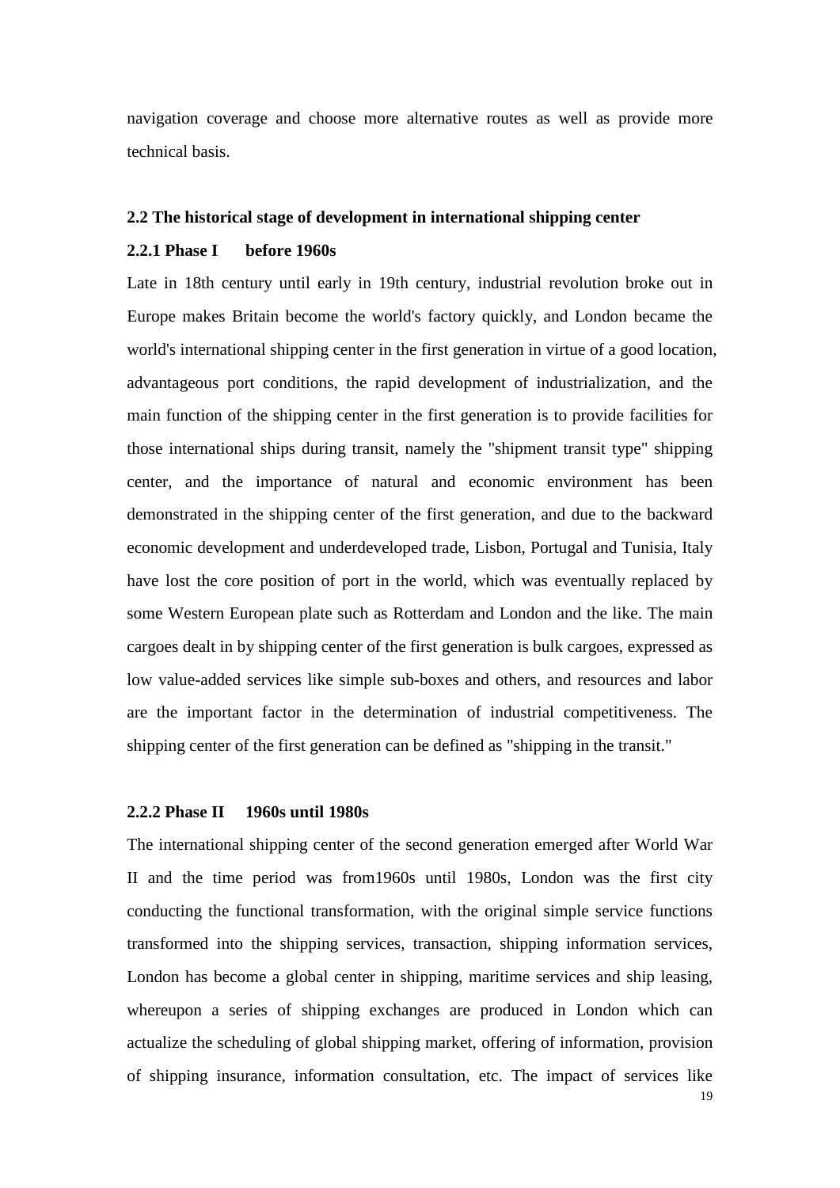navigation coverage and choose more alternative routes as well as provide more technical basis.

## 2.2 The historical stage of development in international shipping center

### 2.2.1 Phase I before 1960s

Late in 18th century until early in 19th century, industrial revolution broke out in Europe makes Britain become the world's factory quickly, and London became the world's international shipping center in the first generation in virtue of a good location, advantageous port conditions, the rapid development of industrialization, and the main function of the shipping center in the first generation is to provide facilities for those international ships during transit, namely the "shipment transit type" shipping center, and the importance of natural and economic environment has been demonstrated in the shipping center of the first generation, and due to the backward economic development and underdeveloped trade, Lisbon, Portugal and Tunisia, Italy have lost the core position of port in the world, which was eventually replaced by some Western European plate such as Rotterdam and London and the like. The main cargoes dealt in by shipping center of the first generation is bulk cargoes, expressed as low value-added services like simple sub-boxes and others, and resources and labor are the important factor in the determination of industrial competitiveness. The shipping center of the first generation can be defined as "shipping in the transit."

### 2.2.2 Phase II 1960s until 1980s

The international shipping center of the second generation emerged after World War II and the time period was from1960s until 1980s, London was the first city conducting the functional transformation, with the original simple service functions transformed into the shipping services, transaction, shipping information services, London has become a global center in shipping, maritime services and ship leasing, whereupon a series of shipping exchanges are produced in London which can actualize the scheduling of global shipping market, offering of information, provision of shipping insurance, information consultation, etc. The impact of services like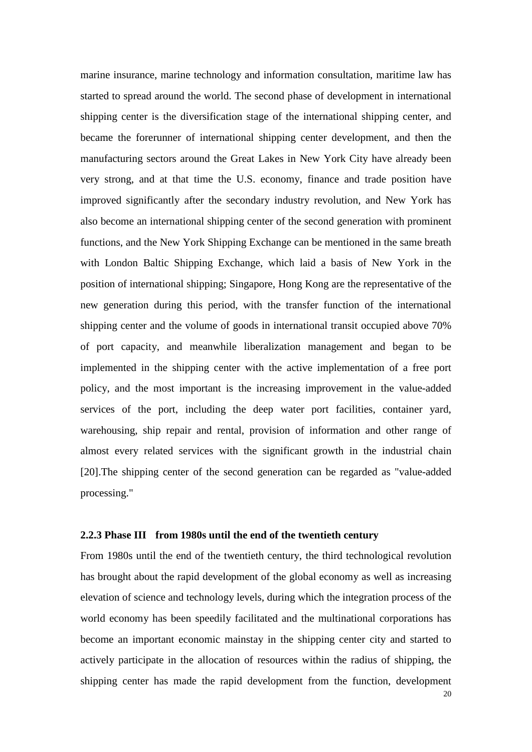marine insurance, marine technology and information consultation, maritime law has started to spread around the world. The second phase of development in international shipping center is the diversification stage of the international shipping center, and became the forerunner of international shipping center development, and then the manufacturing sectors around the Great Lakes in New York City have already been very strong, and at that time the U.S. economy, finance and trade position have improved significantly after the secondary industry revolution, and New York has also become an international shipping center of the second generation with prominent functions, and the New York Shipping Exchange can be mentioned in the same breath with London Baltic Shipping Exchange, which laid a basis of New York in the position of international shipping; Singapore, Hong Kong are the representative of the new generation during this period, with the transfer function of the international shipping center and the volume of goods in international transit occupied above 70% of port capacity, and meanwhile liberalization management and began to be implemented in the shipping center with the active implementation of a free port policy, and the most important is the increasing improvement in the value-added services of the port, including the deep water port facilities, container yard, warehousing, ship repair and rental, provision of information and other range of almost every related services with the significant growth in the industrial chain [20].The shipping center of the second generation can be regarded as "value-added processing."

### 2.2.3 Phase III from 1980s until the end of the twentieth century

From 1980s until the end of the twentieth century, the third technological revolution has brought about the rapid development of the global economy as well as increasing elevation of science and technology levels, during which the integration process of the world economy has been speedily facilitated and the multinational corporations has become an important economic mainstay in the shipping center city and started to actively participate in the allocation of resources within the radius of shipping, the shipping center has made the rapid development from the function, development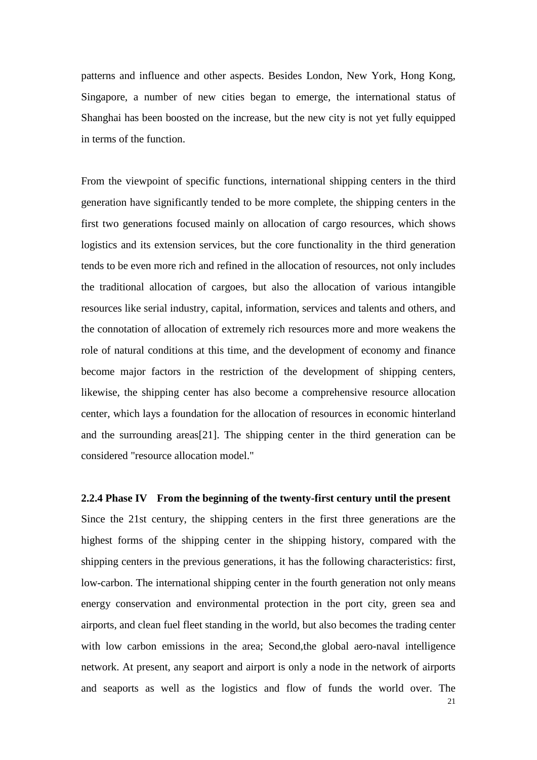patterns and influence and other aspects. Besides London, New York, Hong Kong, Singapore, a number of new cities began to emerge, the international status of Shanghai has been boosted on the increase, but the new city is not yet fully equipped in terms of the function.

From the viewpoint of specific functions, international shipping centers in the third generation have significantly tended to be more complete, the shipping centers in the first two generations focused mainly on allocation of cargo resources, which shows logistics and its extension services, but the core functionality in the third generation tends to be even more rich and refined in the allocation of resources, not only includes the traditional allocation of cargoes, but also the allocation of various intangible resources like serial industry, capital, information, services and talents and others, and the connotation of allocation of extremely rich resources more and more weakens the role of natural conditions at this time, and the development of economy and finance become major factors in the restriction of the development of shipping centers, likewise, the shipping center has also become a comprehensive resource allocation center, which lays a foundation for the allocation of resources in economic hinterland and the surrounding areas[21]. The shipping center in the third generation can be considered "resource allocation model."

### 2.2.4 Phase IV From the beginning of the twenty-first century until the present

Since the 21st century, the shipping centers in the first three generations are the highest forms of the shipping center in the shipping history, compared with the shipping centers in the previous generations, it has the following characteristics: first, low-carbon. The international shipping center in the fourth generation not only means energy conservation and environmental protection in the port city, green sea and airports, and clean fuel fleet standing in the world, but also becomes the trading center with low carbon emissions in the area; Second,the global aero-naval intelligence network. At present, any seaport and airport is only a node in the network of airports and seaports as well as the logistics and flow of funds the world over. The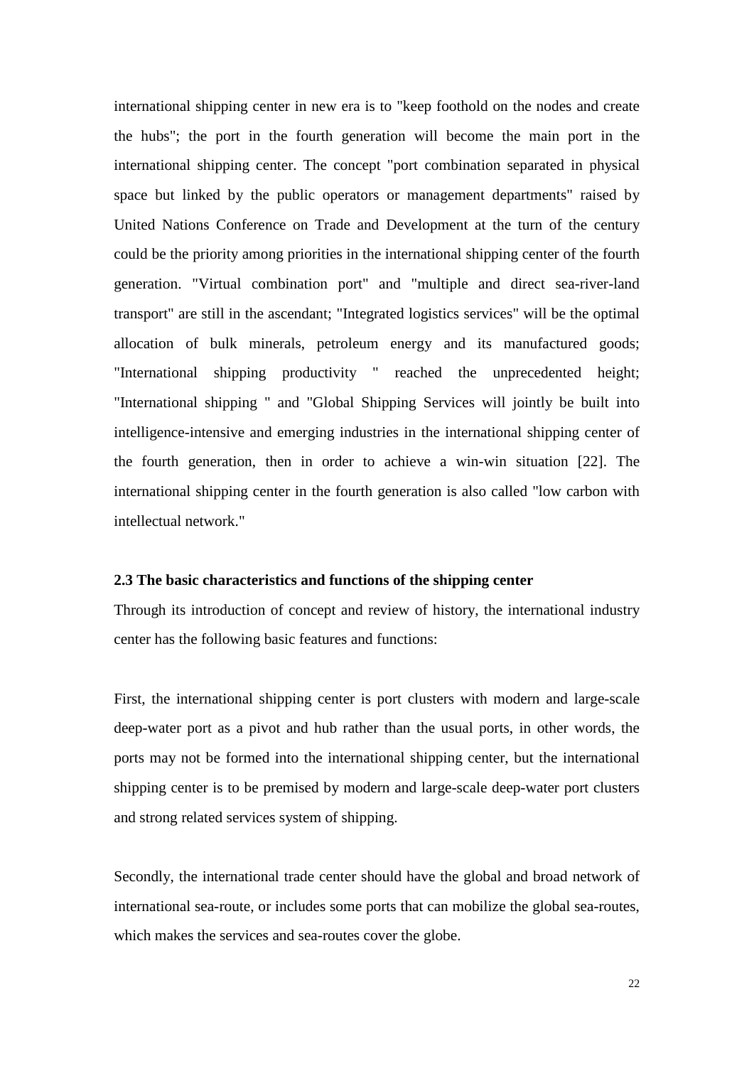international shipping center in new era is to "keep foothold on the nodes and create the hubs"; the port in the fourth generation will become the main port in the international shipping center. The concept "port combination separated in physical space but linked by the public operators or management departments" raised by United Nations Conference on Trade and Development at the turn of the century could be the priority among priorities in the international shipping center of the fourth generation. "Virtual combination port" and "multiple and direct sea-river-land transport" are still in the ascendant; "Integrated logistics services" will be the optimal allocation of bulk minerals, petroleum energy and its manufactured goods; "International shipping productivity " reached the unprecedented height; "International shipping " and "Global Shipping Services will jointly be built into intelligence-intensive and emerging industries in the international shipping center of the fourth generation, then in order to achieve a win-win situation [22]. The international shipping center in the fourth generation is also called "low carbon with intellectual network."

**2.3 The basic characteristics and functions of the shipping center**

Through its introduction of concept and review of history, the international industry center has the following basic features and functions:

First, the international shipping center is port clusters with modern and large-scale deep-water port as a pivot and hub rather than the usual ports, in other words, the ports may not be formed into the international shipping center, but the international shipping center is to be premised by modern and large-scale deep-water port clusters and strong related services system of shipping.

Secondly, the international trade center should have the global and broad network of international sea-route, or includes some ports that can mobilize the global sea-routes, which makes the services and sea-routes cover the globe.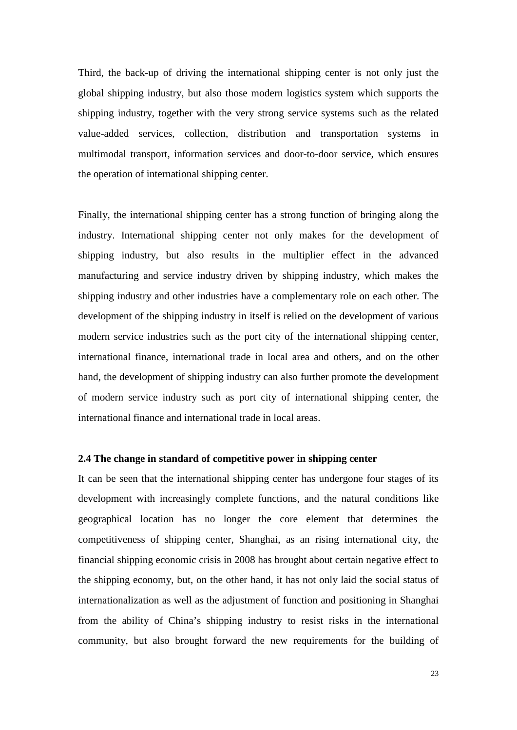Third, the back-up of driving the international shipping center is not only just the global shipping industry, but also those modern logistics system which supports the shipping industry, together with the very strong service systems such as the related value-added services, collection, distribution and transportation systems in multimodal transport, information services and door-to-door service, which ensures the operation of international shipping center.

Finally, the international shipping center has a strong function of bringing along the industry. International shipping center not only makes for the development of shipping industry, but also results in the multiplier effect in the advanced manufacturing and service industry driven by shipping industry, which makes the shipping industry and other industries have a complementary role on each other. The development of the shipping industry in itself is relied on the development of various modern service industries such as the port city of the international shipping center, international finance, international trade in local area and others, and on the other hand, the development of shipping industry can also further promote the development of modern service industry such as port city of international shipping center, the international finance and international trade in local areas.

### 2.4 The change in standard of competitive power in shipping center

It can be seen that the international shipping center has undergone four stages of its development with increasingly complete functions, and the natural conditions like geographical location has no longer the core element that determines the competitiveness of shipping center, Shanghai, as an rising international city, the financial shipping economic crisis in 2008 has brought about certain negative effect to the shipping economy, but, on the other hand, it has not only laid the social status of internationalization as well as the adjustment of function and positioning in Shanghai from the ability of China's shipping industry to resist risks in the international community, but also brought forward the new requirements for the building of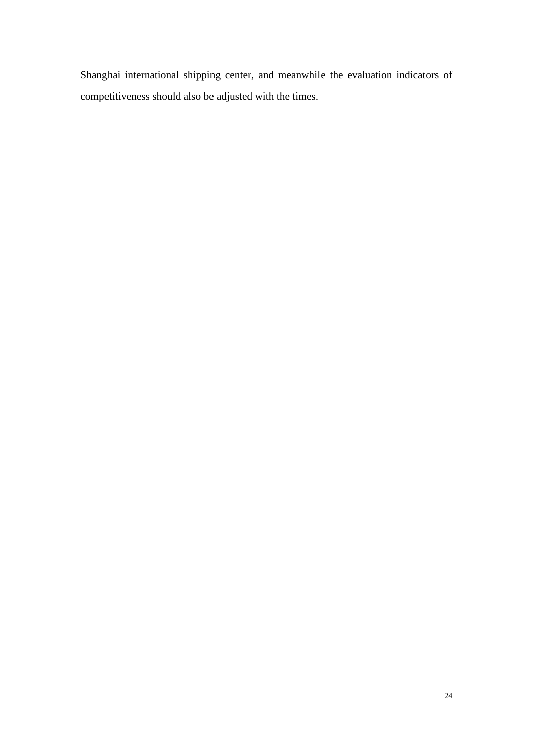Shanghai international shipping center, and meanwhile the evaluation indicators of competitiveness should also be adjusted with the times.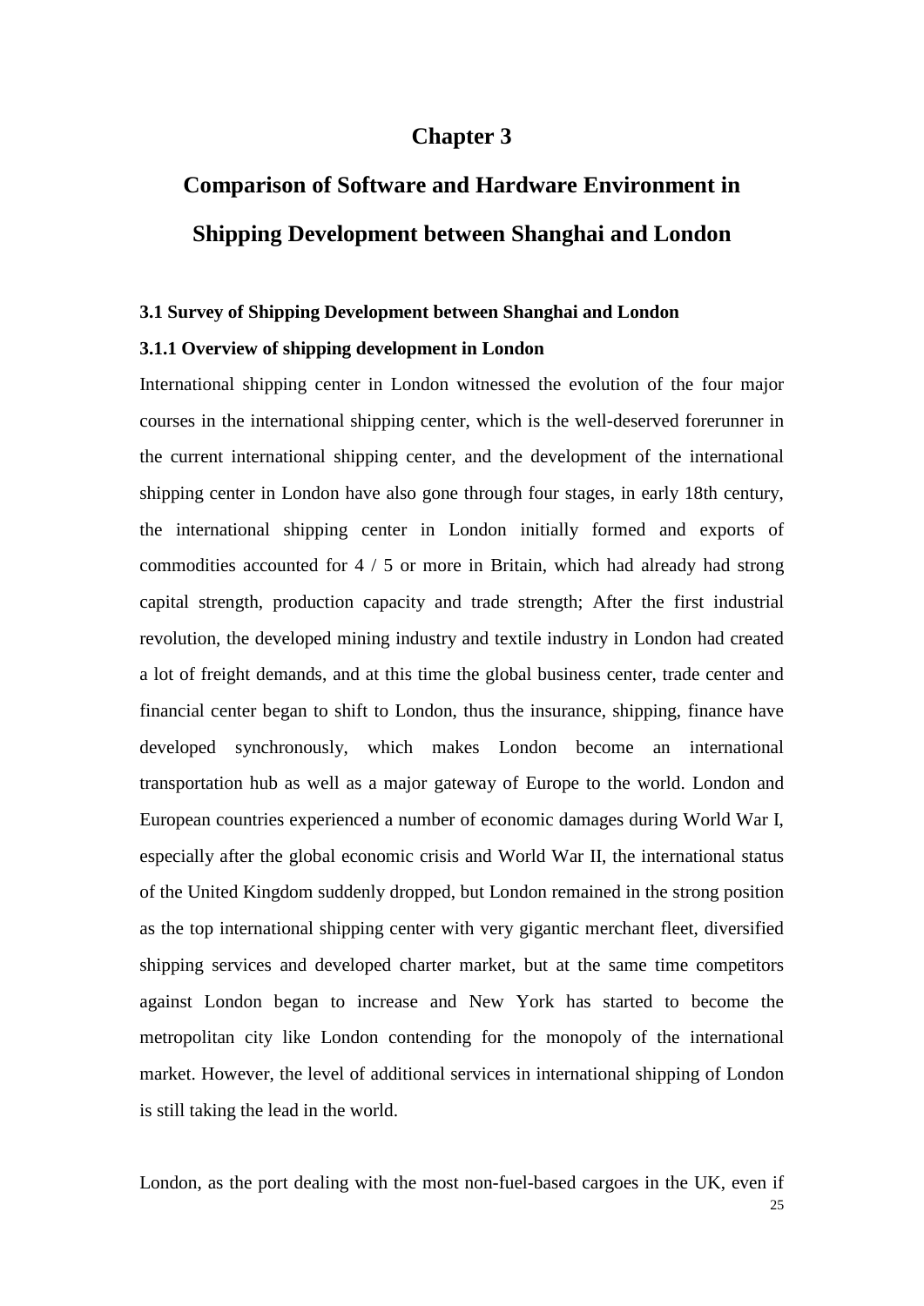# Chapter 3

# Comparison of Software and Hardware Environment in Shipping Development between Shanghai and London

### 3.1 Survey of Shipping Development between Shanghai and London

#### 3.1.1 Overview of shipping development in London

International shipping center in London witnessed the evolution of the four major courses in the international shipping center, which is the well-deserved forerunner in the current international shipping center, and the development of the international shipping center in London have also gone through four stages, in early 18th century, the international shipping center in London initially formed and exports of commodities accounted for 4 / 5 or more in Britain, which had already had strong capital strength, production capacity and trade strength; After the first industrial revolution, the developed mining industry and textile industry in London had created a lot of freight demands, and at this time the global business center, trade center and financial center began to shift to London, thus the insurance, shipping, finance have developed synchronously, which makes London become an international transportation hub as well as a major gateway of Europe to the world. London and European countries experienced a number of economic damages during World War I, especially after the global economic crisis and World War II, the international status of the United Kingdom suddenly dropped, but London remained in the strong position as the top international shipping center with very gigantic merchant fleet, diversified shipping services and developed charter market, but at the same time competitors against London began to increase and New York has started to become the metropolitan city like London contending for the monopoly of the international market. However, the level of additional services in international shipping of London is still taking the lead in the world.

London, as the port dealing with the most non-fuel-based cargoes in the UK, even if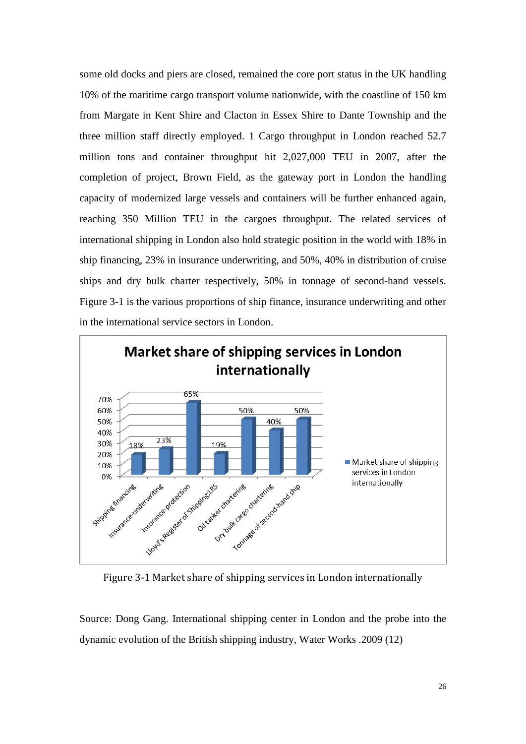some old docks and piers are closed, remained the core port status in the UK handling 10% of the maritime cargo transport volume nationwide, with the coastline of 150 km from Margate in Kent Shire and Clacton in Essex Shire to Dante Township and the three million staff directly employed. [1] Cargo throughput in London reached 52.7 million tons and container throughput hit 2,027,000 TEU in 2007, after the completion of project, Brown Field, as the gateway port in London the handling capacity of modernized large vessels and containers will be further enhanced again, reaching 350 Million TEU in the cargoes throughput. The related services of international shipping in London also hold strategic position in the world with 18% in ship financing, 23% in insurance underwriting, and 50%, 40% in distribution of cruise ships and dry bulk charter respectively, 50% in tonnage of second-hand vessels. Figure 3-1 is the various proportions of ship finance, insurance underwriting and other in the international service sectors in London.

**Market share of shipping services in London internationally**

| Service | Market share of shipping services in London internationally |
|---|---|
| Shipping financing | 18% |
| Insurance-underwriting | 23% |
| Insurance-protection | 65% |
| Lloyd's Register of Shipping,LRS | 19% |
| Oil tanker chartering | 50% |
| Dry bulk cargo chartering | 40% |
| Tonnage of second-hand ship | 50% |

Figure 3-1 Market share of shipping services in London internationally

Source: Dong Gang. International shipping center in London and the probe into the dynamic evolution of the British shipping industry, Water Works .2009 (12)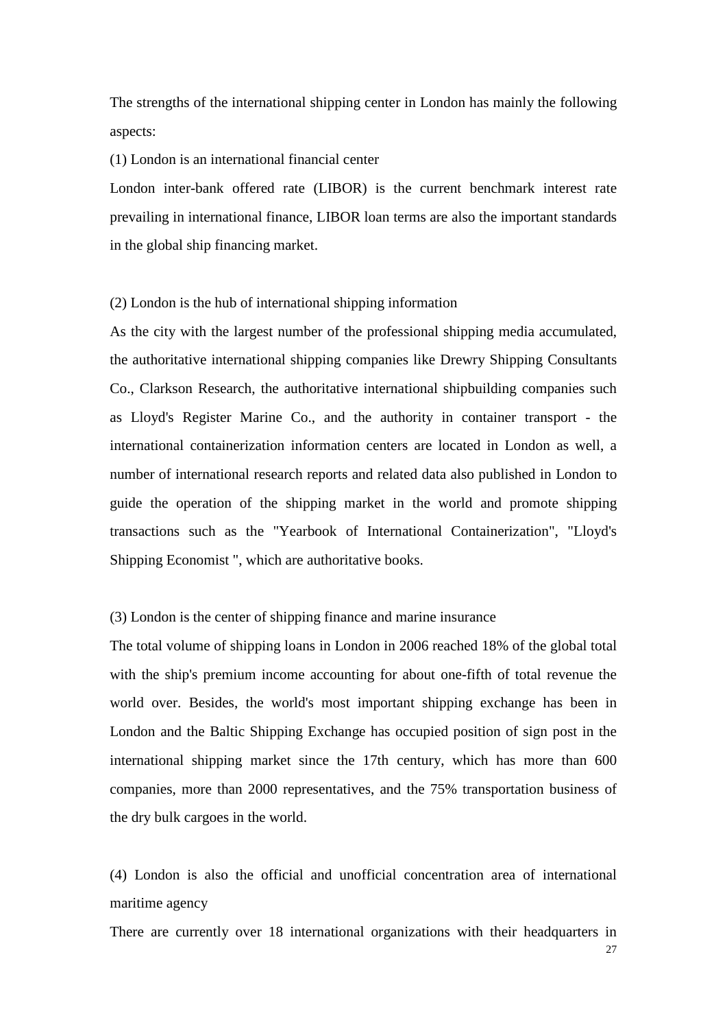The strengths of the international shipping center in London has mainly the following aspects:

(1) London is an international financial center

London inter-bank offered rate (LIBOR) is the current benchmark interest rate prevailing in international finance, LIBOR loan terms are also the important standards in the global ship financing market.

(2) London is the hub of international shipping information

As the city with the largest number of the professional shipping media accumulated, the authoritative international shipping companies like Drewry Shipping Consultants Co., Clarkson Research, the authoritative international shipbuilding companies such as Lloyd's Register Marine Co., and the authority in container transport - the international containerization information centers are located in London as well, a number of international research reports and related data also published in London to guide the operation of the shipping market in the world and promote shipping transactions such as the "Yearbook of International Containerization", "Lloyd's Shipping Economist ", which are authoritative books.

(3) London is the center of shipping finance and marine insurance

The total volume of shipping loans in London in 2006 reached 18% of the global total with the ship's premium income accounting for about one-fifth of total revenue the world over. Besides, the world's most important shipping exchange has been in London and the Baltic Shipping Exchange has occupied position of sign post in the international shipping market since the 17th century, which has more than 600 companies, more than 2000 representatives, and the 75% transportation business of the dry bulk cargoes in the world.

(4) London is also the official and unofficial concentration area of international maritime agency

There are currently over 18 international organizations with their headquarters in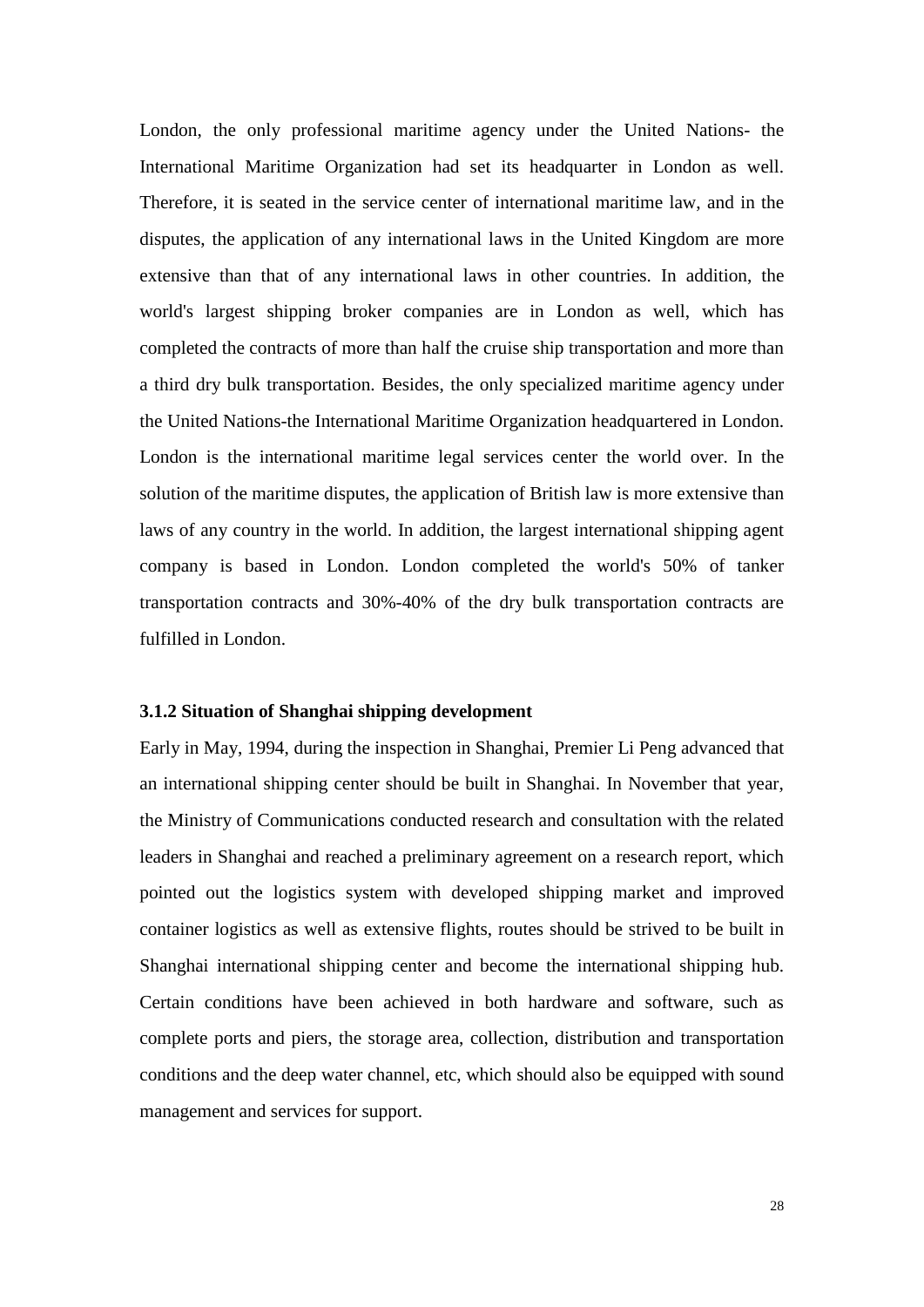London, the only professional maritime agency under the United Nations- the International Maritime Organization had set its headquarter in London as well. Therefore, it is seated in the service center of international maritime law, and in the disputes, the application of any international laws in the United Kingdom are more extensive than that of any international laws in other countries. In addition, the world's largest shipping broker companies are in London as well, which has completed the contracts of more than half the cruise ship transportation and more than a third dry bulk transportation. Besides, the only specialized maritime agency under the United Nations-the International Maritime Organization headquartered in London. London is the international maritime legal services center the world over. In the solution of the maritime disputes, the application of British law is more extensive than laws of any country in the world. In addition, the largest international shipping agent company is based in London. London completed the world's 50% of tanker transportation contracts and 30%-40% of the dry bulk transportation contracts are fulfilled in London.

### 3.1.2 Situation of Shanghai shipping development

Early in May, 1994, during the inspection in Shanghai, Premier Li Peng advanced that an international shipping center should be built in Shanghai. In November that year, the Ministry of Communications conducted research and consultation with the related leaders in Shanghai and reached a preliminary agreement on a research report, which pointed out the logistics system with developed shipping market and improved container logistics as well as extensive flights, routes should be strived to be built in Shanghai international shipping center and become the international shipping hub. Certain conditions have been achieved in both hardware and software, such as complete ports and piers, the storage area, collection, distribution and transportation conditions and the deep water channel, etc, which should also be equipped with sound management and services for support.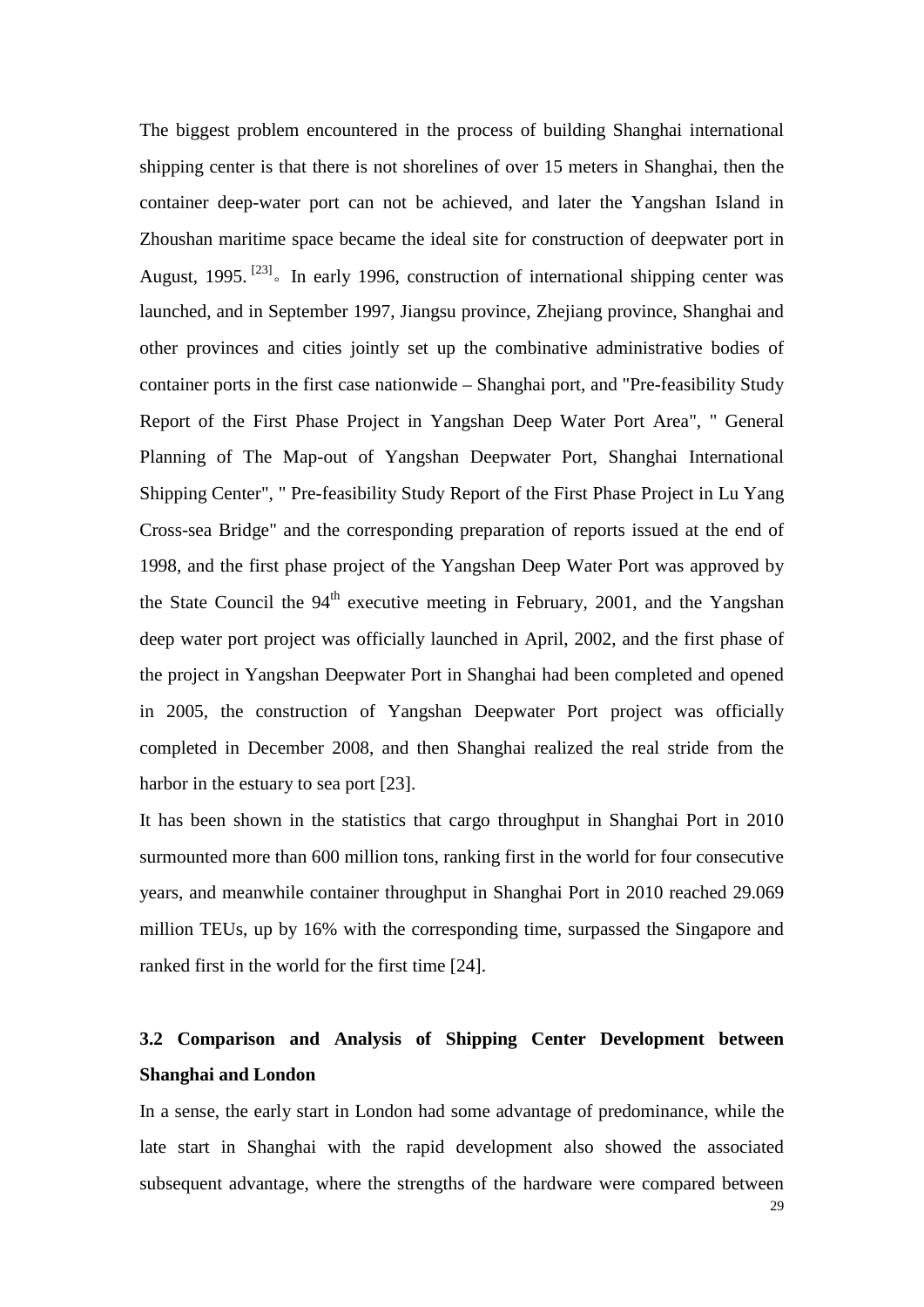The biggest problem encountered in the process of building Shanghai international shipping center is that there is not shorelines of over 15 meters in Shanghai, then the container deep-water port can not be achieved, and later the Yangshan Island in Zhoushan maritime space became the ideal site for construction of deepwater port in August, 1995. [23]。In early 1996, construction of international shipping center was launched, and in September 1997, Jiangsu province, Zhejiang province, Shanghai and other provinces and cities jointly set up the combinative administrative bodies of container ports in the first case nationwide – Shanghai port, and "Pre-feasibility Study Report of the First Phase Project in Yangshan Deep Water Port Area", " General Planning of The Map-out of Yangshan Deepwater Port, Shanghai International Shipping Center", " Pre-feasibility Study Report of the First Phase Project in Lu Yang Cross-sea Bridge" and the corresponding preparation of reports issued at the end of 1998, and the first phase project of the Yangshan Deep Water Port was approved by the State Council the 94th executive meeting in February, 2001, and the Yangshan deep water port project was officially launched in April, 2002, and the first phase of the project in Yangshan Deepwater Port in Shanghai had been completed and opened in 2005, the construction of Yangshan Deepwater Port project was officially completed in December 2008, and then Shanghai realized the real stride from the harbor in the estuary to sea port [23].

It has been shown in the statistics that cargo throughput in Shanghai Port in 2010 surmounted more than 600 million tons, ranking first in the world for four consecutive years, and meanwhile container throughput in Shanghai Port in 2010 reached 29.069 million TEUs, up by 16% with the corresponding time, surpassed the Singapore and ranked first in the world for the first time [24].

### 3.2 Comparison and Analysis of Shipping Center Development between Shanghai and London

In a sense, the early start in London had some advantage of predominance, while the late start in Shanghai with the rapid development also showed the associated subsequent advantage, where the strengths of the hardware were compared between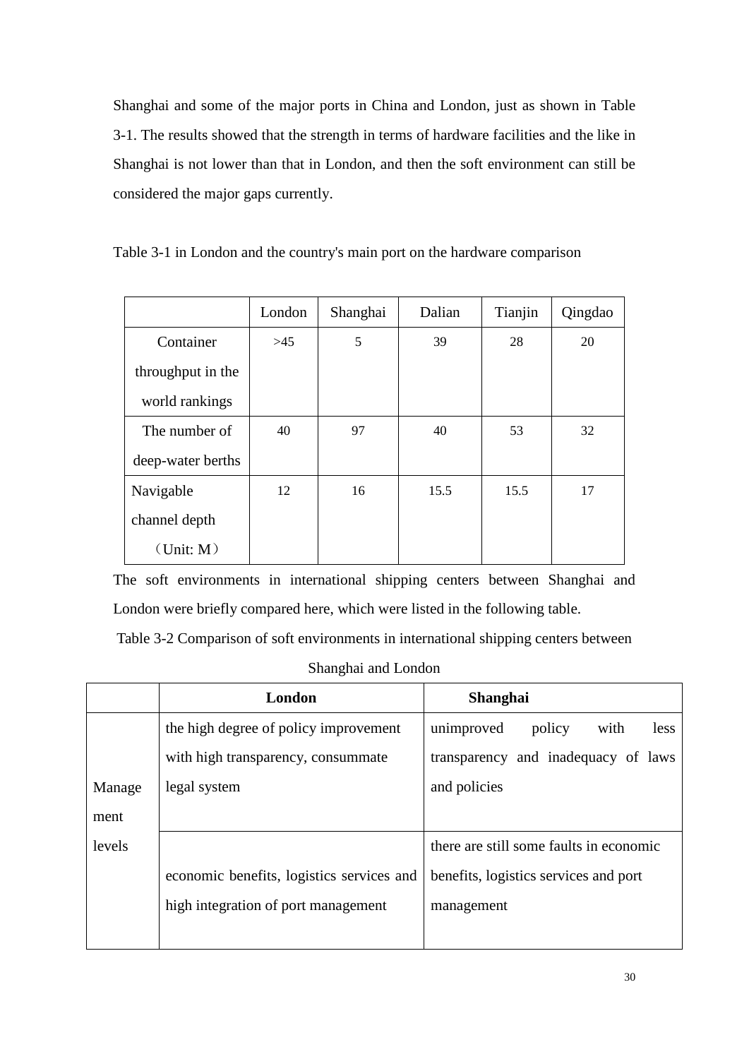Shanghai and some of the major ports in China and London, just as shown in Table 3-1. The results showed that the strength in terms of hardware facilities and the like in Shanghai is not lower than that in London, and then the soft environment can still be considered the major gaps currently.

Table 3-1 in London and the country's main port on the hardware comparison

| | London | Shanghai | Dalian | Tianjin | Qingdao |
|---|---|---|---|---|---|
| Container throughput in the world rankings | >45 | 5 | 39 | 28 | 20 |
| The number of deep-water berths | 40 | 97 | 40 | 53 | 32 |
| Navigable channel depth （Unit: M） | 12 | 16 | 15.5 | 15.5 | 17 |

The soft environments in international shipping centers between Shanghai and London were briefly compared here, which were listed in the following table.

Table 3-2 Comparison of soft environments in international shipping centers between Shanghai and London

| | **London** | **Shanghai** |
|---|---|---|
| Management levels | the high degree of policy improvement with high transparency, consummate legal system | unimproved policy with less transparency and inadequacy of laws and policies |
| | economic benefits, logistics services and high integration of port management | there are still some faults in economic benefits, logistics services and port management |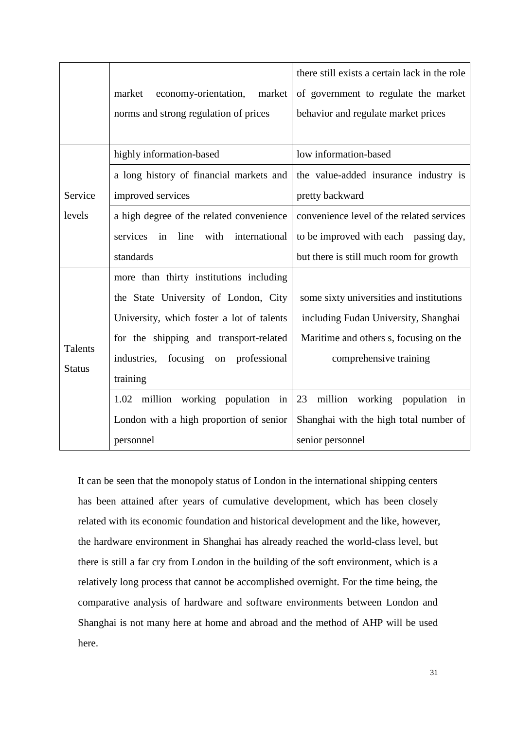| | | |
|---|---|---|
| | market economy-orientation, market norms and strong regulation of prices | there still exists a certain lack in the role of government to regulate the market behavior and regulate market prices |
| Service levels | highly information-based | low information-based |
| | a long history of financial markets and improved services | the value-added insurance industry is pretty backward |
| | a high degree of the related convenience services in line with international standards | convenience level of the related services to be improved with each passing day, but there is still much room for growth |
| Talents Status | more than thirty institutions including the State University of London, City University, which foster a lot of talents for the shipping and transport-related industries, focusing on professional training | some sixty universities and institutions including Fudan University, Shanghai Maritime and others s, focusing on the comprehensive training |
| | 1.02 million working population in London with a high proportion of senior personnel | 23 million working population in Shanghai with the high total number of senior personnel |

It can be seen that the monopoly status of London in the international shipping centers has been attained after years of cumulative development, which has been closely related with its economic foundation and historical development and the like, however, the hardware environment in Shanghai has already reached the world-class level, but there is still a far cry from London in the building of the soft environment, which is a relatively long process that cannot be accomplished overnight. For the time being, the comparative analysis of hardware and software environments between London and Shanghai is not many here at home and abroad and the method of AHP will be used here.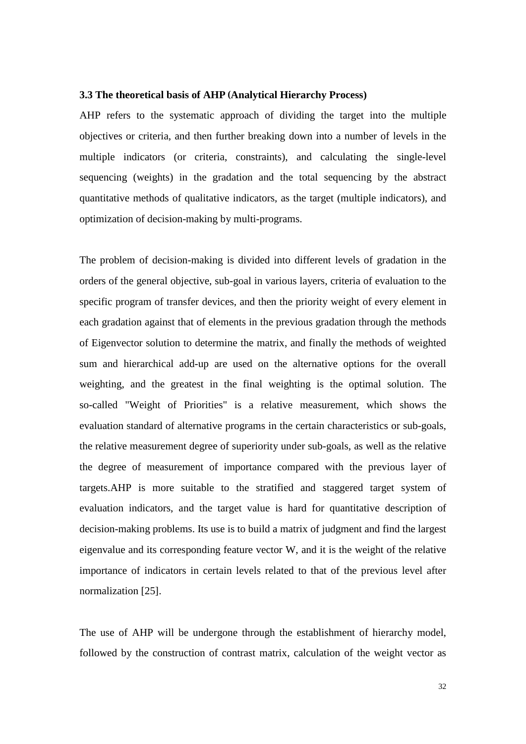### 3.3 The theoretical basis of AHP (Analytical Hierarchy Process)

AHP refers to the systematic approach of dividing the target into the multiple objectives or criteria, and then further breaking down into a number of levels in the multiple indicators (or criteria, constraints), and calculating the single-level sequencing (weights) in the gradation and the total sequencing by the abstract quantitative methods of qualitative indicators, as the target (multiple indicators), and optimization of decision-making by multi-programs.

The problem of decision-making is divided into different levels of gradation in the orders of the general objective, sub-goal in various layers, criteria of evaluation to the specific program of transfer devices, and then the priority weight of every element in each gradation against that of elements in the previous gradation through the methods of Eigenvector solution to determine the matrix, and finally the methods of weighted sum and hierarchical add-up are used on the alternative options for the overall weighting, and the greatest in the final weighting is the optimal solution. The so-called "Weight of Priorities" is a relative measurement, which shows the evaluation standard of alternative programs in the certain characteristics or sub-goals, the relative measurement degree of superiority under sub-goals, as well as the relative the degree of measurement of importance compared with the previous layer of targets.AHP is more suitable to the stratified and staggered target system of evaluation indicators, and the target value is hard for quantitative description of decision-making problems. Its use is to build a matrix of judgment and find the largest eigenvalue and its corresponding feature vector W, and it is the weight of the relative importance of indicators in certain levels related to that of the previous level after normalization [25].

The use of AHP will be undergone through the establishment of hierarchy model, followed by the construction of contrast matrix, calculation of the weight vector as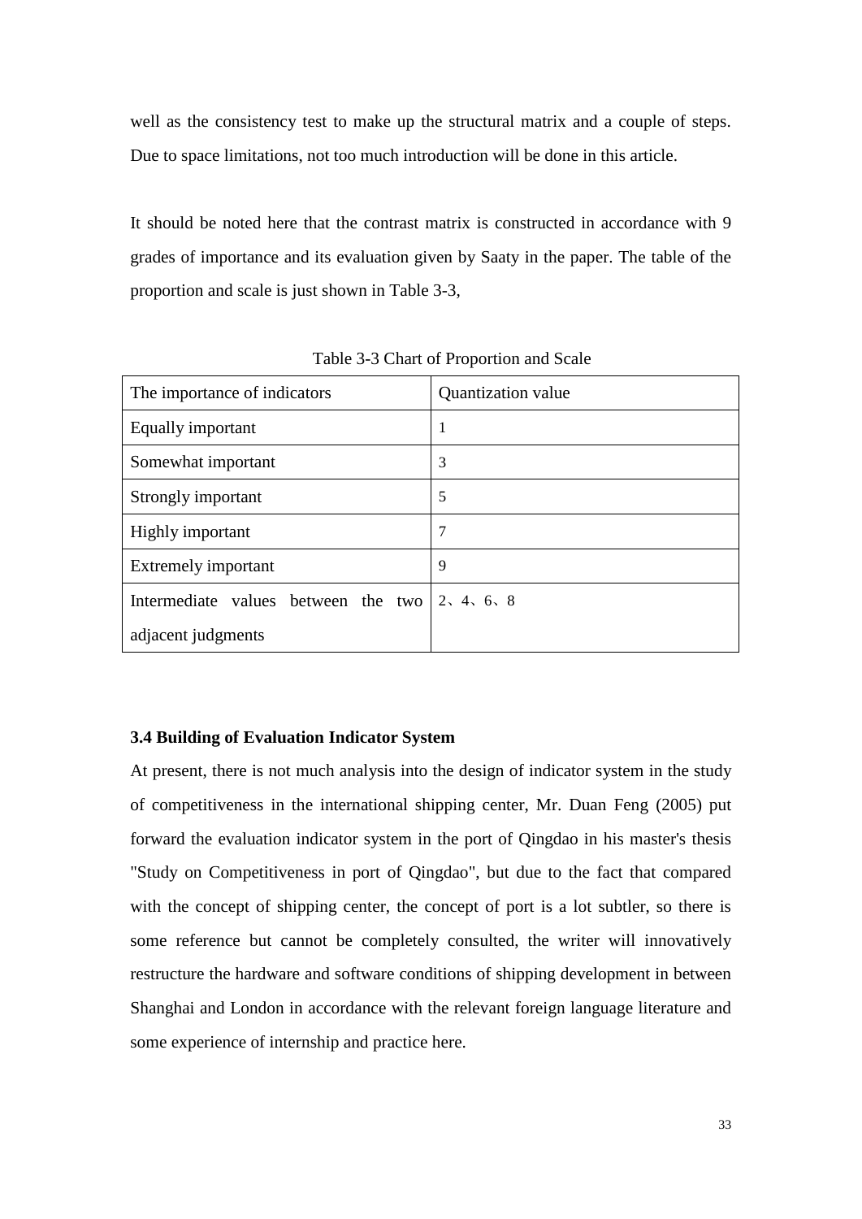well as the consistency test to make up the structural matrix and a couple of steps. Due to space limitations, not too much introduction will be done in this article.

It should be noted here that the contrast matrix is constructed in accordance with 9 grades of importance and its evaluation given by Saaty in the paper. The table of the proportion and scale is just shown in Table 3-3,

Table 3-3 Chart of Proportion and Scale

| The importance of indicators | Quantization value |
|---|---|
| Equally important | 1 |
| Somewhat important | 3 |
| Strongly important | 5 |
| Highly important | 7 |
| Extremely important | 9 |
| Intermediate values between the two adjacent judgments | 2、4、6、8 |

### 3.4 Building of Evaluation Indicator System

At present, there is not much analysis into the design of indicator system in the study of competitiveness in the international shipping center, Mr. Duan Feng (2005) put forward the evaluation indicator system in the port of Qingdao in his master's thesis "Study on Competitiveness in port of Qingdao", but due to the fact that compared with the concept of shipping center, the concept of port is a lot subtler, so there is some reference but cannot be completely consulted, the writer will innovatively restructure the hardware and software conditions of shipping development in between Shanghai and London in accordance with the relevant foreign language literature and some experience of internship and practice here.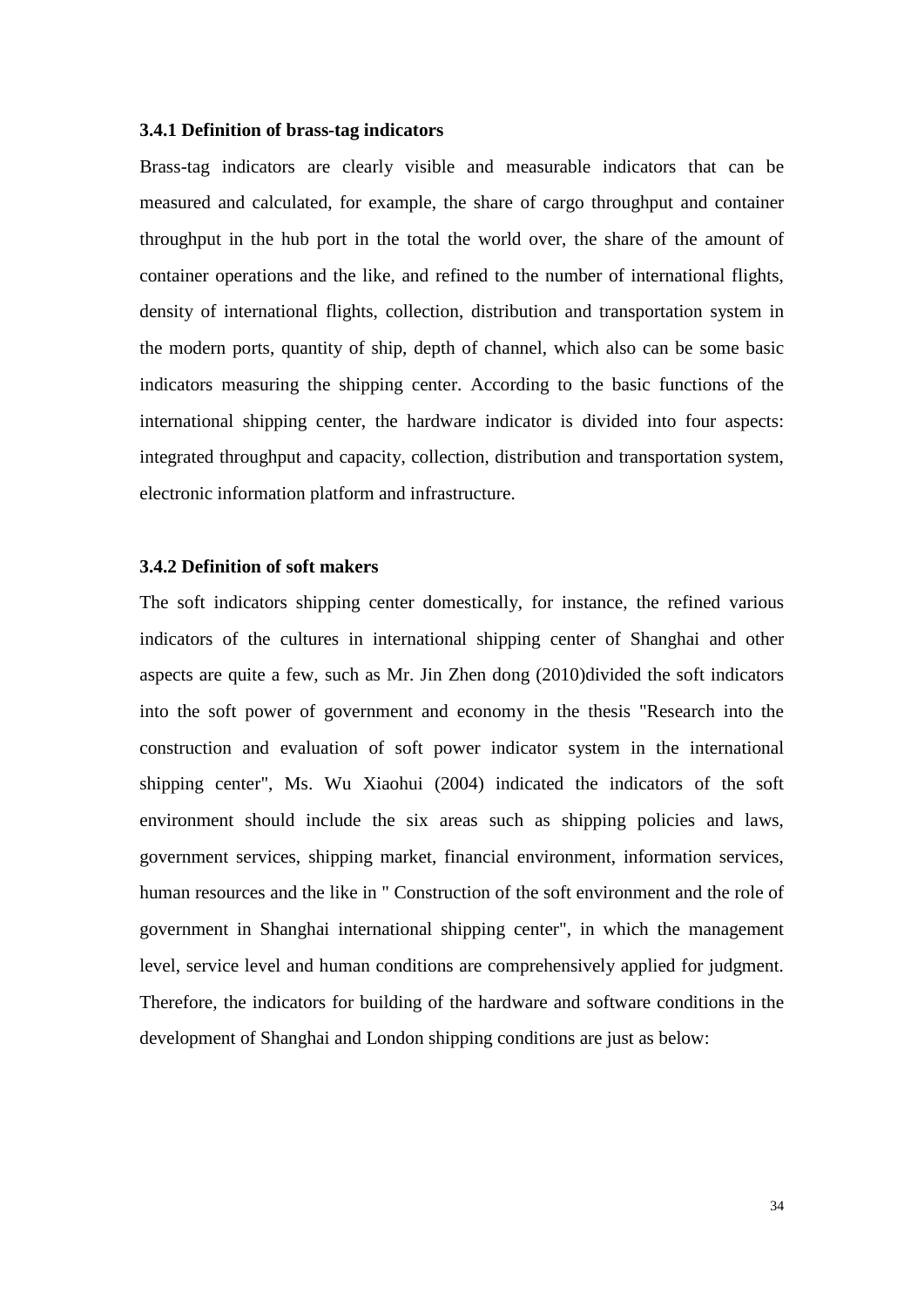### 3.4.1 Definition of brass-tag indicators

Brass-tag indicators are clearly visible and measurable indicators that can be measured and calculated, for example, the share of cargo throughput and container throughput in the hub port in the total the world over, the share of the amount of container operations and the like, and refined to the number of international flights, density of international flights, collection, distribution and transportation system in the modern ports, quantity of ship, depth of channel, which also can be some basic indicators measuring the shipping center. According to the basic functions of the international shipping center, the hardware indicator is divided into four aspects: integrated throughput and capacity, collection, distribution and transportation system, electronic information platform and infrastructure.

### 3.4.2 Definition of soft makers

The soft indicators shipping center domestically, for instance, the refined various indicators of the cultures in international shipping center of Shanghai and other aspects are quite a few, such as Mr. Jin Zhen dong (2010)divided the soft indicators into the soft power of government and economy in the thesis "Research into the construction and evaluation of soft power indicator system in the international shipping center", Ms. Wu Xiaohui (2004) indicated the indicators of the soft environment should include the six areas such as shipping policies and laws, government services, shipping market, financial environment, information services, human resources and the like in " Construction of the soft environment and the role of government in Shanghai international shipping center", in which the management level, service level and human conditions are comprehensively applied for judgment. Therefore, the indicators for building of the hardware and software conditions in the development of Shanghai and London shipping conditions are just as below: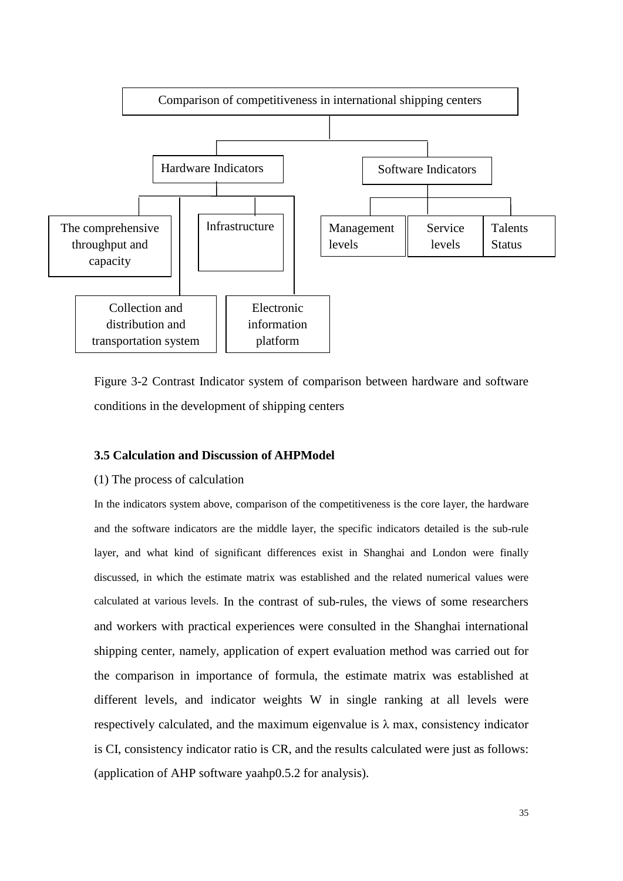Comparison of competitiveness in international shipping centers

Hardware Indicators

- The comprehensive throughput and capacity
- Infrastructure
- Collection and distribution and transportation system
- Electronic information platform

Software Indicators

- Management levels
- Service levels
- Talents Status

Figure 3-2 Contrast Indicator system of comparison between hardware and software conditions in the development of shipping centers

### 3.5 Calculation and Discussion of AHPModel

(1) The process of calculation

In the indicators system above, comparison of the competitiveness is the core layer, the hardware and the software indicators are the middle layer, the specific indicators detailed is the sub-rule layer, and what kind of significant differences exist in Shanghai and London were finally discussed, in which the estimate matrix was established and the related numerical values were calculated at various levels. In the contrast of sub-rules, the views of some researchers and workers with practical experiences were consulted in the Shanghai international shipping center, namely, application of expert evaluation method was carried out for the comparison in importance of formula, the estimate matrix was established at different levels, and indicator weights W in single ranking at all levels were respectively calculated, and the maximum eigenvalue is $\lambda$ max, consistency indicator is CI, consistency indicator ratio is CR, and the results calculated were just as follows: (application of AHP software yaahp0.5.2 for analysis).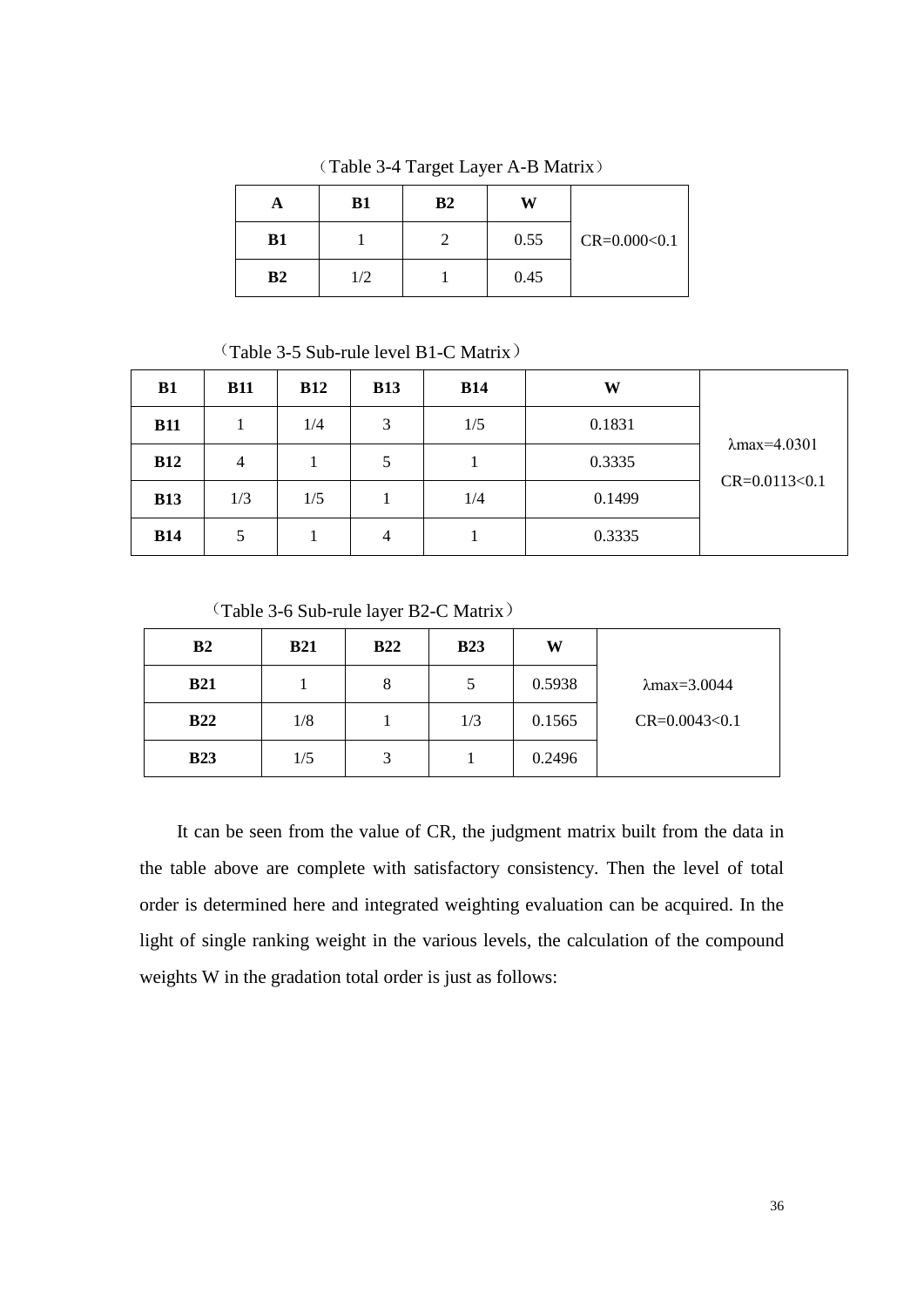（Table 3-4 Target Layer A-B Matrix）

| A | B1 | B2 | W | |
|---|---|---|---|---|
| B1 | 1 | 2 | 0.55 | CR=0.000<0.1 |
| B2 | 1/2 | 1 | 0.45 | |

（Table 3-5 Sub-rule level B1-C Matrix）

| B1 | B11 | B12 | B13 | B14 | W | |
|---|---|---|---|---|---|---|
| B11 | 1 | 1/4 | 3 | 1/5 | 0.1831 | λmax=4.0301 CR=0.0113<0.1 |
| B12 | 4 | 1 | 5 | 1 | 0.3335 | |
| B13 | 1/3 | 1/5 | 1 | 1/4 | 0.1499 | |
| B14 | 5 | 1 | 4 | 1 | 0.3335 | |

（Table 3-6 Sub-rule layer B2-C Matrix）

| B2 | B21 | B22 | B23 | W | |
|---|---|---|---|---|---|
| B21 | 1 | 8 | 5 | 0.5938 | λmax=3.0044 CR=0.0043<0.1 |
| B22 | 1/8 | 1 | 1/3 | 0.1565 | |
| B23 | 1/5 | 3 | 1 | 0.2496 | |

It can be seen from the value of CR, the judgment matrix built from the data in the table above are complete with satisfactory consistency. Then the level of total order is determined here and integrated weighting evaluation can be acquired. In the light of single ranking weight in the various levels, the calculation of the compound weights W in the gradation total order is just as follows: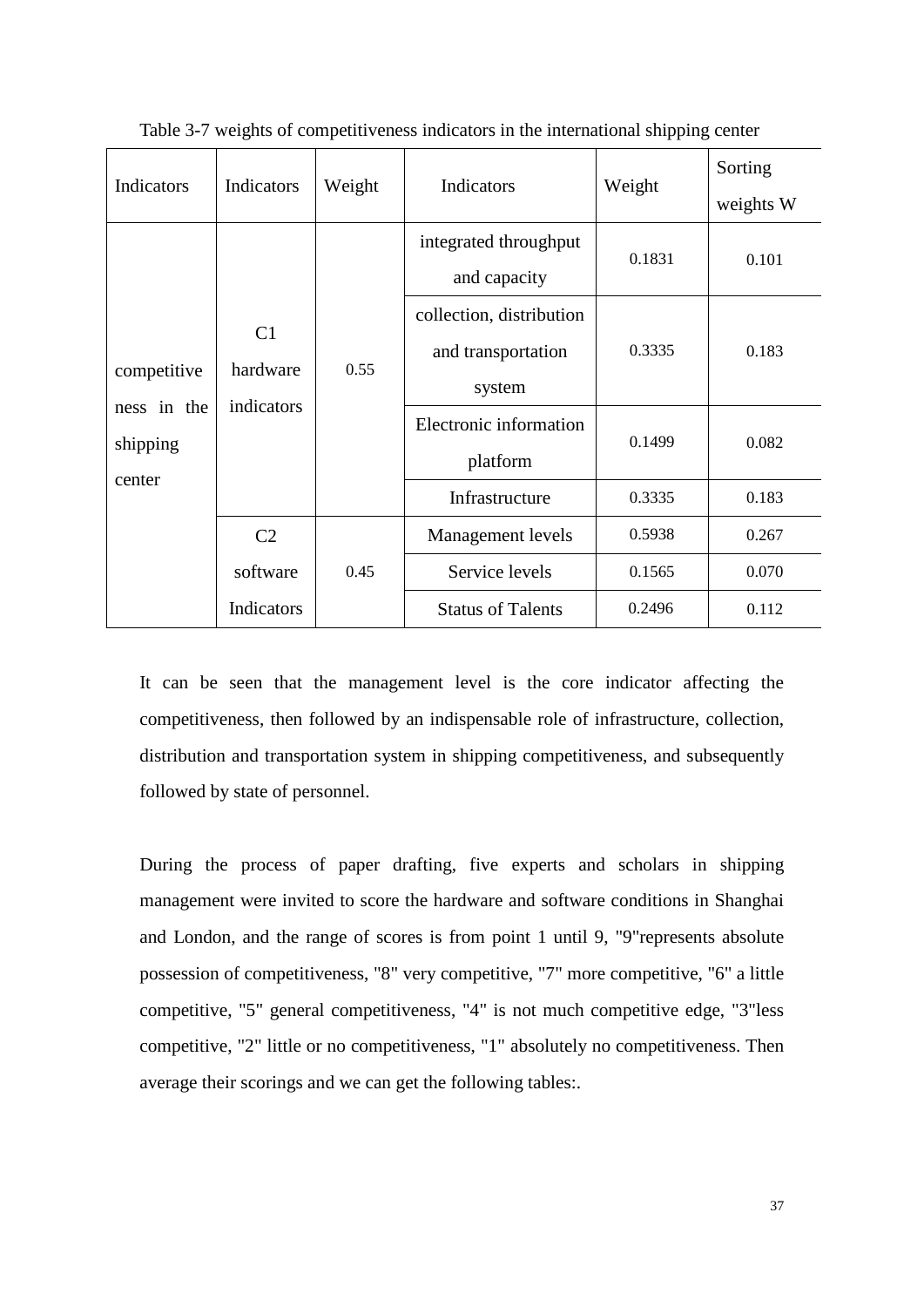Table 3-7 weights of competitiveness indicators in the international shipping center

| Indicators | Indicators | Weight | Indicators | Weight | Sorting weights W |
|---|---|---|---|---|---|
| competitiveness in the shipping center | C1 hardware indicators | 0.55 | integrated throughput and capacity | 0.1831 | 0.101 |
| | | | collection, distribution and transportation system | 0.3335 | 0.183 |
| | | | Electronic information platform | 0.1499 | 0.082 |
| | | | Infrastructure | 0.3335 | 0.183 |
| | C2 software Indicators | 0.45 | Management levels | 0.5938 | 0.267 |
| | | | Service levels | 0.1565 | 0.070 |
| | | | Status of Talents | 0.2496 | 0.112 |

It can be seen that the management level is the core indicator affecting the competitiveness, then followed by an indispensable role of infrastructure, collection, distribution and transportation system in shipping competitiveness, and subsequently followed by state of personnel.

During the process of paper drafting, five experts and scholars in shipping management were invited to score the hardware and software conditions in Shanghai and London, and the range of scores is from point 1 until 9, "9"represents absolute possession of competitiveness, "8" very competitive, "7" more competitive, "6" a little competitive, "5" general competitiveness, "4" is not much competitive edge, "3"less competitive, "2" little or no competitiveness, "1" absolutely no competitiveness. Then average their scorings and we can get the following tables:.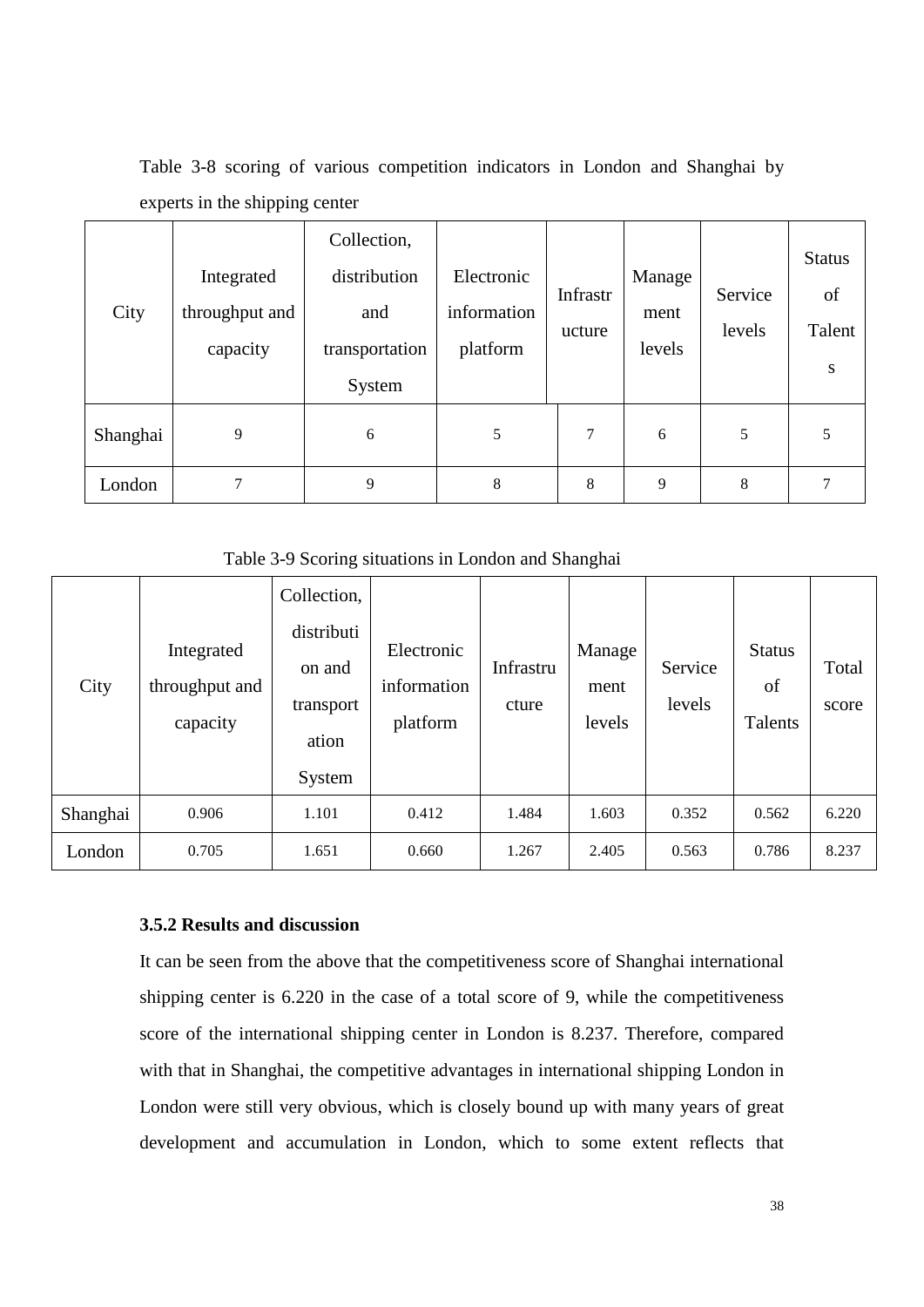Table 3-8 scoring of various competition indicators in London and Shanghai by experts in the shipping center

| City | Integrated throughput and capacity | Collection, distribution and transportation System | Electronic information platform | Infrastructure | Management levels | Service levels | Status of Talents |
|---|---|---|---|---|---|---|---|
| Shanghai | 9 | 6 | 5 | 7 | 6 | 5 | 5 |
| London | 7 | 9 | 8 | 8 | 9 | 8 | 7 |

Table 3-9 Scoring situations in London and Shanghai

| City | Integrated throughput and capacity | Collection, distribution and transportation System | Electronic information platform | Infrastructure | Management levels | Service levels | Status of Talents | Total score |
|---|---|---|---|---|---|---|---|---|
| Shanghai | 0.906 | 1.101 | 0.412 | 1.484 | 1.603 | 0.352 | 0.562 | 6.220 |
| London | 0.705 | 1.651 | 0.660 | 1.267 | 2.405 | 0.563 | 0.786 | 8.237 |

### 3.5.2 Results and discussion

It can be seen from the above that the competitiveness score of Shanghai international shipping center is 6.220 in the case of a total score of 9, while the competitiveness score of the international shipping center in London is 8.237. Therefore, compared with that in Shanghai, the competitive advantages in international shipping London in London were still very obvious, which is closely bound up with many years of great development and accumulation in London, which to some extent reflects that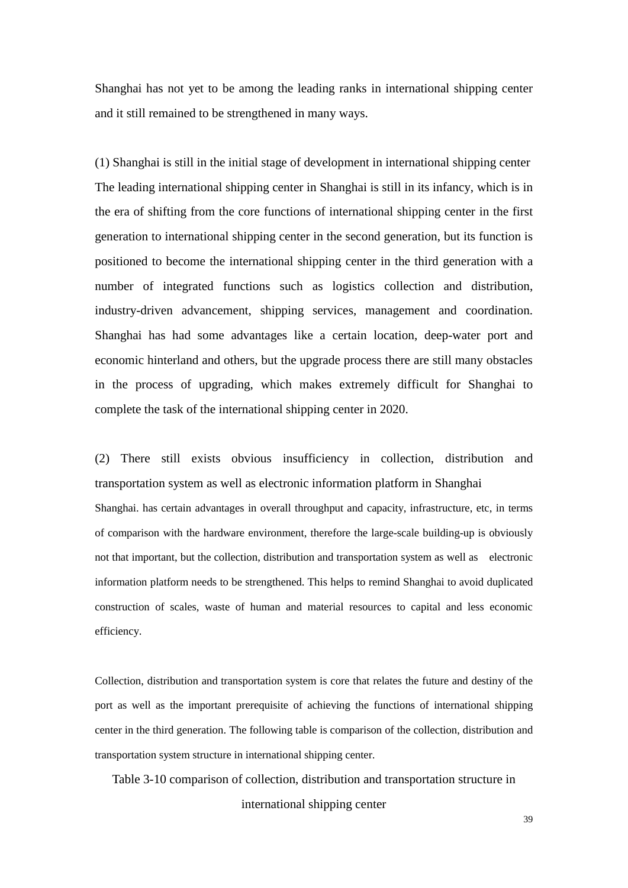Shanghai has not yet to be among the leading ranks in international shipping center and it still remained to be strengthened in many ways.

(1) Shanghai is still in the initial stage of development in international shipping center

The leading international shipping center in Shanghai is still in its infancy, which is in the era of shifting from the core functions of international shipping center in the first generation to international shipping center in the second generation, but its function is positioned to become the international shipping center in the third generation with a number of integrated functions such as logistics collection and distribution, industry-driven advancement, shipping services, management and coordination. Shanghai has had some advantages like a certain location, deep-water port and economic hinterland and others, but the upgrade process there are still many obstacles in the process of upgrading, which makes extremely difficult for Shanghai to complete the task of the international shipping center in 2020.

(2) There still exists obvious insufficiency in collection, distribution and transportation system as well as electronic information platform in Shanghai

Shanghai. has certain advantages in overall throughput and capacity, infrastructure, etc, in terms of comparison with the hardware environment, therefore the large-scale building-up is obviously not that important, but the collection, distribution and transportation system as well as electronic information platform needs to be strengthened. This helps to remind Shanghai to avoid duplicated construction of scales, waste of human and material resources to capital and less economic efficiency.

Collection, distribution and transportation system is core that relates the future and destiny of the port as well as the important prerequisite of achieving the functions of international shipping center in the third generation. The following table is comparison of the collection, distribution and transportation system structure in international shipping center.

Table 3-10 comparison of collection, distribution and transportation structure in international shipping center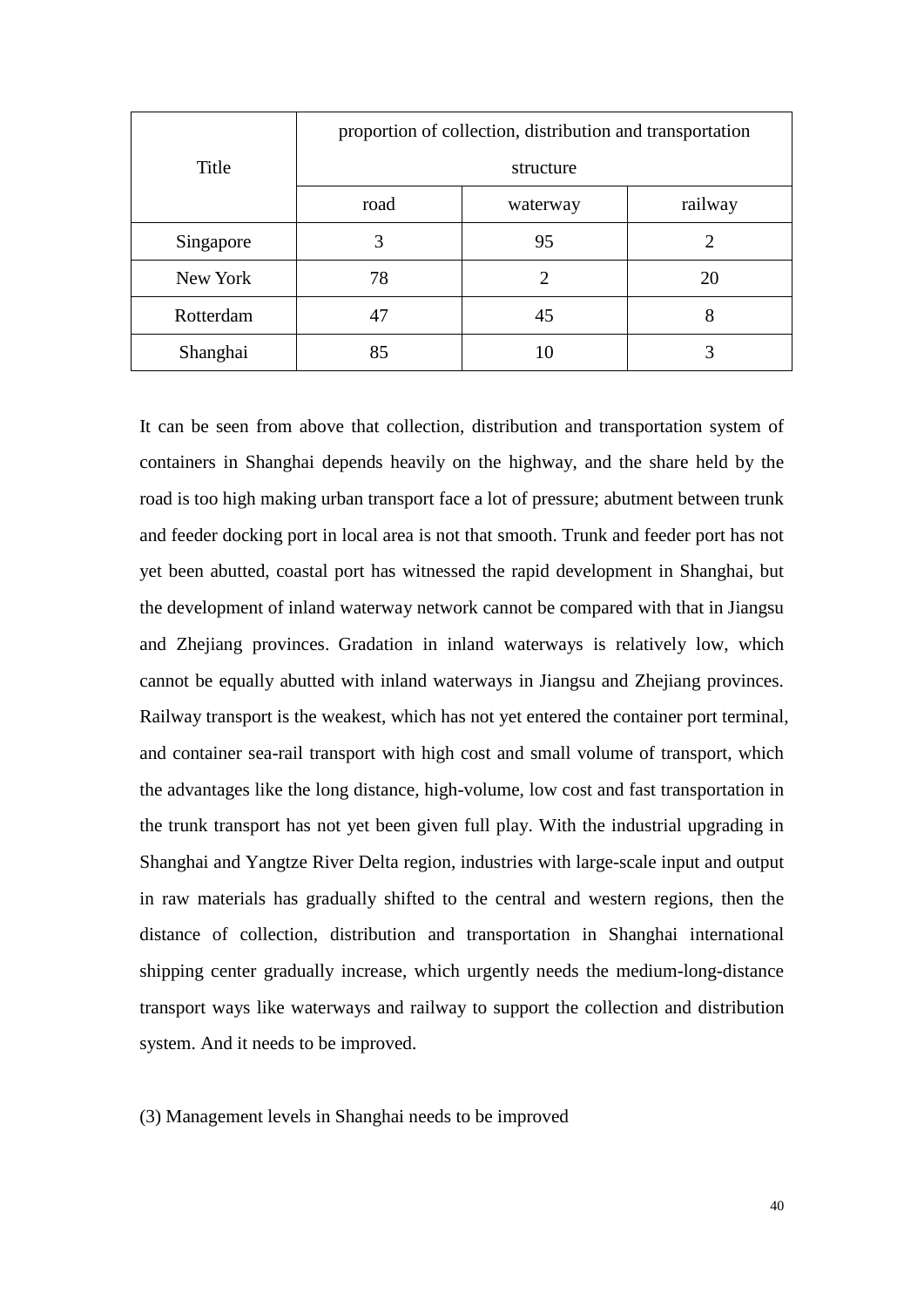| Title | proportion of collection, distribution and transportation structure | | |
|---|---|---|---|
| | road | waterway | railway |
| Singapore | 3 | 95 | 2 |
| New York | 78 | 2 | 20 |
| Rotterdam | 47 | 45 | 8 |
| Shanghai | 85 | 10 | 3 |

It can be seen from above that collection, distribution and transportation system of containers in Shanghai depends heavily on the highway, and the share held by the road is too high making urban transport face a lot of pressure; abutment between trunk and feeder docking port in local area is not that smooth. Trunk and feeder port has not yet been abutted, coastal port has witnessed the rapid development in Shanghai, but the development of inland waterway network cannot be compared with that in Jiangsu and Zhejiang provinces. Gradation in inland waterways is relatively low, which cannot be equally abutted with inland waterways in Jiangsu and Zhejiang provinces. Railway transport is the weakest, which has not yet entered the container port terminal, and container sea-rail transport with high cost and small volume of transport, which the advantages like the long distance, high-volume, low cost and fast transportation in the trunk transport has not yet been given full play. With the industrial upgrading in Shanghai and Yangtze River Delta region, industries with large-scale input and output in raw materials has gradually shifted to the central and western regions, then the distance of collection, distribution and transportation in Shanghai international shipping center gradually increase, which urgently needs the medium-long-distance transport ways like waterways and railway to support the collection and distribution system. And it needs to be improved.

(3) Management levels in Shanghai needs to be improved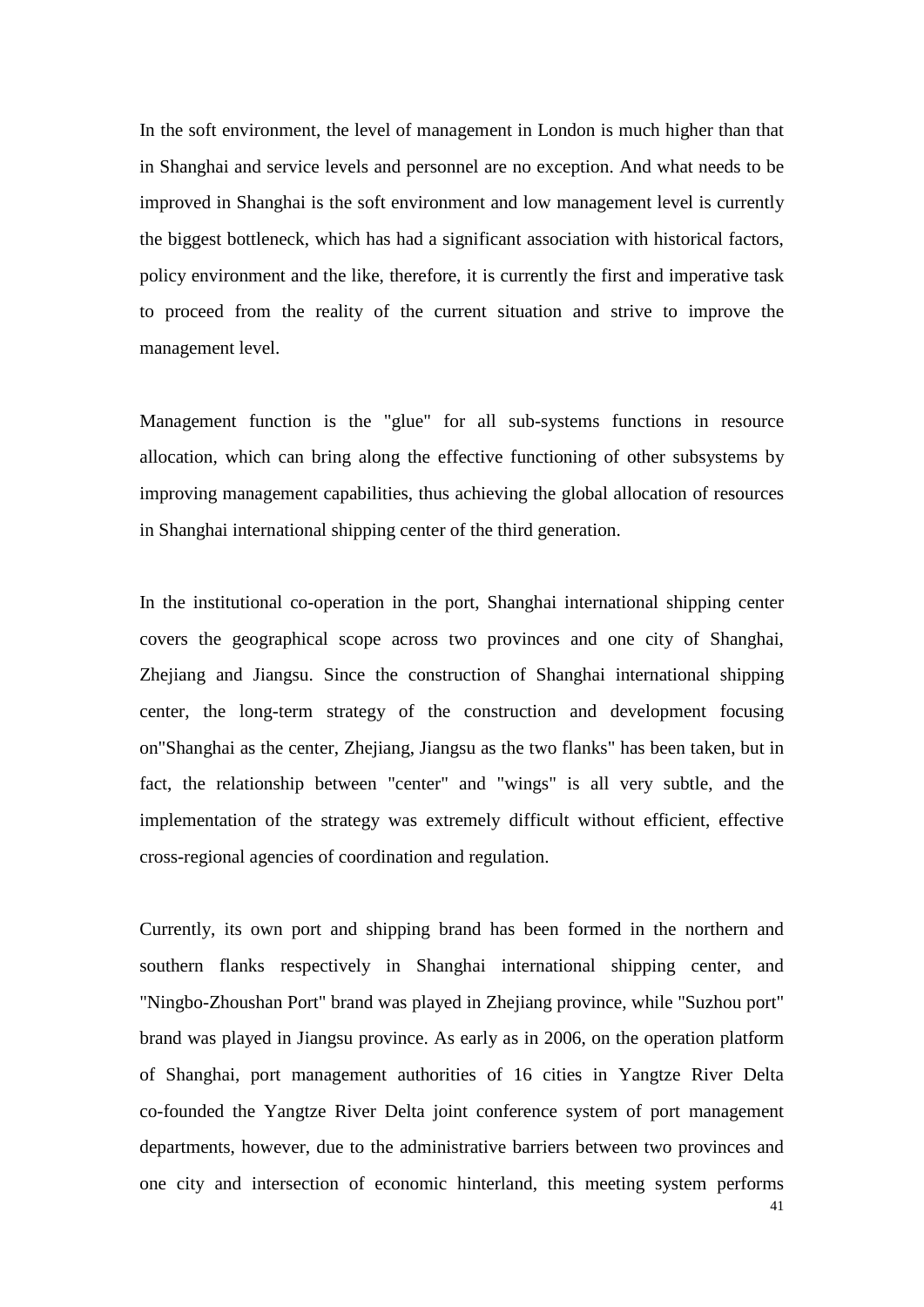In the soft environment, the level of management in London is much higher than that in Shanghai and service levels and personnel are no exception. And what needs to be improved in Shanghai is the soft environment and low management level is currently the biggest bottleneck, which has had a significant association with historical factors, policy environment and the like, therefore, it is currently the first and imperative task to proceed from the reality of the current situation and strive to improve the management level.

Management function is the "glue" for all sub-systems functions in resource allocation, which can bring along the effective functioning of other subsystems by improving management capabilities, thus achieving the global allocation of resources in Shanghai international shipping center of the third generation.

In the institutional co-operation in the port, Shanghai international shipping center covers the geographical scope across two provinces and one city of Shanghai, Zhejiang and Jiangsu. Since the construction of Shanghai international shipping center, the long-term strategy of the construction and development focusing on"Shanghai as the center, Zhejiang, Jiangsu as the two flanks" has been taken, but in fact, the relationship between "center" and "wings" is all very subtle, and the implementation of the strategy was extremely difficult without efficient, effective cross-regional agencies of coordination and regulation.

Currently, its own port and shipping brand has been formed in the northern and southern flanks respectively in Shanghai international shipping center, and "Ningbo-Zhoushan Port" brand was played in Zhejiang province, while "Suzhou port" brand was played in Jiangsu province. As early as in 2006, on the operation platform of Shanghai, port management authorities of 16 cities in Yangtze River Delta co-founded the Yangtze River Delta joint conference system of port management departments, however, due to the administrative barriers between two provinces and one city and intersection of economic hinterland, this meeting system performs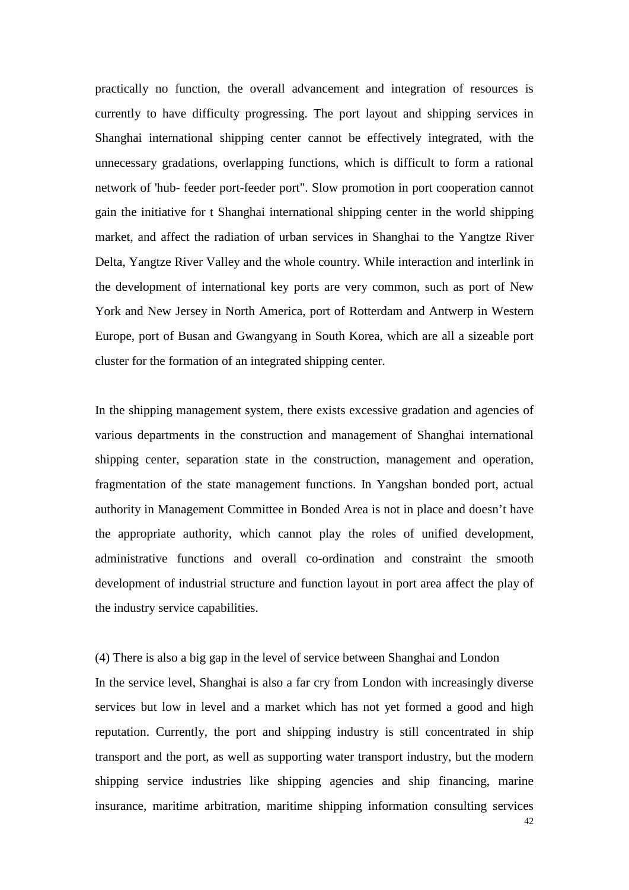practically no function, the overall advancement and integration of resources is currently to have difficulty progressing. The port layout and shipping services in Shanghai international shipping center cannot be effectively integrated, with the unnecessary gradations, overlapping functions, which is difficult to form a rational network of 'hub- feeder port-feeder port". Slow promotion in port cooperation cannot gain the initiative for t Shanghai international shipping center in the world shipping market, and affect the radiation of urban services in Shanghai to the Yangtze River Delta, Yangtze River Valley and the whole country. While interaction and interlink in the development of international key ports are very common, such as port of New York and New Jersey in North America, port of Rotterdam and Antwerp in Western Europe, port of Busan and Gwangyang in South Korea, which are all a sizeable port cluster for the formation of an integrated shipping center.

In the shipping management system, there exists excessive gradation and agencies of various departments in the construction and management of Shanghai international shipping center, separation state in the construction, management and operation, fragmentation of the state management functions. In Yangshan bonded port, actual authority in Management Committee in Bonded Area is not in place and doesn't have the appropriate authority, which cannot play the roles of unified development, administrative functions and overall co-ordination and constraint the smooth development of industrial structure and function layout in port area affect the play of the industry service capabilities.

(4) There is also a big gap in the level of service between Shanghai and London

In the service level, Shanghai is also a far cry from London with increasingly diverse services but low in level and a market which has not yet formed a good and high reputation. Currently, the port and shipping industry is still concentrated in ship transport and the port, as well as supporting water transport industry, but the modern shipping service industries like shipping agencies and ship financing, marine insurance, maritime arbitration, maritime shipping information consulting services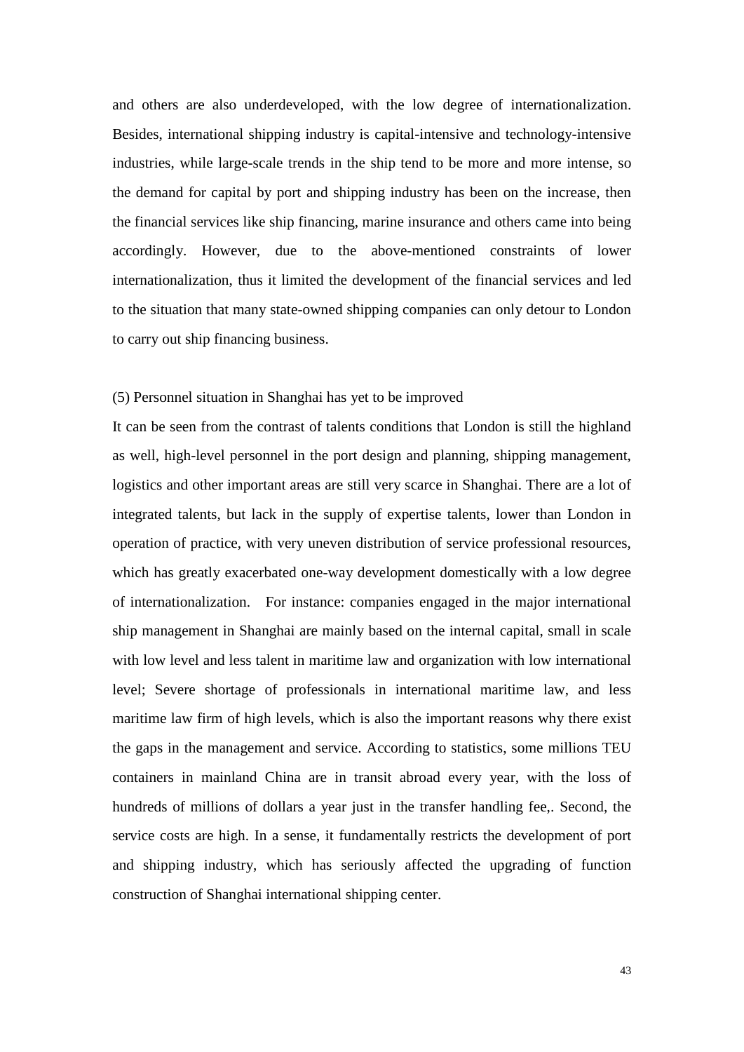and others are also underdeveloped, with the low degree of internationalization. Besides, international shipping industry is capital-intensive and technology-intensive industries, while large-scale trends in the ship tend to be more and more intense, so the demand for capital by port and shipping industry has been on the increase, then the financial services like ship financing, marine insurance and others came into being accordingly. However, due to the above-mentioned constraints of lower internationalization, thus it limited the development of the financial services and led to the situation that many state-owned shipping companies can only detour to London to carry out ship financing business.

(5) Personnel situation in Shanghai has yet to be improved

It can be seen from the contrast of talents conditions that London is still the highland as well, high-level personnel in the port design and planning, shipping management, logistics and other important areas are still very scarce in Shanghai. There are a lot of integrated talents, but lack in the supply of expertise talents, lower than London in operation of practice, with very uneven distribution of service professional resources, which has greatly exacerbated one-way development domestically with a low degree of internationalization. For instance: companies engaged in the major international ship management in Shanghai are mainly based on the internal capital, small in scale with low level and less talent in maritime law and organization with low international level; Severe shortage of professionals in international maritime law, and less maritime law firm of high levels, which is also the important reasons why there exist the gaps in the management and service. According to statistics, some millions TEU containers in mainland China are in transit abroad every year, with the loss of hundreds of millions of dollars a year just in the transfer handling fee,. Second, the service costs are high. In a sense, it fundamentally restricts the development of port and shipping industry, which has seriously affected the upgrading of function construction of Shanghai international shipping center.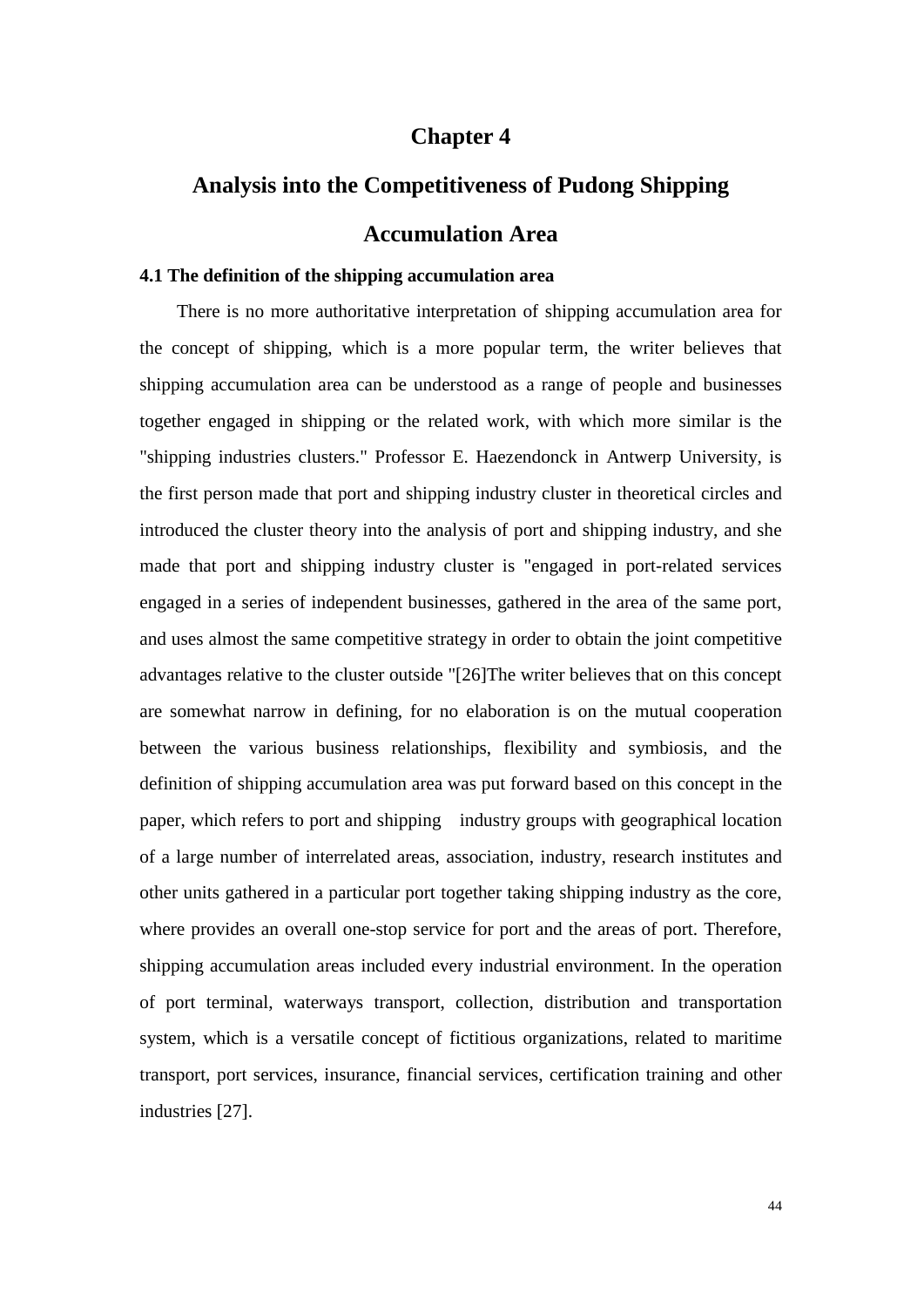# Chapter 4

# Analysis into the Competitiveness of Pudong Shipping Accumulation Area

### 4.1 The definition of the shipping accumulation area

There is no more authoritative interpretation of shipping accumulation area for the concept of shipping, which is a more popular term, the writer believes that shipping accumulation area can be understood as a range of people and businesses together engaged in shipping or the related work, with which more similar is the "shipping industries clusters." Professor E. Haezendonck in Antwerp University, is the first person made that port and shipping industry cluster in theoretical circles and introduced the cluster theory into the analysis of port and shipping industry, and she made that port and shipping industry cluster is "engaged in port-related services engaged in a series of independent businesses, gathered in the area of the same port, and uses almost the same competitive strategy in order to obtain the joint competitive advantages relative to the cluster outside "[26]The writer believes that on this concept are somewhat narrow in defining, for no elaboration is on the mutual cooperation between the various business relationships, flexibility and symbiosis, and the definition of shipping accumulation area was put forward based on this concept in the paper, which refers to port and shipping industry groups with geographical location of a large number of interrelated areas, association, industry, research institutes and other units gathered in a particular port together taking shipping industry as the core, where provides an overall one-stop service for port and the areas of port. Therefore, shipping accumulation areas included every industrial environment. In the operation of port terminal, waterways transport, collection, distribution and transportation system, which is a versatile concept of fictitious organizations, related to maritime transport, port services, insurance, financial services, certification training and other industries [27].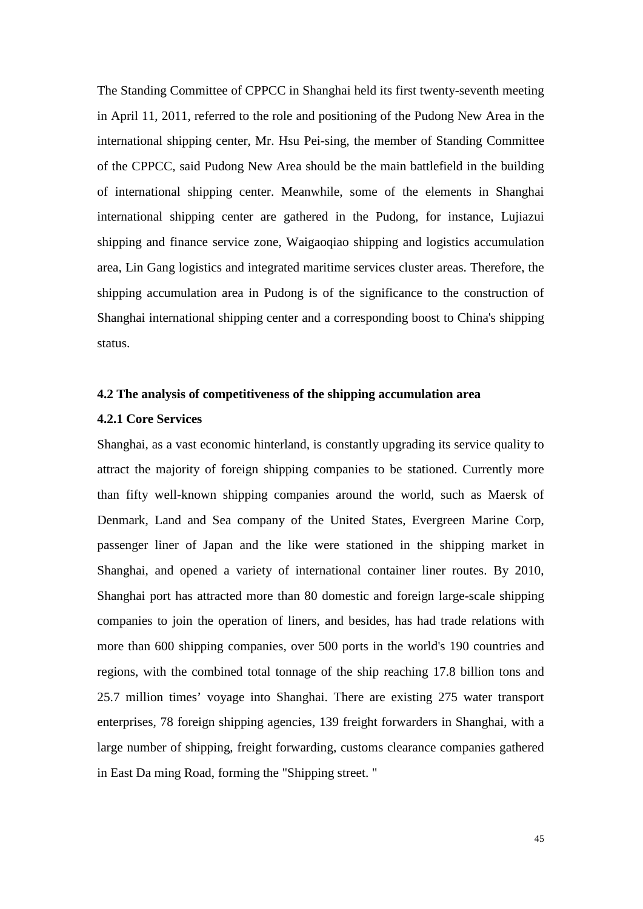The Standing Committee of CPPCC in Shanghai held its first twenty-seventh meeting in April 11, 2011, referred to the role and positioning of the Pudong New Area in the international shipping center, Mr. Hsu Pei-sing, the member of Standing Committee of the CPPCC, said Pudong New Area should be the main battlefield in the building of international shipping center. Meanwhile, some of the elements in Shanghai international shipping center are gathered in the Pudong, for instance, Lujiazui shipping and finance service zone, Waigaoqiao shipping and logistics accumulation area, Lin Gang logistics and integrated maritime services cluster areas. Therefore, the shipping accumulation area in Pudong is of the significance to the construction of Shanghai international shipping center and a corresponding boost to China's shipping status.

### 4.2 The analysis of competitiveness of the shipping accumulation area

#### 4.2.1 Core Services

Shanghai, as a vast economic hinterland, is constantly upgrading its service quality to attract the majority of foreign shipping companies to be stationed. Currently more than fifty well-known shipping companies around the world, such as Maersk of Denmark, Land and Sea company of the United States, Evergreen Marine Corp, passenger liner of Japan and the like were stationed in the shipping market in Shanghai, and opened a variety of international container liner routes. By 2010, Shanghai port has attracted more than 80 domestic and foreign large-scale shipping companies to join the operation of liners, and besides, has had trade relations with more than 600 shipping companies, over 500 ports in the world's 190 countries and regions, with the combined total tonnage of the ship reaching 17.8 billion tons and 25.7 million times' voyage into Shanghai. There are existing 275 water transport enterprises, 78 foreign shipping agencies, 139 freight forwarders in Shanghai, with a large number of shipping, freight forwarding, customs clearance companies gathered in East Da ming Road, forming the "Shipping street. "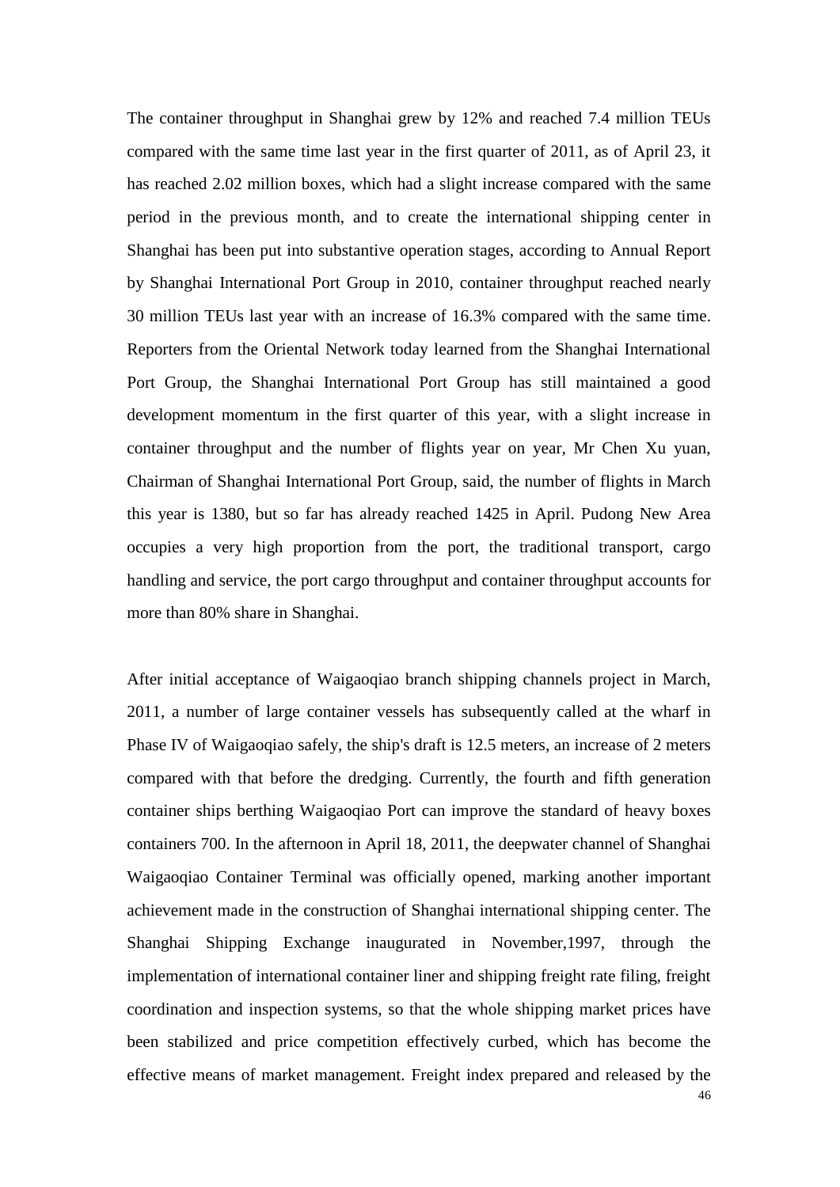The container throughput in Shanghai grew by 12% and reached 7.4 million TEUs compared with the same time last year in the first quarter of 2011, as of April 23, it has reached 2.02 million boxes, which had a slight increase compared with the same period in the previous month, and to create the international shipping center in Shanghai has been put into substantive operation stages, according to Annual Report by Shanghai International Port Group in 2010, container throughput reached nearly 30 million TEUs last year with an increase of 16.3% compared with the same time. Reporters from the Oriental Network today learned from the Shanghai International Port Group, the Shanghai International Port Group has still maintained a good development momentum in the first quarter of this year, with a slight increase in container throughput and the number of flights year on year, Mr Chen Xu yuan, Chairman of Shanghai International Port Group, said, the number of flights in March this year is 1380, but so far has already reached 1425 in April. Pudong New Area occupies a very high proportion from the port, the traditional transport, cargo handling and service, the port cargo throughput and container throughput accounts for more than 80% share in Shanghai.

After initial acceptance of Waigaoqiao branch shipping channels project in March, 2011, a number of large container vessels has subsequently called at the wharf in Phase IV of Waigaoqiao safely, the ship's draft is 12.5 meters, an increase of 2 meters compared with that before the dredging. Currently, the fourth and fifth generation container ships berthing Waigaoqiao Port can improve the standard of heavy boxes containers 700. In the afternoon in April 18, 2011, the deepwater channel of Shanghai Waigaoqiao Container Terminal was officially opened, marking another important achievement made in the construction of Shanghai international shipping center. The Shanghai Shipping Exchange inaugurated in November,1997, through the implementation of international container liner and shipping freight rate filing, freight coordination and inspection systems, so that the whole shipping market prices have been stabilized and price competition effectively curbed, which has become the effective means of market management. Freight index prepared and released by the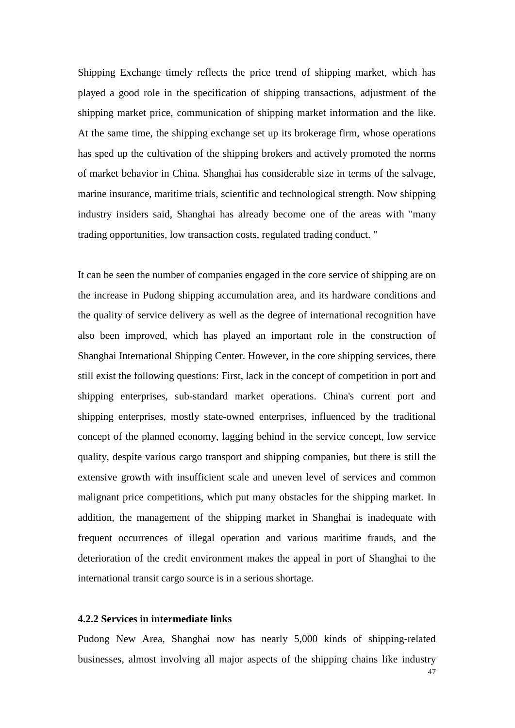Shipping Exchange timely reflects the price trend of shipping market, which has played a good role in the specification of shipping transactions, adjustment of the shipping market price, communication of shipping market information and the like. At the same time, the shipping exchange set up its brokerage firm, whose operations has sped up the cultivation of the shipping brokers and actively promoted the norms of market behavior in China. Shanghai has considerable size in terms of the salvage, marine insurance, maritime trials, scientific and technological strength. Now shipping industry insiders said, Shanghai has already become one of the areas with "many trading opportunities, low transaction costs, regulated trading conduct. "

It can be seen the number of companies engaged in the core service of shipping are on the increase in Pudong shipping accumulation area, and its hardware conditions and the quality of service delivery as well as the degree of international recognition have also been improved, which has played an important role in the construction of Shanghai International Shipping Center. However, in the core shipping services, there still exist the following questions: First, lack in the concept of competition in port and shipping enterprises, sub-standard market operations. China's current port and shipping enterprises, mostly state-owned enterprises, influenced by the traditional concept of the planned economy, lagging behind in the service concept, low service quality, despite various cargo transport and shipping companies, but there is still the extensive growth with insufficient scale and uneven level of services and common malignant price competitions, which put many obstacles for the shipping market. In addition, the management of the shipping market in Shanghai is inadequate with frequent occurrences of illegal operation and various maritime frauds, and the deterioration of the credit environment makes the appeal in port of Shanghai to the international transit cargo source is in a serious shortage.

#### 4.2.2 Services in intermediate links

Pudong New Area, Shanghai now has nearly 5,000 kinds of shipping-related businesses, almost involving all major aspects of the shipping chains like industry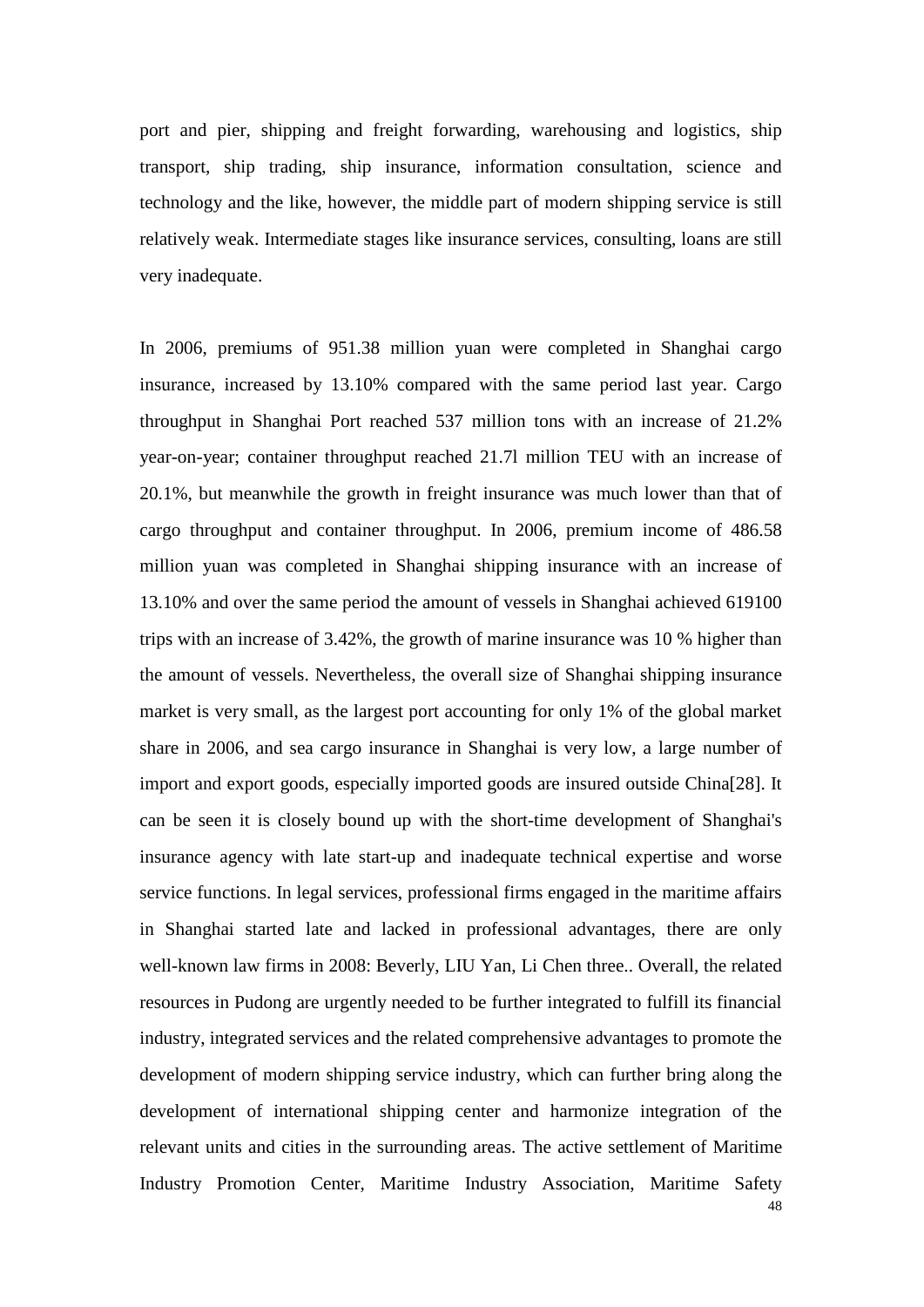port and pier, shipping and freight forwarding, warehousing and logistics, ship transport, ship trading, ship insurance, information consultation, science and technology and the like, however, the middle part of modern shipping service is still relatively weak. Intermediate stages like insurance services, consulting, loans are still very inadequate.

In 2006, premiums of 951.38 million yuan were completed in Shanghai cargo insurance, increased by 13.10% compared with the same period last year. Cargo throughput in Shanghai Port reached 537 million tons with an increase of 21.2% year-on-year; container throughput reached 21.7l million TEU with an increase of 20.1%, but meanwhile the growth in freight insurance was much lower than that of cargo throughput and container throughput. In 2006, premium income of 486.58 million yuan was completed in Shanghai shipping insurance with an increase of 13.10% and over the same period the amount of vessels in Shanghai achieved 619100 trips with an increase of 3.42%, the growth of marine insurance was 10 % higher than the amount of vessels. Nevertheless, the overall size of Shanghai shipping insurance market is very small, as the largest port accounting for only 1% of the global market share in 2006, and sea cargo insurance in Shanghai is very low, a large number of import and export goods, especially imported goods are insured outside China[28]. It can be seen it is closely bound up with the short-time development of Shanghai's insurance agency with late start-up and inadequate technical expertise and worse service functions. In legal services, professional firms engaged in the maritime affairs in Shanghai started late and lacked in professional advantages, there are only well-known law firms in 2008: Beverly, LIU Yan, Li Chen three.. Overall, the related resources in Pudong are urgently needed to be further integrated to fulfill its financial industry, integrated services and the related comprehensive advantages to promote the development of modern shipping service industry, which can further bring along the development of international shipping center and harmonize integration of the relevant units and cities in the surrounding areas. The active settlement of Maritime Industry Promotion Center, Maritime Industry Association, Maritime Safety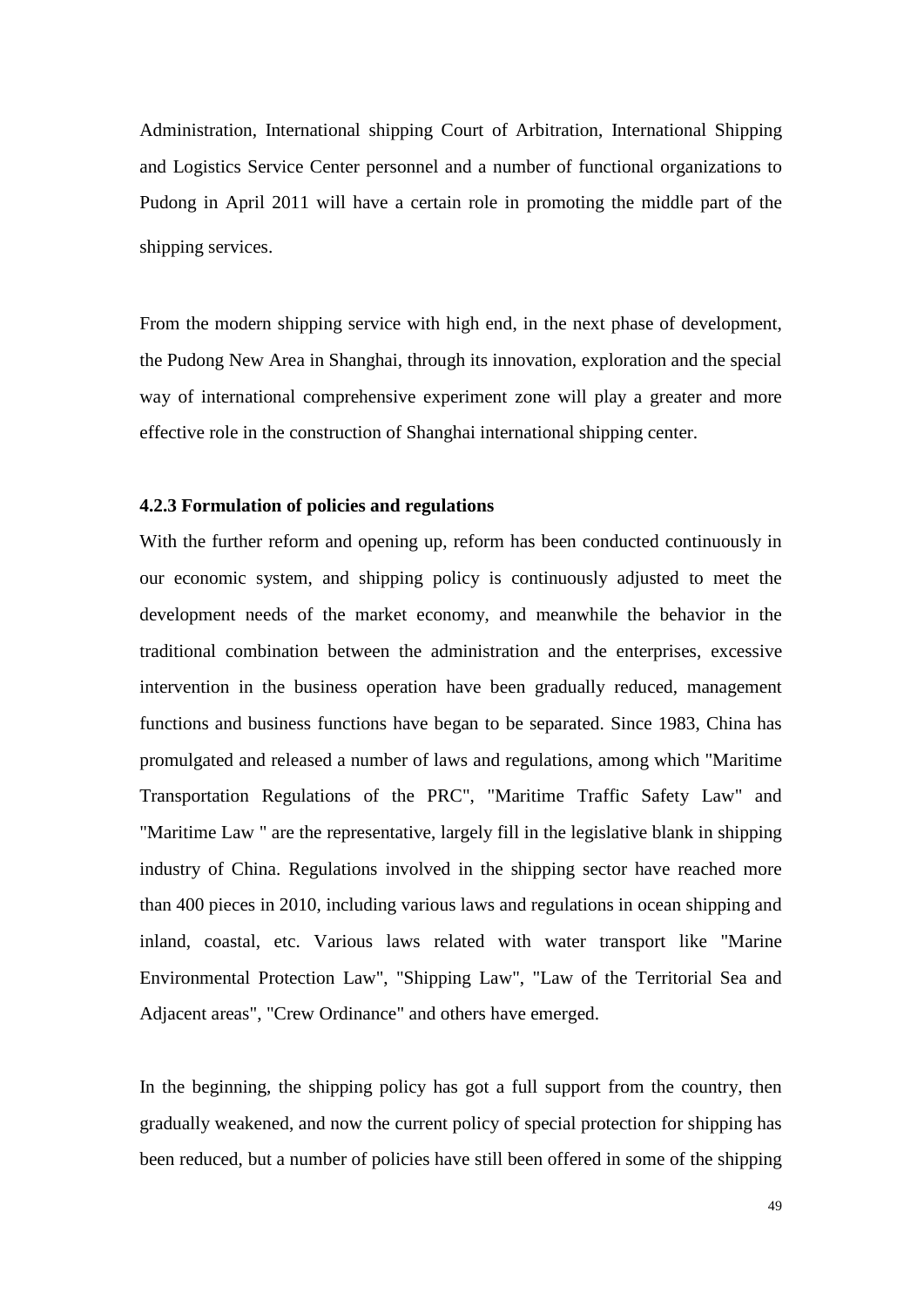Administration, International shipping Court of Arbitration, International Shipping and Logistics Service Center personnel and a number of functional organizations to Pudong in April 2011 will have a certain role in promoting the middle part of the shipping services.

From the modern shipping service with high end, in the next phase of development, the Pudong New Area in Shanghai, through its innovation, exploration and the special way of international comprehensive experiment zone will play a greater and more effective role in the construction of Shanghai international shipping center.

### 4.2.3 Formulation of policies and regulations

With the further reform and opening up, reform has been conducted continuously in our economic system, and shipping policy is continuously adjusted to meet the development needs of the market economy, and meanwhile the behavior in the traditional combination between the administration and the enterprises, excessive intervention in the business operation have been gradually reduced, management functions and business functions have began to be separated. Since 1983, China has promulgated and released a number of laws and regulations, among which "Maritime Transportation Regulations of the PRC", "Maritime Traffic Safety Law" and "Maritime Law " are the representative, largely fill in the legislative blank in shipping industry of China. Regulations involved in the shipping sector have reached more than 400 pieces in 2010, including various laws and regulations in ocean shipping and inland, coastal, etc. Various laws related with water transport like "Marine Environmental Protection Law", "Shipping Law", "Law of the Territorial Sea and Adjacent areas", "Crew Ordinance" and others have emerged.

In the beginning, the shipping policy has got a full support from the country, then gradually weakened, and now the current policy of special protection for shipping has been reduced, but a number of policies have still been offered in some of the shipping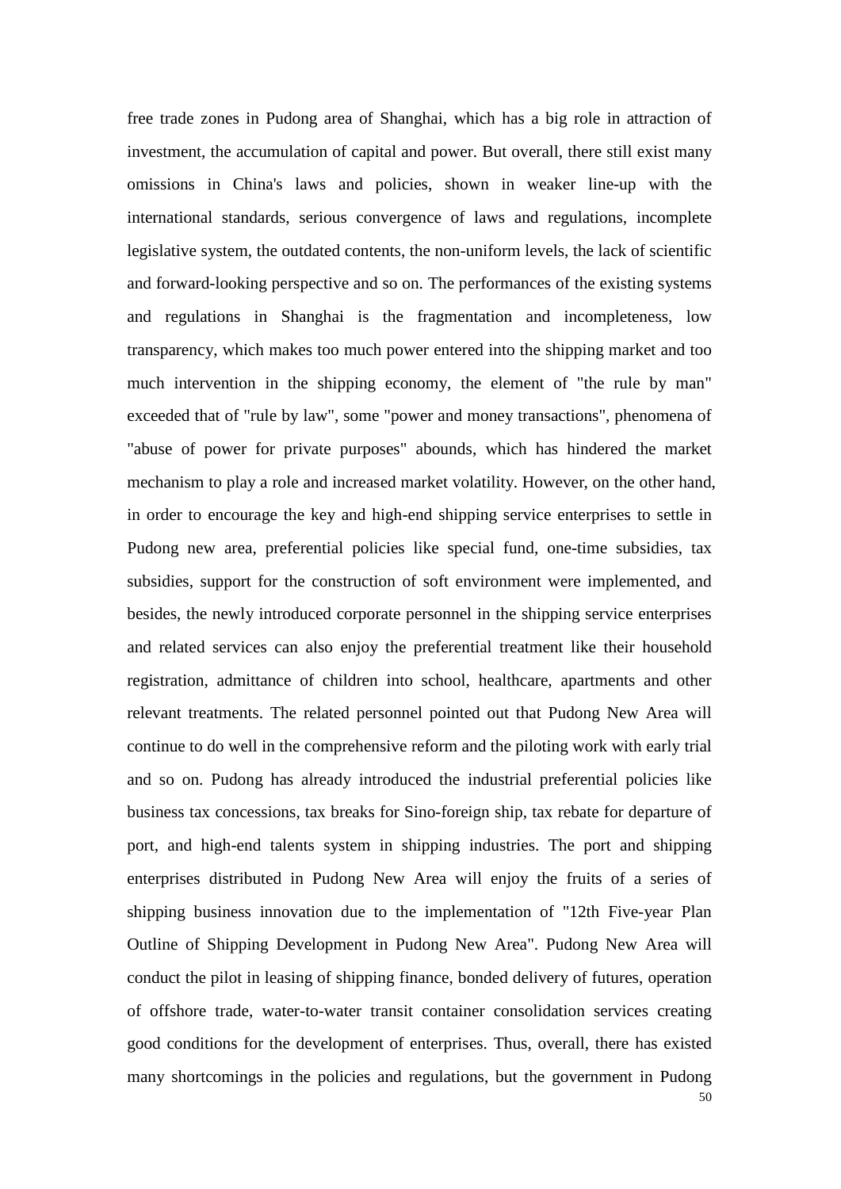free trade zones in Pudong area of Shanghai, which has a big role in attraction of investment, the accumulation of capital and power. But overall, there still exist many omissions in China's laws and policies, shown in weaker line-up with the international standards, serious convergence of laws and regulations, incomplete legislative system, the outdated contents, the non-uniform levels, the lack of scientific and forward-looking perspective and so on. The performances of the existing systems and regulations in Shanghai is the fragmentation and incompleteness, low transparency, which makes too much power entered into the shipping market and too much intervention in the shipping economy, the element of "the rule by man" exceeded that of "rule by law", some "power and money transactions", phenomena of "abuse of power for private purposes" abounds, which has hindered the market mechanism to play a role and increased market volatility. However, on the other hand, in order to encourage the key and high-end shipping service enterprises to settle in Pudong new area, preferential policies like special fund, one-time subsidies, tax subsidies, support for the construction of soft environment were implemented, and besides, the newly introduced corporate personnel in the shipping service enterprises and related services can also enjoy the preferential treatment like their household registration, admittance of children into school, healthcare, apartments and other relevant treatments. The related personnel pointed out that Pudong New Area will continue to do well in the comprehensive reform and the piloting work with early trial and so on. Pudong has already introduced the industrial preferential policies like business tax concessions, tax breaks for Sino-foreign ship, tax rebate for departure of port, and high-end talents system in shipping industries. The port and shipping enterprises distributed in Pudong New Area will enjoy the fruits of a series of shipping business innovation due to the implementation of "12th Five-year Plan Outline of Shipping Development in Pudong New Area". Pudong New Area will conduct the pilot in leasing of shipping finance, bonded delivery of futures, operation of offshore trade, water-to-water transit container consolidation services creating good conditions for the development of enterprises. Thus, overall, there has existed many shortcomings in the policies and regulations, but the government in Pudong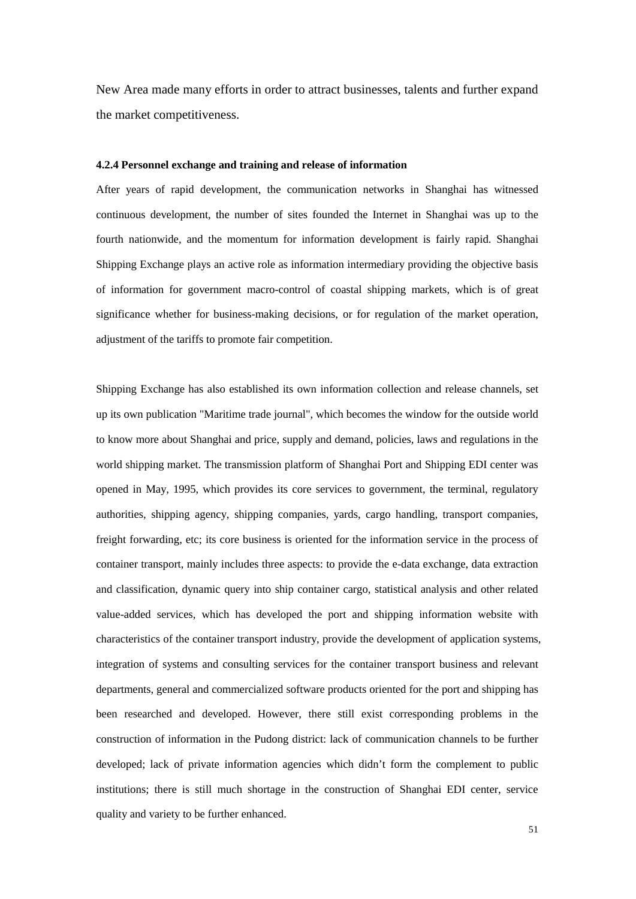New Area made many efforts in order to attract businesses, talents and further expand the market competitiveness.

#### 4.2.4 Personnel exchange and training and release of information

After years of rapid development, the communication networks in Shanghai has witnessed continuous development, the number of sites founded the Internet in Shanghai was up to the fourth nationwide, and the momentum for information development is fairly rapid. Shanghai Shipping Exchange plays an active role as information intermediary providing the objective basis of information for government macro-control of coastal shipping markets, which is of great significance whether for business-making decisions, or for regulation of the market operation, adjustment of the tariffs to promote fair competition.

Shipping Exchange has also established its own information collection and release channels, set up its own publication "Maritime trade journal", which becomes the window for the outside world to know more about Shanghai and price, supply and demand, policies, laws and regulations in the world shipping market. The transmission platform of Shanghai Port and Shipping EDI center was opened in May, 1995, which provides its core services to government, the terminal, regulatory authorities, shipping agency, shipping companies, yards, cargo handling, transport companies, freight forwarding, etc; its core business is oriented for the information service in the process of container transport, mainly includes three aspects: to provide the e-data exchange, data extraction and classification, dynamic query into ship container cargo, statistical analysis and other related value-added services, which has developed the port and shipping information website with characteristics of the container transport industry, provide the development of application systems, integration of systems and consulting services for the container transport business and relevant departments, general and commercialized software products oriented for the port and shipping has been researched and developed. However, there still exist corresponding problems in the construction of information in the Pudong district: lack of communication channels to be further developed; lack of private information agencies which didn’t form the complement to public institutions; there is still much shortage in the construction of Shanghai EDI center, service quality and variety to be further enhanced.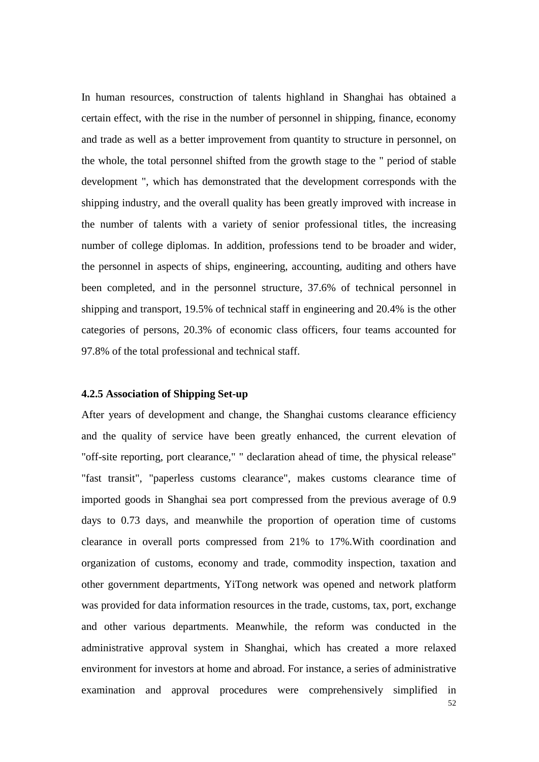In human resources, construction of talents highland in Shanghai has obtained a certain effect, with the rise in the number of personnel in shipping, finance, economy and trade as well as a better improvement from quantity to structure in personnel, on the whole, the total personnel shifted from the growth stage to the " period of stable development ", which has demonstrated that the development corresponds with the shipping industry, and the overall quality has been greatly improved with increase in the number of talents with a variety of senior professional titles, the increasing number of college diplomas. In addition, professions tend to be broader and wider, the personnel in aspects of ships, engineering, accounting, auditing and others have been completed, and in the personnel structure, 37.6% of technical personnel in shipping and transport, 19.5% of technical staff in engineering and 20.4% is the other categories of persons, 20.3% of economic class officers, four teams accounted for 97.8% of the total professional and technical staff.

#### 4.2.5 Association of Shipping Set-up

After years of development and change, the Shanghai customs clearance efficiency and the quality of service have been greatly enhanced, the current elevation of "off-site reporting, port clearance," " declaration ahead of time, the physical release" "fast transit", "paperless customs clearance", makes customs clearance time of imported goods in Shanghai sea port compressed from the previous average of 0.9 days to 0.73 days, and meanwhile the proportion of operation time of customs clearance in overall ports compressed from 21% to 17%.With coordination and organization of customs, economy and trade, commodity inspection, taxation and other government departments, YiTong network was opened and network platform was provided for data information resources in the trade, customs, tax, port, exchange and other various departments. Meanwhile, the reform was conducted in the administrative approval system in Shanghai, which has created a more relaxed environment for investors at home and abroad. For instance, a series of administrative examination and approval procedures were comprehensively simplified in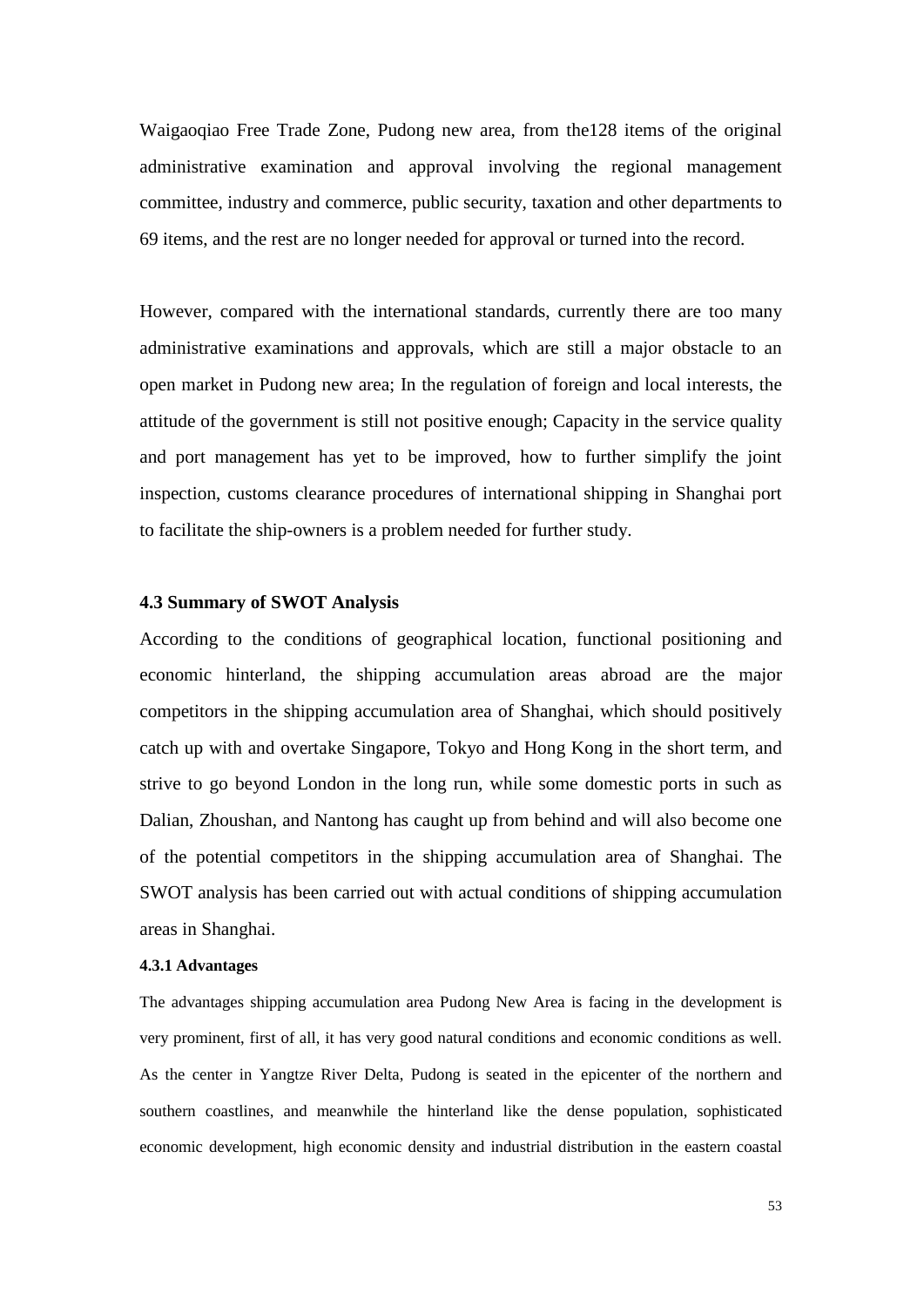Waigaoqiao Free Trade Zone, Pudong new area, from the128 items of the original administrative examination and approval involving the regional management committee, industry and commerce, public security, taxation and other departments to 69 items, and the rest are no longer needed for approval or turned into the record.

However, compared with the international standards, currently there are too many administrative examinations and approvals, which are still a major obstacle to an open market in Pudong new area; In the regulation of foreign and local interests, the attitude of the government is still not positive enough; Capacity in the service quality and port management has yet to be improved, how to further simplify the joint inspection, customs clearance procedures of international shipping in Shanghai port to facilitate the ship-owners is a problem needed for further study.

### 4.3 Summary of SWOT Analysis

According to the conditions of geographical location, functional positioning and economic hinterland, the shipping accumulation areas abroad are the major competitors in the shipping accumulation area of Shanghai, which should positively catch up with and overtake Singapore, Tokyo and Hong Kong in the short term, and strive to go beyond London in the long run, while some domestic ports in such as Dalian, Zhoushan, and Nantong has caught up from behind and will also become one of the potential competitors in the shipping accumulation area of Shanghai. The SWOT analysis has been carried out with actual conditions of shipping accumulation areas in Shanghai.

#### 4.3.1 Advantages

The advantages shipping accumulation area Pudong New Area is facing in the development is very prominent, first of all, it has very good natural conditions and economic conditions as well. As the center in Yangtze River Delta, Pudong is seated in the epicenter of the northern and southern coastlines, and meanwhile the hinterland like the dense population, sophisticated economic development, high economic density and industrial distribution in the eastern coastal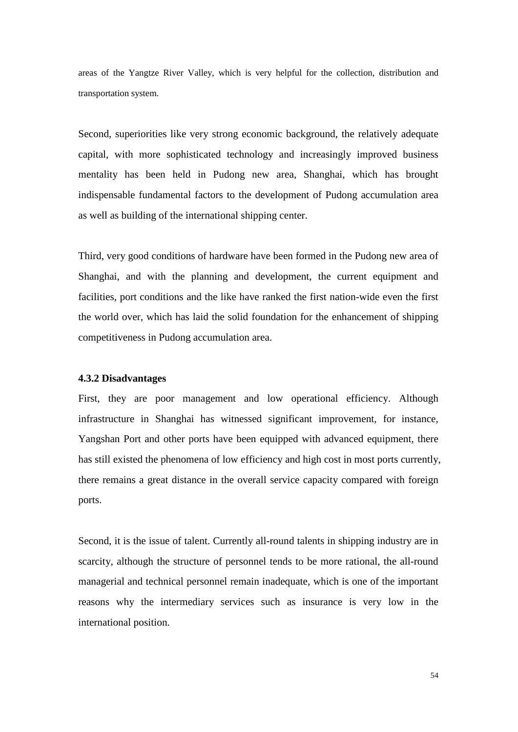areas of the Yangtze River Valley, which is very helpful for the collection, distribution and transportation system.

Second, superiorities like very strong economic background, the relatively adequate capital, with more sophisticated technology and increasingly improved business mentality has been held in Pudong new area, Shanghai, which has brought indispensable fundamental factors to the development of Pudong accumulation area as well as building of the international shipping center.

Third, very good conditions of hardware have been formed in the Pudong new area of Shanghai, and with the planning and development, the current equipment and facilities, port conditions and the like have ranked the first nation-wide even the first the world over, which has laid the solid foundation for the enhancement of shipping competitiveness in Pudong accumulation area.

### 4.3.2 Disadvantages

First, they are poor management and low operational efficiency. Although infrastructure in Shanghai has witnessed significant improvement, for instance, Yangshan Port and other ports have been equipped with advanced equipment, there has still existed the phenomena of low efficiency and high cost in most ports currently, there remains a great distance in the overall service capacity compared with foreign ports.

Second, it is the issue of talent. Currently all-round talents in shipping industry are in scarcity, although the structure of personnel tends to be more rational, the all-round managerial and technical personnel remain inadequate, which is one of the important reasons why the intermediary services such as insurance is very low in the international position.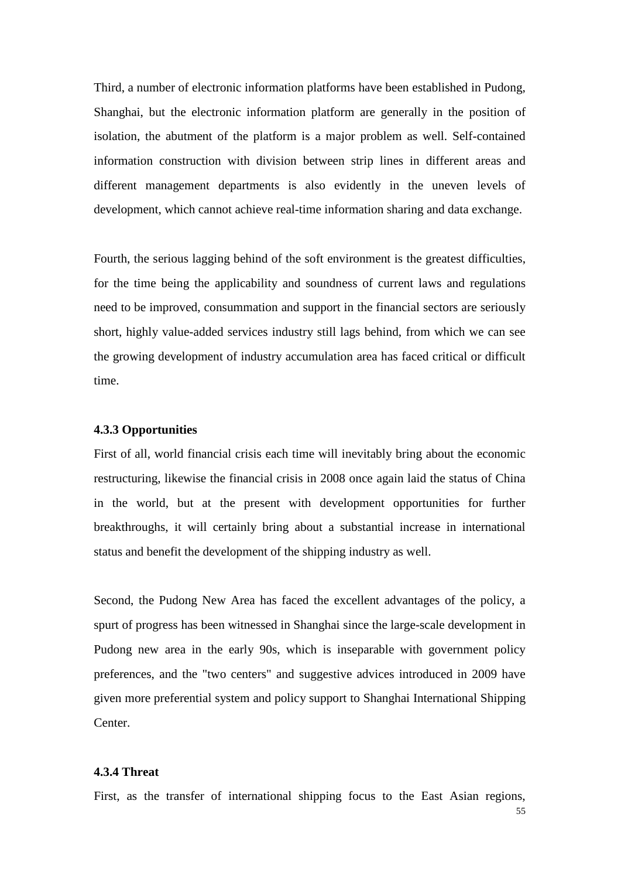Third, a number of electronic information platforms have been established in Pudong, Shanghai, but the electronic information platform are generally in the position of isolation, the abutment of the platform is a major problem as well. Self-contained information construction with division between strip lines in different areas and different management departments is also evidently in the uneven levels of development, which cannot achieve real-time information sharing and data exchange.

Fourth, the serious lagging behind of the soft environment is the greatest difficulties, for the time being the applicability and soundness of current laws and regulations need to be improved, consummation and support in the financial sectors are seriously short, highly value-added services industry still lags behind, from which we can see the growing development of industry accumulation area has faced critical or difficult time.

### 4.3.3 Opportunities

First of all, world financial crisis each time will inevitably bring about the economic restructuring, likewise the financial crisis in 2008 once again laid the status of China in the world, but at the present with development opportunities for further breakthroughs, it will certainly bring about a substantial increase in international status and benefit the development of the shipping industry as well.

Second, the Pudong New Area has faced the excellent advantages of the policy, a spurt of progress has been witnessed in Shanghai since the large-scale development in Pudong new area in the early 90s, which is inseparable with government policy preferences, and the "two centers" and suggestive advices introduced in 2009 have given more preferential system and policy support to Shanghai International Shipping Center.

### 4.3.4 Threat

First, as the transfer of international shipping focus to the East Asian regions,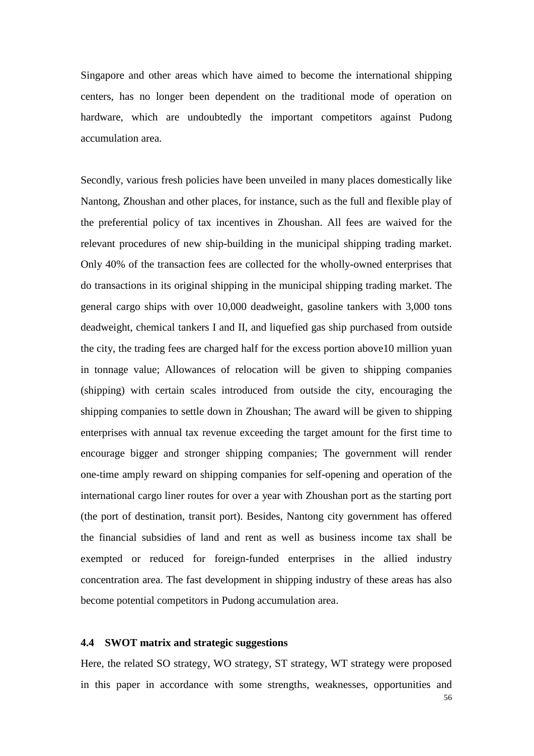Singapore and other areas which have aimed to become the international shipping centers, has no longer been dependent on the traditional mode of operation on hardware, which are undoubtedly the important competitors against Pudong accumulation area.

Secondly, various fresh policies have been unveiled in many places domestically like Nantong, Zhoushan and other places, for instance, such as the full and flexible play of the preferential policy of tax incentives in Zhoushan. All fees are waived for the relevant procedures of new ship-building in the municipal shipping trading market. Only 40% of the transaction fees are collected for the wholly-owned enterprises that do transactions in its original shipping in the municipal shipping trading market. The general cargo ships with over 10,000 deadweight, gasoline tankers with 3,000 tons deadweight, chemical tankers I and II, and liquefied gas ship purchased from outside the city, the trading fees are charged half for the excess portion above10 million yuan in tonnage value; Allowances of relocation will be given to shipping companies (shipping) with certain scales introduced from outside the city, encouraging the shipping companies to settle down in Zhoushan; The award will be given to shipping enterprises with annual tax revenue exceeding the target amount for the first time to encourage bigger and stronger shipping companies; The government will render one-time amply reward on shipping companies for self-opening and operation of the international cargo liner routes for over a year with Zhoushan port as the starting port (the port of destination, transit port). Besides, Nantong city government has offered the financial subsidies of land and rent as well as business income tax shall be exempted or reduced for foreign-funded enterprises in the allied industry concentration area. The fast development in shipping industry of these areas has also become potential competitors in Pudong accumulation area.

### 4.4 SWOT matrix and strategic suggestions

Here, the related SO strategy, WO strategy, ST strategy, WT strategy were proposed in this paper in accordance with some strengths, weaknesses, opportunities and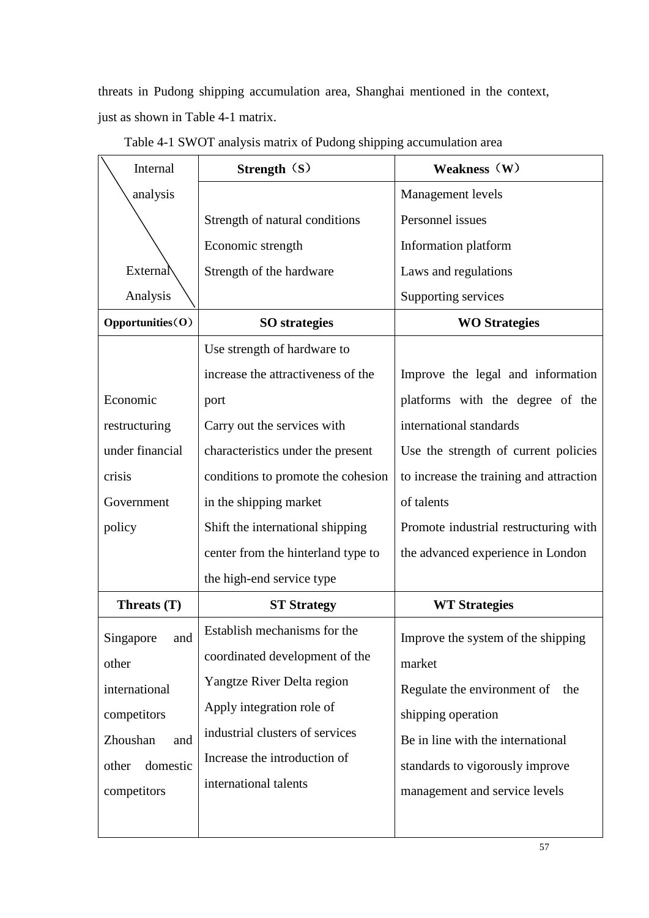threats in Pudong shipping accumulation area, Shanghai mentioned in the context, just as shown in Table 4-1 matrix.

Table 4-1 SWOT analysis matrix of Pudong shipping accumulation area

| Internal analysis / External Analysis | **Strength（S）** | **Weakness（W）** |
|---|---|---|
| | Strength of natural conditions<br>Economic strength<br>Strength of the hardware | Management levels<br>Personnel issues<br>Information platform<br>Laws and regulations<br>Supporting services |
| **Opportunities（O）** | **SO strategies** | **WO Strategies** |
| Economic restructuring under financial crisis<br>Government policy | Use strength of hardware to increase the attractiveness of the port<br>Carry out the services with characteristics under the present conditions to promote the cohesion in the shipping market<br>Shift the international shipping center from the hinterland type to the high-end service type | Improve the legal and information platforms with the degree of the international standards<br>Use the strength of current policies to increase the training and attraction of talents<br>Promote industrial restructuring with the advanced experience in London |
| **Threats (T)** | **ST Strategy** | **WT Strategies** |
| Singapore and other international competitors<br>Zhoushan and other domestic competitors | Establish mechanisms for the coordinated development of the Yangtze River Delta region<br>Apply integration role of industrial clusters of services<br>Increase the introduction of international talents | Improve the system of the shipping market<br>Regulate the environment of the shipping operation<br>Be in line with the international standards to vigorously improve management and service levels |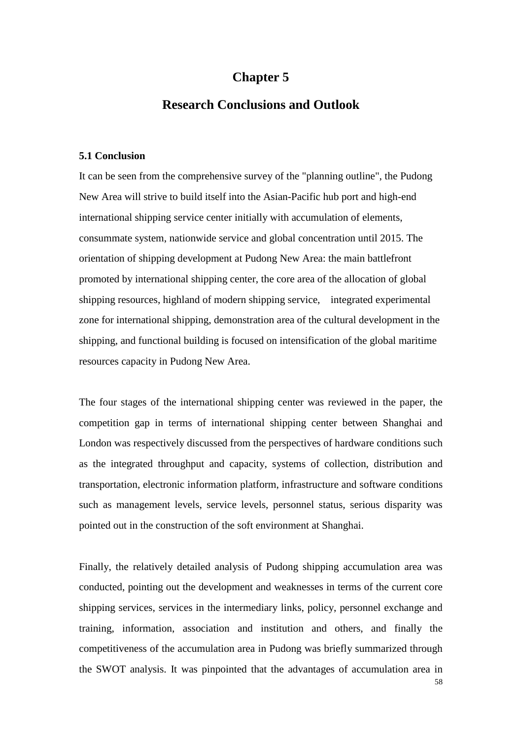# Chapter 5

# Research Conclusions and Outlook

### 5.1 Conclusion

It can be seen from the comprehensive survey of the "planning outline", the Pudong New Area will strive to build itself into the Asian-Pacific hub port and high-end international shipping service center initially with accumulation of elements, consummate system, nationwide service and global concentration until 2015. The orientation of shipping development at Pudong New Area: the main battlefront promoted by international shipping center, the core area of the allocation of global shipping resources, highland of modern shipping service, integrated experimental zone for international shipping, demonstration area of the cultural development in the shipping, and functional building is focused on intensification of the global maritime resources capacity in Pudong New Area.

The four stages of the international shipping center was reviewed in the paper, the competition gap in terms of international shipping center between Shanghai and London was respectively discussed from the perspectives of hardware conditions such as the integrated throughput and capacity, systems of collection, distribution and transportation, electronic information platform, infrastructure and software conditions such as management levels, service levels, personnel status, serious disparity was pointed out in the construction of the soft environment at Shanghai.

Finally, the relatively detailed analysis of Pudong shipping accumulation area was conducted, pointing out the development and weaknesses in terms of the current core shipping services, services in the intermediary links, policy, personnel exchange and training, information, association and institution and others, and finally the competitiveness of the accumulation area in Pudong was briefly summarized through the SWOT analysis. It was pinpointed that the advantages of accumulation area in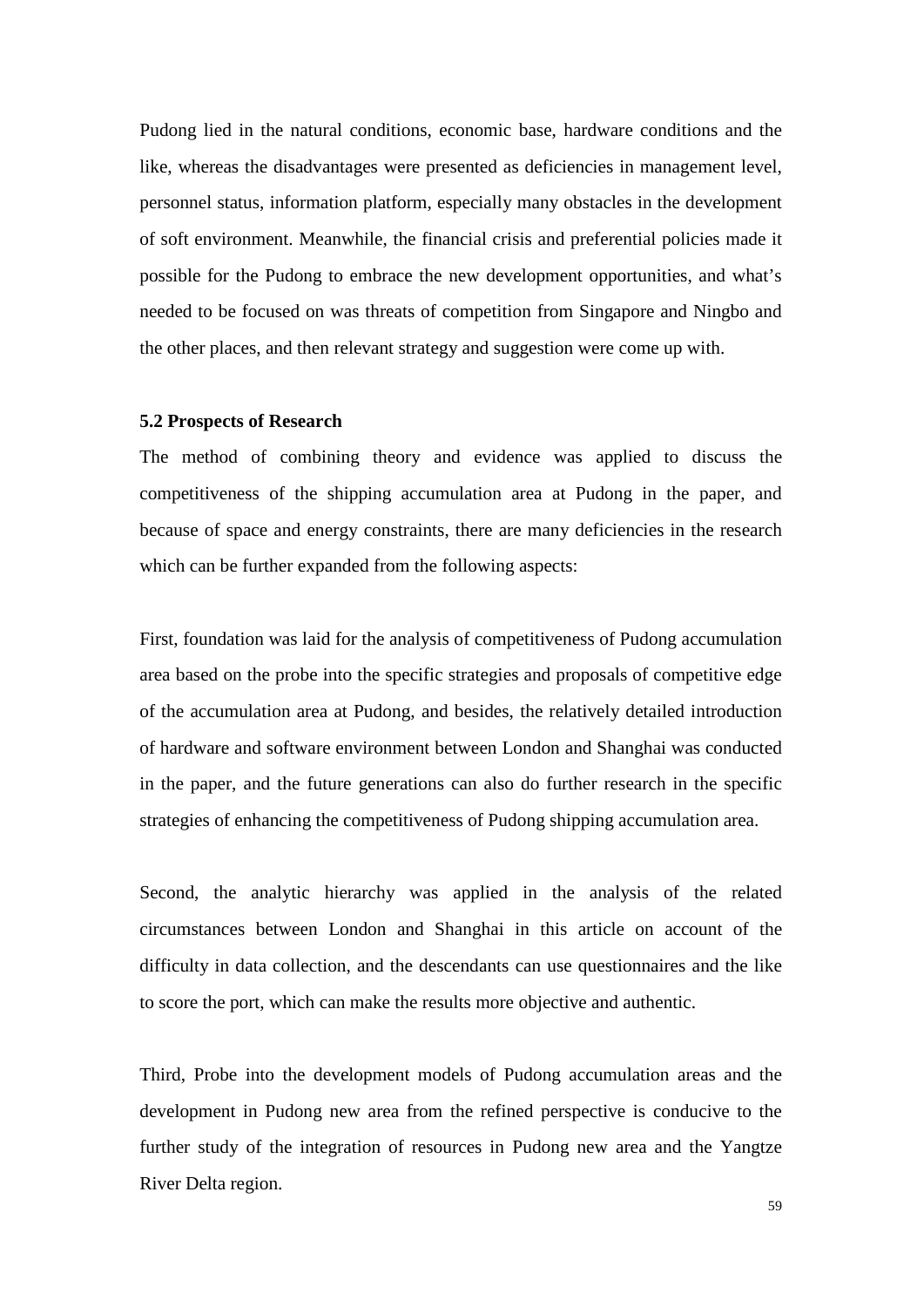Pudong lied in the natural conditions, economic base, hardware conditions and the like, whereas the disadvantages were presented as deficiencies in management level, personnel status, information platform, especially many obstacles in the development of soft environment. Meanwhile, the financial crisis and preferential policies made it possible for the Pudong to embrace the new development opportunities, and what's needed to be focused on was threats of competition from Singapore and Ningbo and the other places, and then relevant strategy and suggestion were come up with.

### 5.2 Prospects of Research

The method of combining theory and evidence was applied to discuss the competitiveness of the shipping accumulation area at Pudong in the paper, and because of space and energy constraints, there are many deficiencies in the research which can be further expanded from the following aspects:

First, foundation was laid for the analysis of competitiveness of Pudong accumulation area based on the probe into the specific strategies and proposals of competitive edge of the accumulation area at Pudong, and besides, the relatively detailed introduction of hardware and software environment between London and Shanghai was conducted in the paper, and the future generations can also do further research in the specific strategies of enhancing the competitiveness of Pudong shipping accumulation area.

Second, the analytic hierarchy was applied in the analysis of the related circumstances between London and Shanghai in this article on account of the difficulty in data collection, and the descendants can use questionnaires and the like to score the port, which can make the results more objective and authentic.

Third, Probe into the development models of Pudong accumulation areas and the development in Pudong new area from the refined perspective is conducive to the further study of the integration of resources in Pudong new area and the Yangtze River Delta region.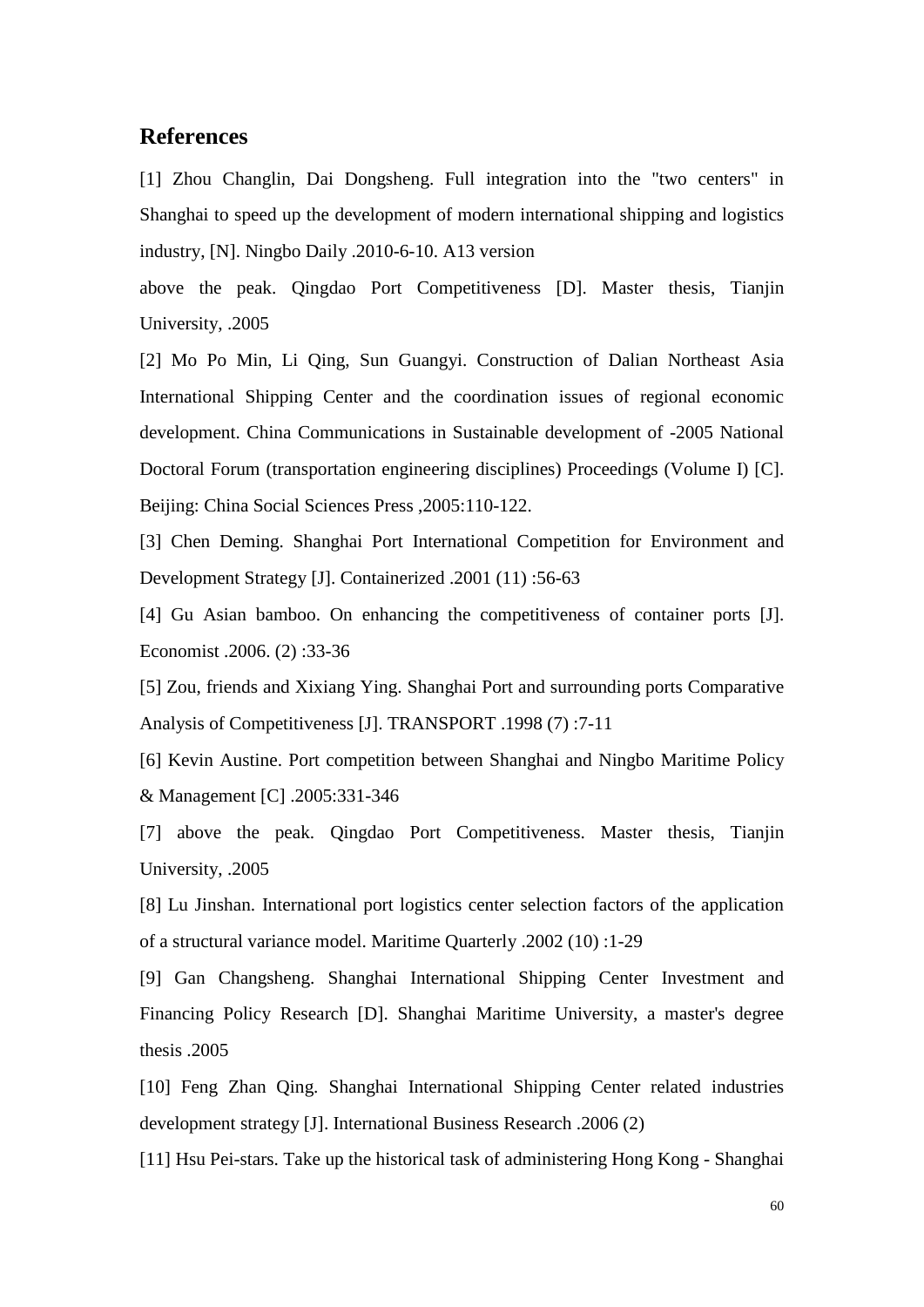## References

[1] Zhou Changlin, Dai Dongsheng. Full integration into the "two centers" in Shanghai to speed up the development of modern international shipping and logistics industry, [N]. Ningbo Daily .2010-6-10. A13 version

above the peak. Qingdao Port Competitiveness [D]. Master thesis, Tianjin University, .2005

[2] Mo Po Min, Li Qing, Sun Guangyi. Construction of Dalian Northeast Asia International Shipping Center and the coordination issues of regional economic development. China Communications in Sustainable development of -2005 National Doctoral Forum (transportation engineering disciplines) Proceedings (Volume I) [C]. Beijing: China Social Sciences Press ,2005:110-122.

[3] Chen Deming. Shanghai Port International Competition for Environment and Development Strategy [J]. Containerized .2001 (11) :56-63

[4] Gu Asian bamboo. On enhancing the competitiveness of container ports [J]. Economist .2006. (2) :33-36

[5] Zou, friends and Xixiang Ying. Shanghai Port and surrounding ports Comparative Analysis of Competitiveness [J]. TRANSPORT .1998 (7) :7-11

[6] Kevin Austine. Port competition between Shanghai and Ningbo Maritime Policy & Management [C] .2005:331-346

[7] above the peak. Qingdao Port Competitiveness. Master thesis, Tianjin University, .2005

[8] Lu Jinshan. International port logistics center selection factors of the application of a structural variance model. Maritime Quarterly .2002 (10) :1-29

[9] Gan Changsheng. Shanghai International Shipping Center Investment and Financing Policy Research [D]. Shanghai Maritime University, a master's degree thesis .2005

[10] Feng Zhan Qing. Shanghai International Shipping Center related industries development strategy [J]. International Business Research .2006 (2)

[11] Hsu Pei-stars. Take up the historical task of administering Hong Kong - Shanghai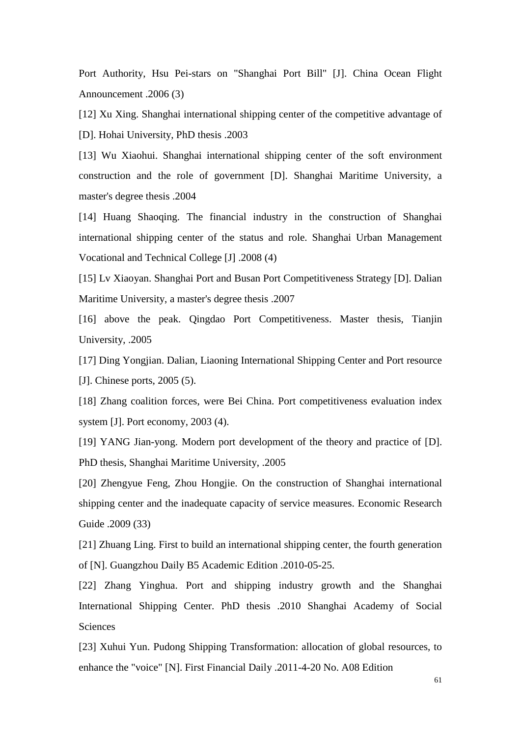Port Authority, Hsu Pei-stars on "Shanghai Port Bill" [J]. China Ocean Flight Announcement .2006 (3)

[12] Xu Xing. Shanghai international shipping center of the competitive advantage of [D]. Hohai University, PhD thesis .2003

[13] Wu Xiaohui. Shanghai international shipping center of the soft environment construction and the role of government [D]. Shanghai Maritime University, a master's degree thesis .2004

[14] Huang Shaoqing. The financial industry in the construction of Shanghai international shipping center of the status and role. Shanghai Urban Management Vocational and Technical College [J] .2008 (4)

[15] Lv Xiaoyan. Shanghai Port and Busan Port Competitiveness Strategy [D]. Dalian Maritime University, a master's degree thesis .2007

[16] above the peak. Qingdao Port Competitiveness. Master thesis, Tianjin University, .2005

[17] Ding Yongjian. Dalian, Liaoning International Shipping Center and Port resource [J]. Chinese ports, 2005 (5).

[18] Zhang coalition forces, were Bei China. Port competitiveness evaluation index system [J]. Port economy, 2003 (4).

[19] YANG Jian-yong. Modern port development of the theory and practice of [D]. PhD thesis, Shanghai Maritime University, .2005

[20] Zhengyue Feng, Zhou Hongjie. On the construction of Shanghai international shipping center and the inadequate capacity of service measures. Economic Research Guide .2009 (33)

[21] Zhuang Ling. First to build an international shipping center, the fourth generation of [N]. Guangzhou Daily B5 Academic Edition .2010-05-25.

[22] Zhang Yinghua. Port and shipping industry growth and the Shanghai International Shipping Center. PhD thesis .2010 Shanghai Academy of Social Sciences

[23] Xuhui Yun. Pudong Shipping Transformation: allocation of global resources, to enhance the "voice" [N]. First Financial Daily .2011-4-20 No. A08 Edition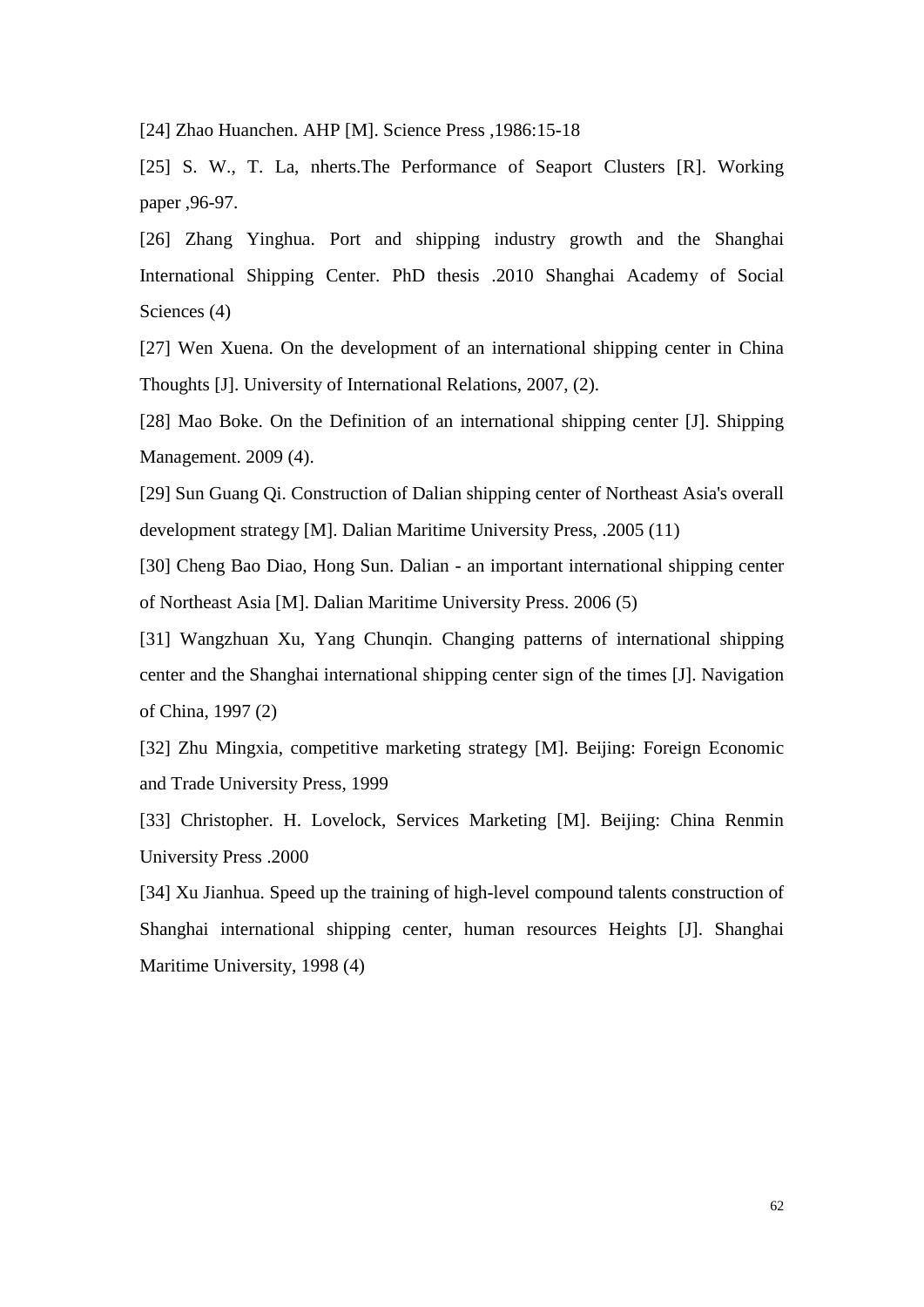[24] Zhao Huanchen. AHP [M]. Science Press ,1986:15-18

[25] S. W., T. La, nherts.The Performance of Seaport Clusters [R]. Working paper ,96-97.

[26] Zhang Yinghua. Port and shipping industry growth and the Shanghai International Shipping Center. PhD thesis .2010 Shanghai Academy of Social Sciences (4)

[27] Wen Xuena. On the development of an international shipping center in China Thoughts [J]. University of International Relations, 2007, (2).

[28] Mao Boke. On the Definition of an international shipping center [J]. Shipping Management. 2009 (4).

[29] Sun Guang Qi. Construction of Dalian shipping center of Northeast Asia's overall development strategy [M]. Dalian Maritime University Press, .2005 (11)

[30] Cheng Bao Diao, Hong Sun. Dalian - an important international shipping center of Northeast Asia [M]. Dalian Maritime University Press. 2006 (5)

[31] Wangzhuan Xu, Yang Chunqin. Changing patterns of international shipping center and the Shanghai international shipping center sign of the times [J]. Navigation of China, 1997 (2)

[32] Zhu Mingxia, competitive marketing strategy [M]. Beijing: Foreign Economic and Trade University Press, 1999

[33] Christopher. H. Lovelock, Services Marketing [M]. Beijing: China Renmin University Press .2000

[34] Xu Jianhua. Speed up the training of high-level compound talents construction of Shanghai international shipping center, human resources Heights [J]. Shanghai Maritime University, 1998 (4)